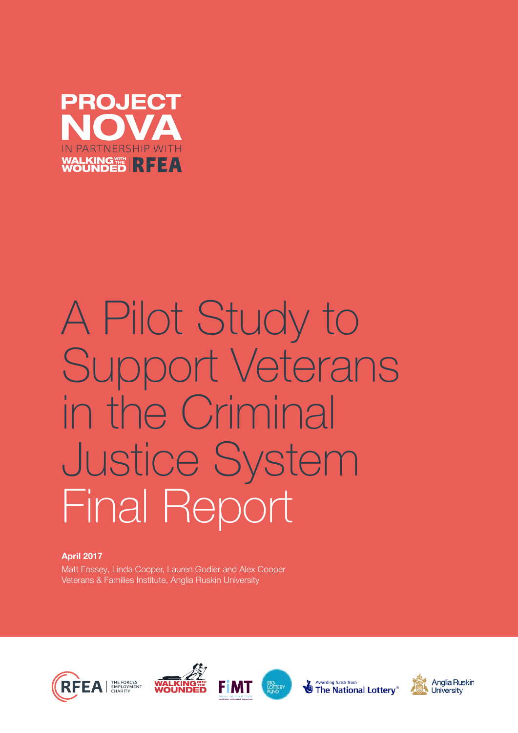**PROJECT NOVA**

IN PARTNERSHIP WITH

WALKING WITH THE WOUNDED | RFEA

# A Pilot Study to Support Veterans in the Criminal Justice System Final Report

**April 2017**

Matt Fossey, Linda Cooper, Lauren Godier and Alex Cooper

Veterans & Families Institute, Anglia Ruskin University

RFEA The Forces Employment Charity | Walking With The Wounded | FiMT | Big Lottery Fund | Awarding funds from The National Lottery® | Anglia Ruskin University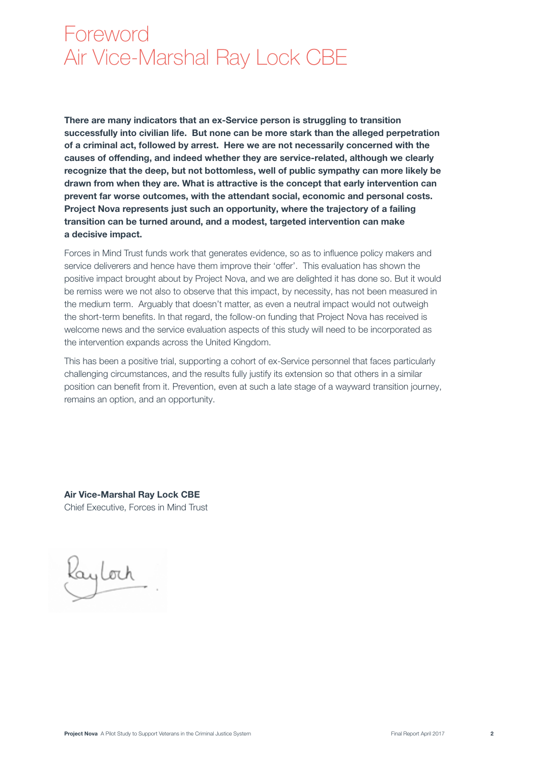# Foreword
# Air Vice-Marshal Ray Lock CBE

**There are many indicators that an ex-Service person is struggling to transition successfully into civilian life. But none can be more stark than the alleged perpetration of a criminal act, followed by arrest. Here we are not necessarily concerned with the causes of offending, and indeed whether they are service-related, although we clearly recognize that the deep, but not bottomless, well of public sympathy can more likely be drawn from when they are. What is attractive is the concept that early intervention can prevent far worse outcomes, with the attendant social, economic and personal costs. Project Nova represents just such an opportunity, where the trajectory of a failing transition can be turned around, and a modest, targeted intervention can make a decisive impact.**

Forces in Mind Trust funds work that generates evidence, so as to influence policy makers and service deliverers and hence have them improve their 'offer'. This evaluation has shown the positive impact brought about by Project Nova, and we are delighted it has done so. But it would be remiss were we not also to observe that this impact, by necessity, has not been measured in the medium term. Arguably that doesn't matter, as even a neutral impact would not outweigh the short-term benefits. In that regard, the follow-on funding that Project Nova has received is welcome news and the service evaluation aspects of this study will need to be incorporated as the intervention expands across the United Kingdom.

This has been a positive trial, supporting a cohort of ex-Service personnel that faces particularly challenging circumstances, and the results fully justify its extension so that others in a similar position can benefit from it. Prevention, even at such a late stage of a wayward transition journey, remains an option, and an opportunity.

**Air Vice-Marshal Ray Lock CBE**
Chief Executive, Forces in Mind Trust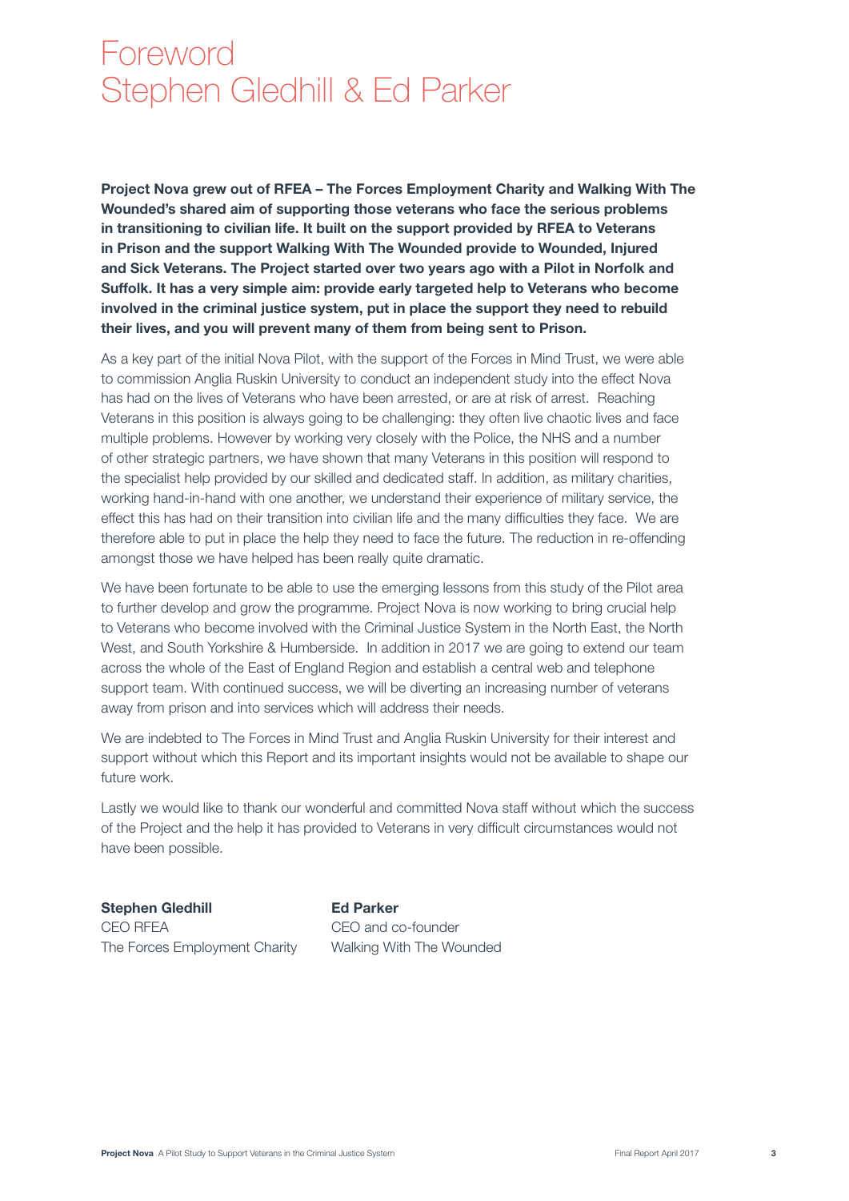# Foreword
# Stephen Gledhill & Ed Parker

**Project Nova grew out of RFEA – The Forces Employment Charity and Walking With The Wounded's shared aim of supporting those veterans who face the serious problems in transitioning to civilian life. It built on the support provided by RFEA to Veterans in Prison and the support Walking With The Wounded provide to Wounded, Injured and Sick Veterans. The Project started over two years ago with a Pilot in Norfolk and Suffolk. It has a very simple aim: provide early targeted help to Veterans who become involved in the criminal justice system, put in place the support they need to rebuild their lives, and you will prevent many of them from being sent to Prison.**

As a key part of the initial Nova Pilot, with the support of the Forces in Mind Trust, we were able to commission Anglia Ruskin University to conduct an independent study into the effect Nova has had on the lives of Veterans who have been arrested, or are at risk of arrest. Reaching Veterans in this position is always going to be challenging: they often live chaotic lives and face multiple problems. However by working very closely with the Police, the NHS and a number of other strategic partners, we have shown that many Veterans in this position will respond to the specialist help provided by our skilled and dedicated staff. In addition, as military charities, working hand-in-hand with one another, we understand their experience of military service, the effect this has had on their transition into civilian life and the many difficulties they face. We are therefore able to put in place the help they need to face the future. The reduction in re-offending amongst those we have helped has been really quite dramatic.

We have been fortunate to be able to use the emerging lessons from this study of the Pilot area to further develop and grow the programme. Project Nova is now working to bring crucial help to Veterans who become involved with the Criminal Justice System in the North East, the North West, and South Yorkshire & Humberside. In addition in 2017 we are going to extend our team across the whole of the East of England Region and establish a central web and telephone support team. With continued success, we will be diverting an increasing number of veterans away from prison and into services which will address their needs.

We are indebted to The Forces in Mind Trust and Anglia Ruskin University for their interest and support without which this Report and its important insights would not be available to shape our future work.

Lastly we would like to thank our wonderful and committed Nova staff without which the success of the Project and the help it has provided to Veterans in very difficult circumstances would not have been possible.

**Stephen Gledhill**
CEO RFEA
The Forces Employment Charity

**Ed Parker**
CEO and co-founder
Walking With The Wounded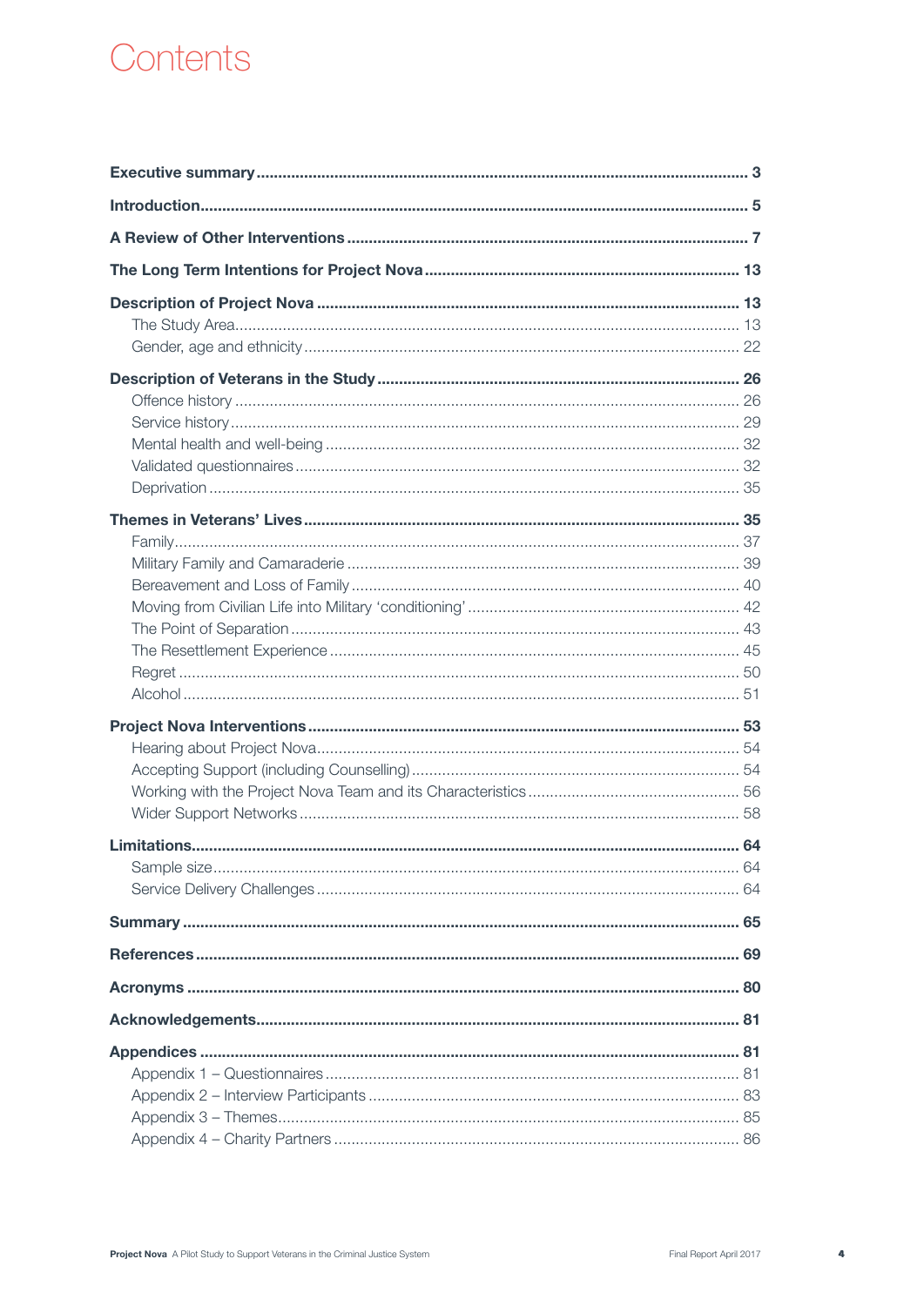# Contents

**Executive summary** ........ 3

**Introduction** ........ 5

**A Review of Other Interventions** ........ 7

**The Long Term Intentions for Project Nova** ........ 13

**Description of Project Nova** ........ 13
- The Study Area ........ 13
- Gender, age and ethnicity ........ 22

**Description of Veterans in the Study** ........ 26
- Offence history ........ 26
- Service history ........ 29
- Mental health and well-being ........ 32
- Validated questionnaires ........ 32
- Deprivation ........ 35

**Themes in Veterans' Lives** ........ 35
- Family ........ 37
- Military Family and Camaraderie ........ 39
- Bereavement and Loss of Family ........ 40
- Moving from Civilian Life into Military 'conditioning' ........ 42
- The Point of Separation ........ 43
- The Resettlement Experience ........ 45
- Regret ........ 50
- Alcohol ........ 51

**Project Nova Interventions** ........ 53
- Hearing about Project Nova ........ 54
- Accepting Support (including Counselling) ........ 54
- Working with the Project Nova Team and its Characteristics ........ 56
- Wider Support Networks ........ 58

**Limitations** ........ 64
- Sample size ........ 64
- Service Delivery Challenges ........ 64

**Summary** ........ 65

**References** ........ 69

**Acronyms** ........ 80

**Acknowledgements** ........ 81

**Appendices** ........ 81
- Appendix 1 – Questionnaires ........ 81
- Appendix 2 – Interview Participants ........ 83
- Appendix 3 – Themes ........ 85
- Appendix 4 – Charity Partners ........ 86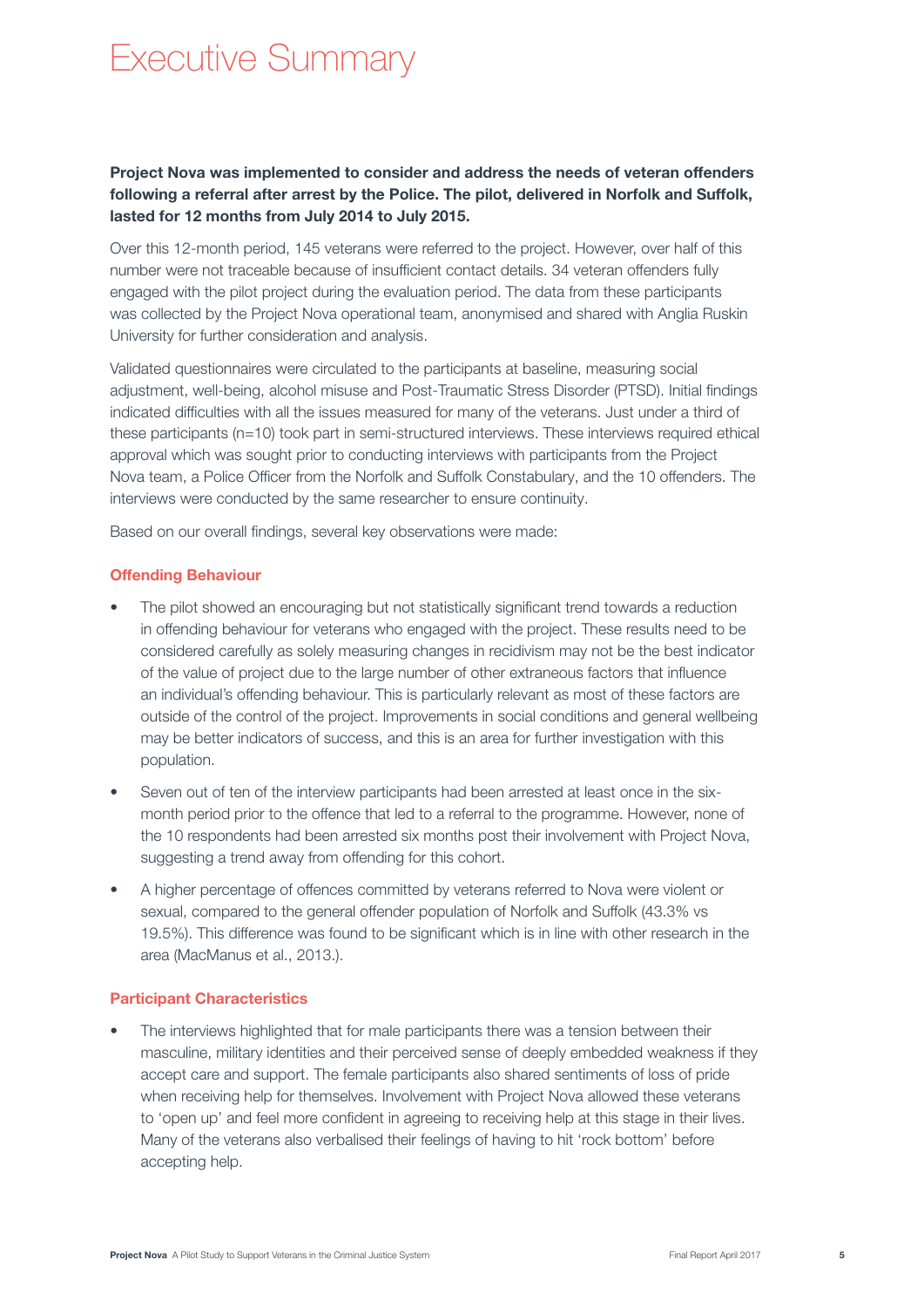# Executive Summary

**Project Nova was implemented to consider and address the needs of veteran offenders following a referral after arrest by the Police. The pilot, delivered in Norfolk and Suffolk, lasted for 12 months from July 2014 to July 2015.**

Over this 12-month period, 145 veterans were referred to the project. However, over half of this number were not traceable because of insufficient contact details. 34 veteran offenders fully engaged with the pilot project during the evaluation period. The data from these participants was collected by the Project Nova operational team, anonymised and shared with Anglia Ruskin University for further consideration and analysis.

Validated questionnaires were circulated to the participants at baseline, measuring social adjustment, well-being, alcohol misuse and Post-Traumatic Stress Disorder (PTSD). Initial findings indicated difficulties with all the issues measured for many of the veterans. Just under a third of these participants (n=10) took part in semi-structured interviews. These interviews required ethical approval which was sought prior to conducting interviews with participants from the Project Nova team, a Police Officer from the Norfolk and Suffolk Constabulary, and the 10 offenders. The interviews were conducted by the same researcher to ensure continuity.

Based on our overall findings, several key observations were made:

### Offending Behaviour

- The pilot showed an encouraging but not statistically significant trend towards a reduction in offending behaviour for veterans who engaged with the project. These results need to be considered carefully as solely measuring changes in recidivism may not be the best indicator of the value of project due to the large number of other extraneous factors that influence an individual's offending behaviour. This is particularly relevant as most of these factors are outside of the control of the project. Improvements in social conditions and general wellbeing may be better indicators of success, and this is an area for further investigation with this population.
- Seven out of ten of the interview participants had been arrested at least once in the six-month period prior to the offence that led to a referral to the programme. However, none of the 10 respondents had been arrested six months post their involvement with Project Nova, suggesting a trend away from offending for this cohort.
- A higher percentage of offences committed by veterans referred to Nova were violent or sexual, compared to the general offender population of Norfolk and Suffolk (43.3% vs 19.5%). This difference was found to be significant which is in line with other research in the area (MacManus et al., 2013.).

### Participant Characteristics

- The interviews highlighted that for male participants there was a tension between their masculine, military identities and their perceived sense of deeply embedded weakness if they accept care and support. The female participants also shared sentiments of loss of pride when receiving help for themselves. Involvement with Project Nova allowed these veterans to 'open up' and feel more confident in agreeing to receiving help at this stage in their lives. Many of the veterans also verbalised their feelings of having to hit 'rock bottom' before accepting help.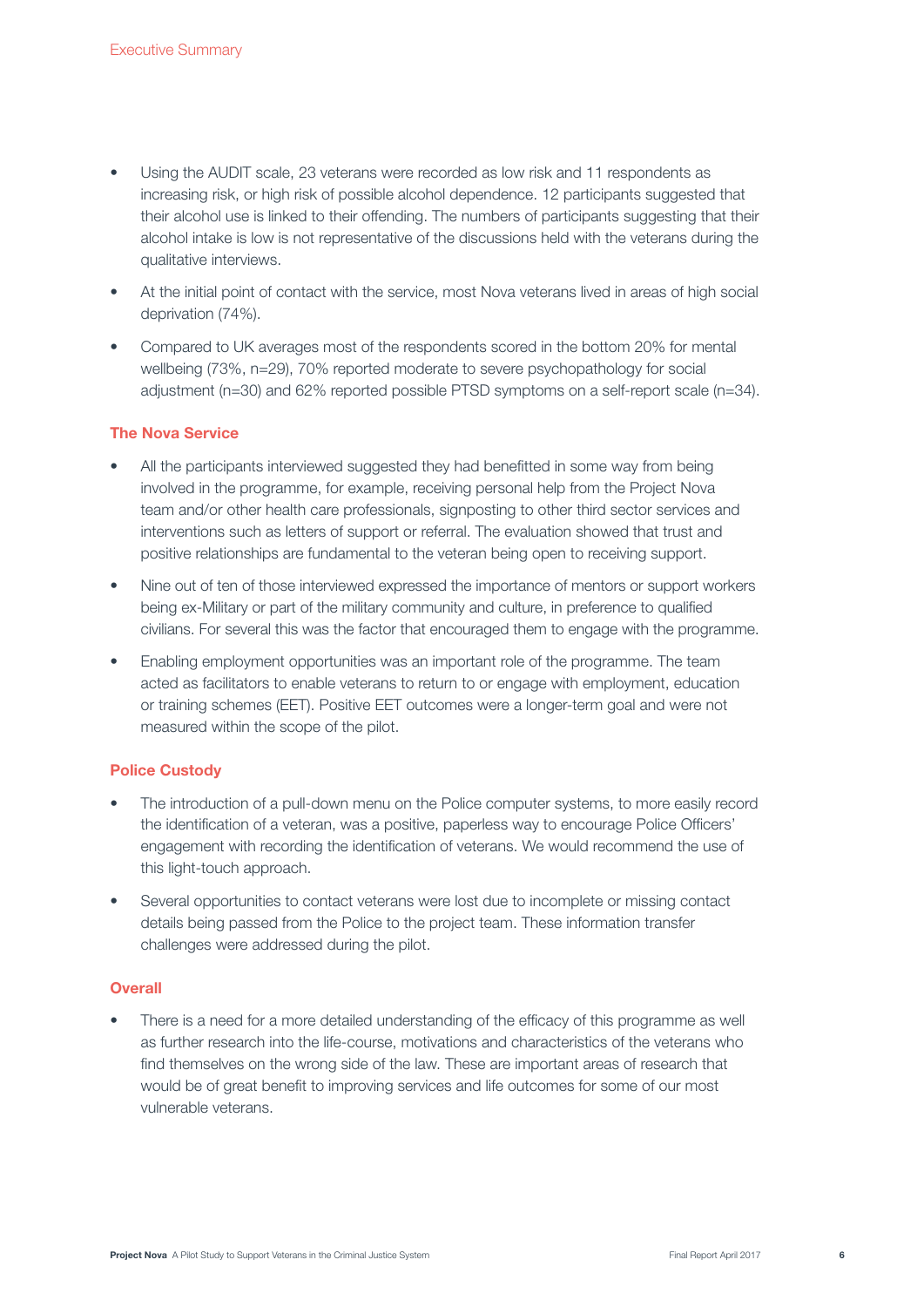- Using the AUDIT scale, 23 veterans were recorded as low risk and 11 respondents as increasing risk, or high risk of possible alcohol dependence. 12 participants suggested that their alcohol use is linked to their offending. The numbers of participants suggesting that their alcohol intake is low is not representative of the discussions held with the veterans during the qualitative interviews.
- At the initial point of contact with the service, most Nova veterans lived in areas of high social deprivation (74%).
- Compared to UK averages most of the respondents scored in the bottom 20% for mental wellbeing (73%, n=29), 70% reported moderate to severe psychopathology for social adjustment (n=30) and 62% reported possible PTSD symptoms on a self-report scale (n=34).

### The Nova Service

- All the participants interviewed suggested they had benefitted in some way from being involved in the programme, for example, receiving personal help from the Project Nova team and/or other health care professionals, signposting to other third sector services and interventions such as letters of support or referral. The evaluation showed that trust and positive relationships are fundamental to the veteran being open to receiving support.
- Nine out of ten of those interviewed expressed the importance of mentors or support workers being ex-Military or part of the military community and culture, in preference to qualified civilians. For several this was the factor that encouraged them to engage with the programme.
- Enabling employment opportunities was an important role of the programme. The team acted as facilitators to enable veterans to return to or engage with employment, education or training schemes (EET). Positive EET outcomes were a longer-term goal and were not measured within the scope of the pilot.

### Police Custody

- The introduction of a pull-down menu on the Police computer systems, to more easily record the identification of a veteran, was a positive, paperless way to encourage Police Officers' engagement with recording the identification of veterans. We would recommend the use of this light-touch approach.
- Several opportunities to contact veterans were lost due to incomplete or missing contact details being passed from the Police to the project team. These information transfer challenges were addressed during the pilot.

### Overall

- There is a need for a more detailed understanding of the efficacy of this programme as well as further research into the life-course, motivations and characteristics of the veterans who find themselves on the wrong side of the law. These are important areas of research that would be of great benefit to improving services and life outcomes for some of our most vulnerable veterans.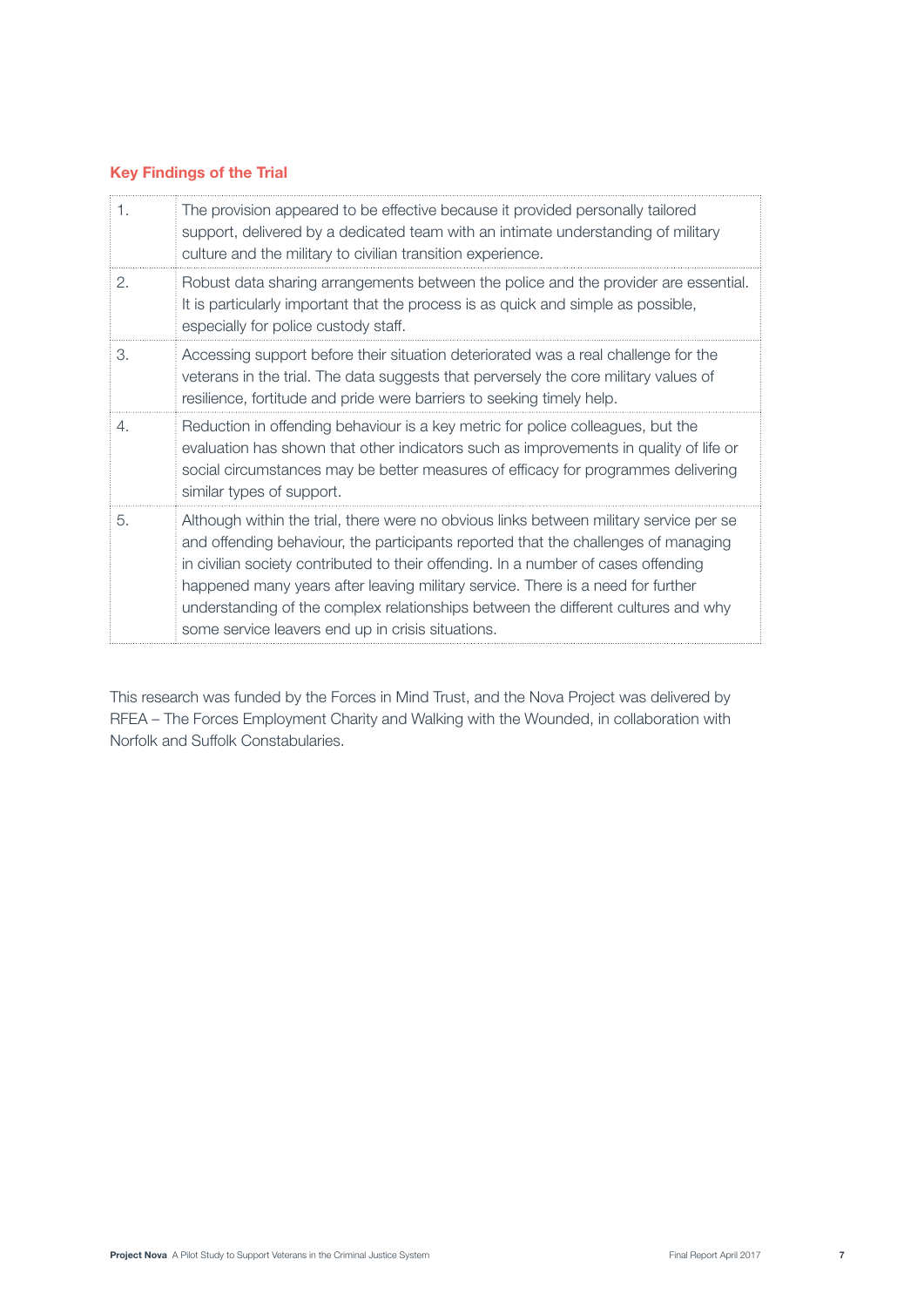### Key Findings of the Trial

| | |
|---|---|
| 1. | The provision appeared to be effective because it provided personally tailored support, delivered by a dedicated team with an intimate understanding of military culture and the military to civilian transition experience. |
| 2. | Robust data sharing arrangements between the police and the provider are essential. It is particularly important that the process is as quick and simple as possible, especially for police custody staff. |
| 3. | Accessing support before their situation deteriorated was a real challenge for the veterans in the trial. The data suggests that perversely the core military values of resilience, fortitude and pride were barriers to seeking timely help. |
| 4. | Reduction in offending behaviour is a key metric for police colleagues, but the evaluation has shown that other indicators such as improvements in quality of life or social circumstances may be better measures of efficacy for programmes delivering similar types of support. |
| 5. | Although within the trial, there were no obvious links between military service per se and offending behaviour, the participants reported that the challenges of managing in civilian society contributed to their offending. In a number of cases offending happened many years after leaving military service. There is a need for further understanding of the complex relationships between the different cultures and why some service leavers end up in crisis situations. |

This research was funded by the Forces in Mind Trust, and the Nova Project was delivered by RFEA – The Forces Employment Charity and Walking with the Wounded, in collaboration with Norfolk and Suffolk Constabularies.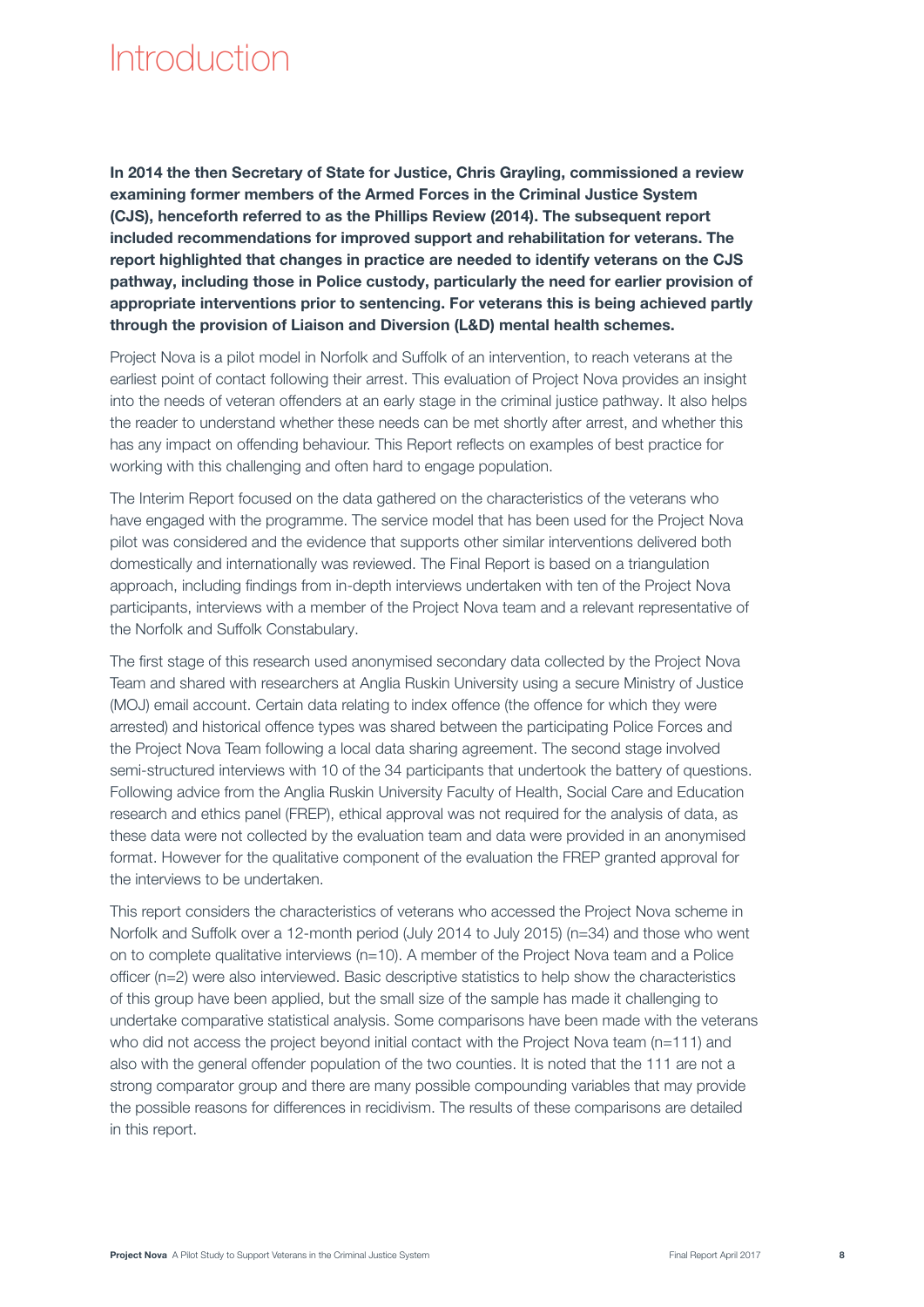# Introduction

**In 2014 the then Secretary of State for Justice, Chris Grayling, commissioned a review examining former members of the Armed Forces in the Criminal Justice System (CJS), henceforth referred to as the Phillips Review (2014). The subsequent report included recommendations for improved support and rehabilitation for veterans. The report highlighted that changes in practice are needed to identify veterans on the CJS pathway, including those in Police custody, particularly the need for earlier provision of appropriate interventions prior to sentencing. For veterans this is being achieved partly through the provision of Liaison and Diversion (L&D) mental health schemes.**

Project Nova is a pilot model in Norfolk and Suffolk of an intervention, to reach veterans at the earliest point of contact following their arrest. This evaluation of Project Nova provides an insight into the needs of veteran offenders at an early stage in the criminal justice pathway. It also helps the reader to understand whether these needs can be met shortly after arrest, and whether this has any impact on offending behaviour. This Report reflects on examples of best practice for working with this challenging and often hard to engage population.

The Interim Report focused on the data gathered on the characteristics of the veterans who have engaged with the programme. The service model that has been used for the Project Nova pilot was considered and the evidence that supports other similar interventions delivered both domestically and internationally was reviewed. The Final Report is based on a triangulation approach, including findings from in-depth interviews undertaken with ten of the Project Nova participants, interviews with a member of the Project Nova team and a relevant representative of the Norfolk and Suffolk Constabulary.

The first stage of this research used anonymised secondary data collected by the Project Nova Team and shared with researchers at Anglia Ruskin University using a secure Ministry of Justice (MOJ) email account. Certain data relating to index offence (the offence for which they were arrested) and historical offence types was shared between the participating Police Forces and the Project Nova Team following a local data sharing agreement. The second stage involved semi-structured interviews with 10 of the 34 participants that undertook the battery of questions. Following advice from the Anglia Ruskin University Faculty of Health, Social Care and Education research and ethics panel (FREP), ethical approval was not required for the analysis of data, as these data were not collected by the evaluation team and data were provided in an anonymised format. However for the qualitative component of the evaluation the FREP granted approval for the interviews to be undertaken.

This report considers the characteristics of veterans who accessed the Project Nova scheme in Norfolk and Suffolk over a 12-month period (July 2014 to July 2015) (n=34) and those who went on to complete qualitative interviews (n=10). A member of the Project Nova team and a Police officer (n=2) were also interviewed. Basic descriptive statistics to help show the characteristics of this group have been applied, but the small size of the sample has made it challenging to undertake comparative statistical analysis. Some comparisons have been made with the veterans who did not access the project beyond initial contact with the Project Nova team (n=111) and also with the general offender population of the two counties. It is noted that the 111 are not a strong comparator group and there are many possible compounding variables that may provide the possible reasons for differences in recidivism. The results of these comparisons are detailed in this report.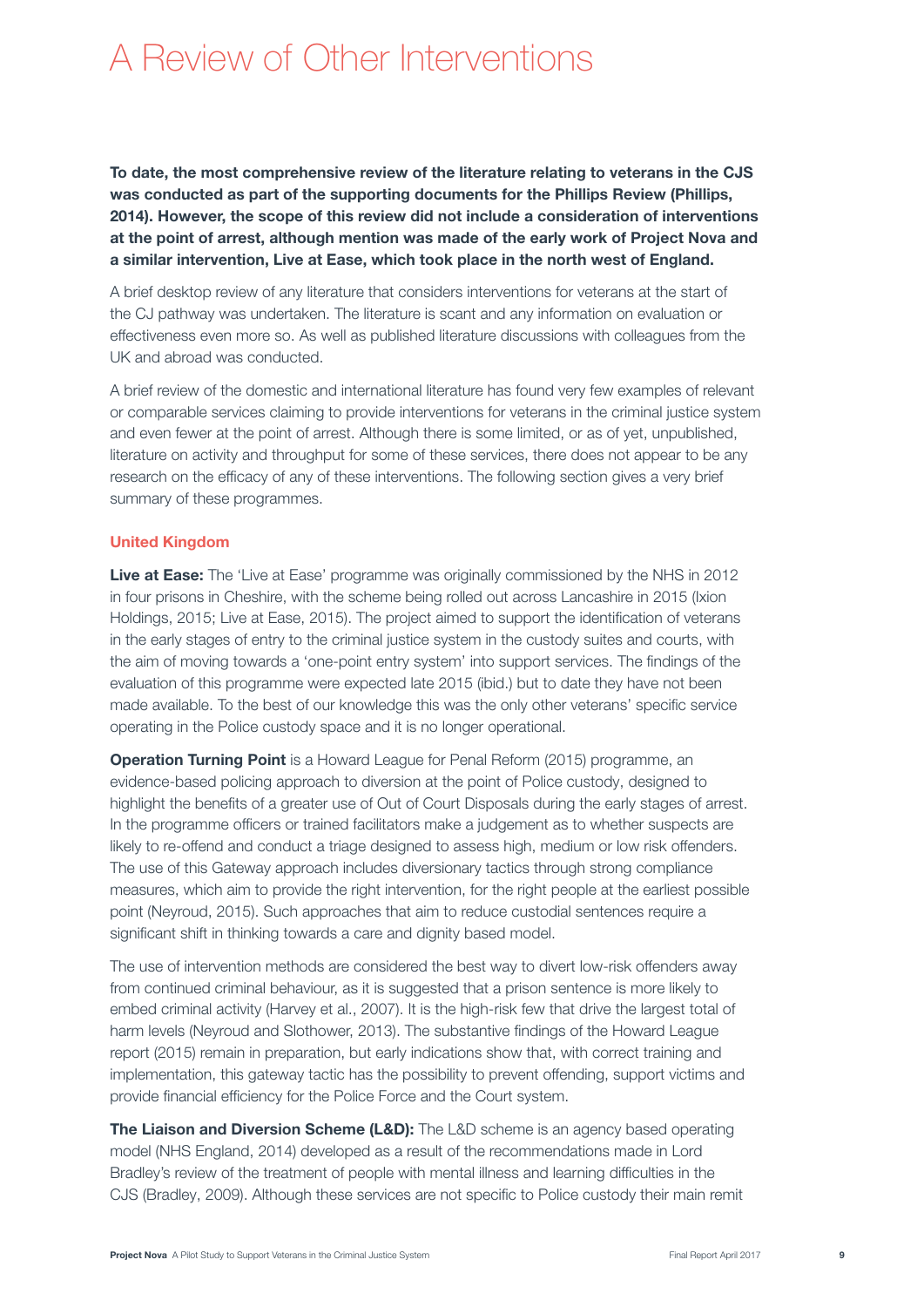# A Review of Other Interventions

**To date, the most comprehensive review of the literature relating to veterans in the CJS was conducted as part of the supporting documents for the Phillips Review (Phillips, 2014). However, the scope of this review did not include a consideration of interventions at the point of arrest, although mention was made of the early work of Project Nova and a similar intervention, Live at Ease, which took place in the north west of England.**

A brief desktop review of any literature that considers interventions for veterans at the start of the CJ pathway was undertaken. The literature is scant and any information on evaluation or effectiveness even more so. As well as published literature discussions with colleagues from the UK and abroad was conducted.

A brief review of the domestic and international literature has found very few examples of relevant or comparable services claiming to provide interventions for veterans in the criminal justice system and even fewer at the point of arrest. Although there is some limited, or as of yet, unpublished, literature on activity and throughput for some of these services, there does not appear to be any research on the efficacy of any of these interventions. The following section gives a very brief summary of these programmes.

## United Kingdom

**Live at Ease:** The 'Live at Ease' programme was originally commissioned by the NHS in 2012 in four prisons in Cheshire, with the scheme being rolled out across Lancashire in 2015 (Ixion Holdings, 2015; Live at Ease, 2015). The project aimed to support the identification of veterans in the early stages of entry to the criminal justice system in the custody suites and courts, with the aim of moving towards a 'one-point entry system' into support services. The findings of the evaluation of this programme were expected late 2015 (ibid.) but to date they have not been made available. To the best of our knowledge this was the only other veterans' specific service operating in the Police custody space and it is no longer operational.

**Operation Turning Point** is a Howard League for Penal Reform (2015) programme, an evidence-based policing approach to diversion at the point of Police custody, designed to highlight the benefits of a greater use of Out of Court Disposals during the early stages of arrest. In the programme officers or trained facilitators make a judgement as to whether suspects are likely to re-offend and conduct a triage designed to assess high, medium or low risk offenders. The use of this Gateway approach includes diversionary tactics through strong compliance measures, which aim to provide the right intervention, for the right people at the earliest possible point (Neyroud, 2015). Such approaches that aim to reduce custodial sentences require a significant shift in thinking towards a care and dignity based model.

The use of intervention methods are considered the best way to divert low-risk offenders away from continued criminal behaviour, as it is suggested that a prison sentence is more likely to embed criminal activity (Harvey et al., 2007). It is the high-risk few that drive the largest total of harm levels (Neyroud and Slothower, 2013). The substantive findings of the Howard League report (2015) remain in preparation, but early indications show that, with correct training and implementation, this gateway tactic has the possibility to prevent offending, support victims and provide financial efficiency for the Police Force and the Court system.

**The Liaison and Diversion Scheme (L&D):** The L&D scheme is an agency based operating model (NHS England, 2014) developed as a result of the recommendations made in Lord Bradley's review of the treatment of people with mental illness and learning difficulties in the CJS (Bradley, 2009). Although these services are not specific to Police custody their main remit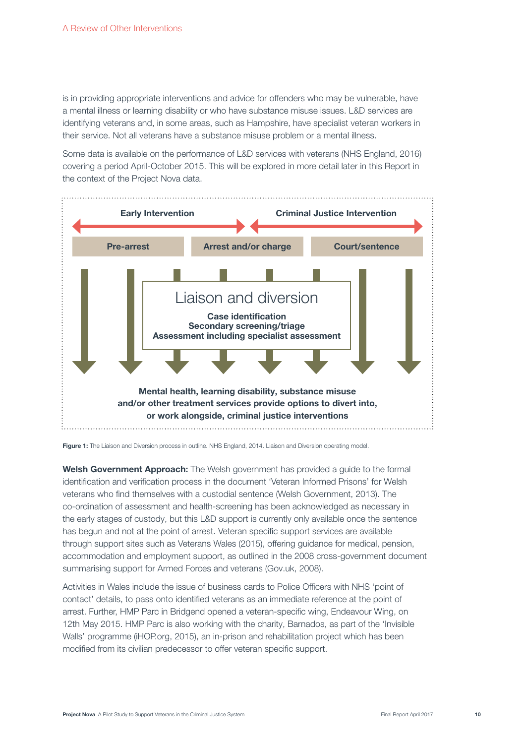is in providing appropriate interventions and advice for offenders who may be vulnerable, have a mental illness or learning disability or who have substance misuse issues. L&D services are identifying veterans and, in some areas, such as Hampshire, have specialist veteran workers in their service. Not all veterans have a substance misuse problem or a mental illness.

Some data is available on the performance of L&D services with veterans (NHS England, 2016) covering a period April-October 2015. This will be explored in more detail later in this Report in the context of the Project Nova data.

**Early Intervention** ← → **Criminal Justice Intervention**

**Pre-arrest** | **Arrest and/or charge** | **Court/sentence**

Liaison and diversion

**Case identification**
**Secondary screening/triage**
**Assessment including specialist assessment**

**Mental health, learning disability, substance misuse and/or other treatment services provide options to divert into, or work alongside, criminal justice interventions**

**Figure 1:** The Liaison and Diversion process in outline. NHS England, 2014. Liaison and Diversion operating model.

**Welsh Government Approach:** The Welsh government has provided a guide to the formal identification and verification process in the document 'Veteran Informed Prisons' for Welsh veterans who find themselves with a custodial sentence (Welsh Government, 2013). The co-ordination of assessment and health-screening has been acknowledged as necessary in the early stages of custody, but this L&D support is currently only available once the sentence has begun and not at the point of arrest. Veteran specific support services are available through support sites such as Veterans Wales (2015), offering guidance for medical, pension, accommodation and employment support, as outlined in the 2008 cross-government document summarising support for Armed Forces and veterans (Gov.uk, 2008).

Activities in Wales include the issue of business cards to Police Officers with NHS 'point of contact' details, to pass onto identified veterans as an immediate reference at the point of arrest. Further, HMP Parc in Bridgend opened a veteran-specific wing, Endeavour Wing, on 12th May 2015. HMP Parc is also working with the charity, Barnados, as part of the 'Invisible Walls' programme (iHOP.org, 2015), an in-prison and rehabilitation project which has been modified from its civilian predecessor to offer veteran specific support.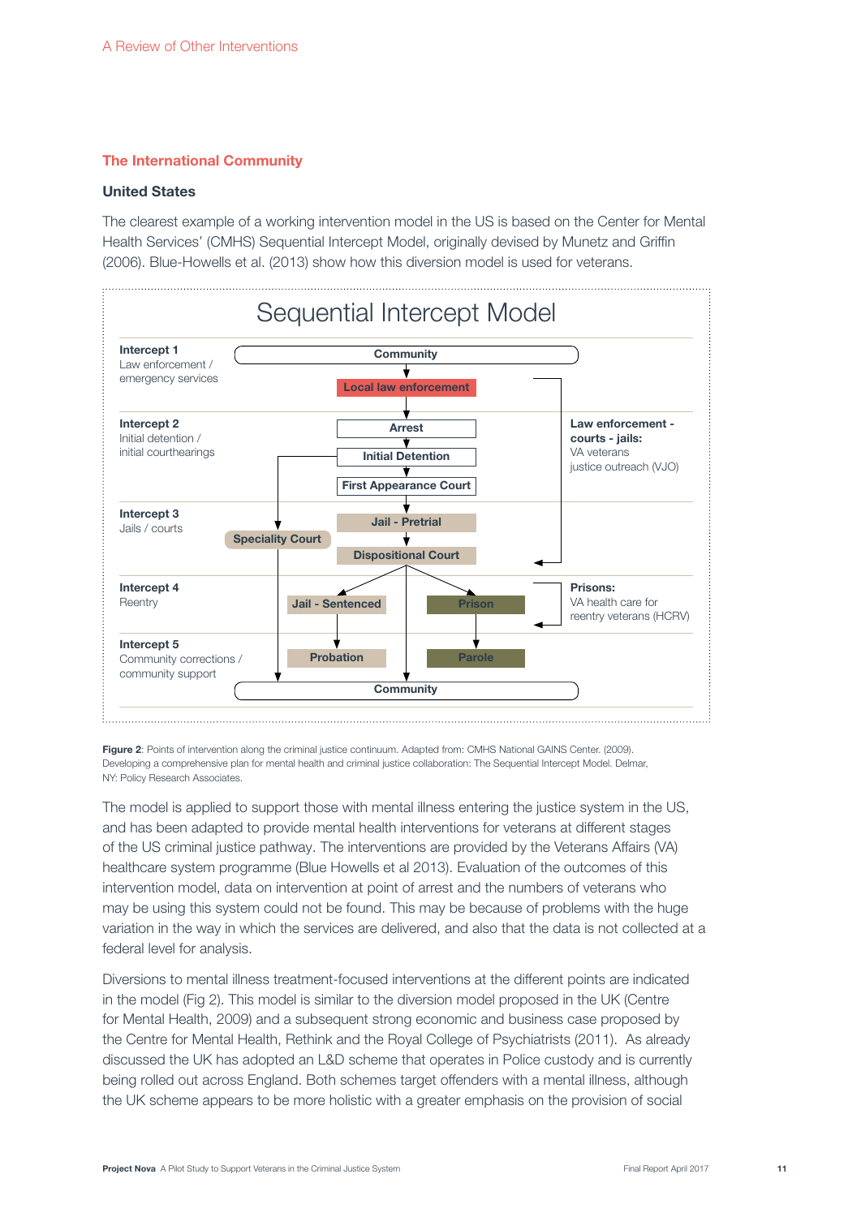## The International Community

### United States

The clearest example of a working intervention model in the US is based on the Center for Mental Health Services' (CMHS) Sequential Intercept Model, originally devised by Munetz and Griffin (2006). Blue-Howells et al. (2013) show how this diversion model is used for veterans.

**Sequential Intercept Model**

**Intercept 1**
Law enforcement / emergency services

- Community → Local law enforcement

**Intercept 2**
Initial detention / initial courthearings

- Arrest → Initial Detention → First Appearance Court

**Law enforcement - courts - jails:**
VA veterans justice outreach (VJO)

**Intercept 3**
Jails / courts

- Jail - Pretrial → Dispositional Court
- Speciality Court

**Intercept 4**
Reentry

- Jail - Sentenced
- Prison

**Prisons:**
VA health care for reentry veterans (HCRV)

**Intercept 5**
Community corrections / community support

- Probation
- Parole
- Community

**Figure 2**: Points of intervention along the criminal justice continuum. Adapted from: CMHS National GAINS Center. (2009). Developing a comprehensive plan for mental health and criminal justice collaboration: The Sequential Intercept Model. Delmar, NY: Policy Research Associates.

The model is applied to support those with mental illness entering the justice system in the US, and has been adapted to provide mental health interventions for veterans at different stages of the US criminal justice pathway. The interventions are provided by the Veterans Affairs (VA) healthcare system programme (Blue Howells et al 2013). Evaluation of the outcomes of this intervention model, data on intervention at point of arrest and the numbers of veterans who may be using this system could not be found. This may be because of problems with the huge variation in the way in which the services are delivered, and also that the data is not collected at a federal level for analysis.

Diversions to mental illness treatment-focused interventions at the different points are indicated in the model (Fig 2). This model is similar to the diversion model proposed in the UK (Centre for Mental Health, 2009) and a subsequent strong economic and business case proposed by the Centre for Mental Health, Rethink and the Royal College of Psychiatrists (2011). As already discussed the UK has adopted an L&D scheme that operates in Police custody and is currently being rolled out across England. Both schemes target offenders with a mental illness, although the UK scheme appears to be more holistic with a greater emphasis on the provision of social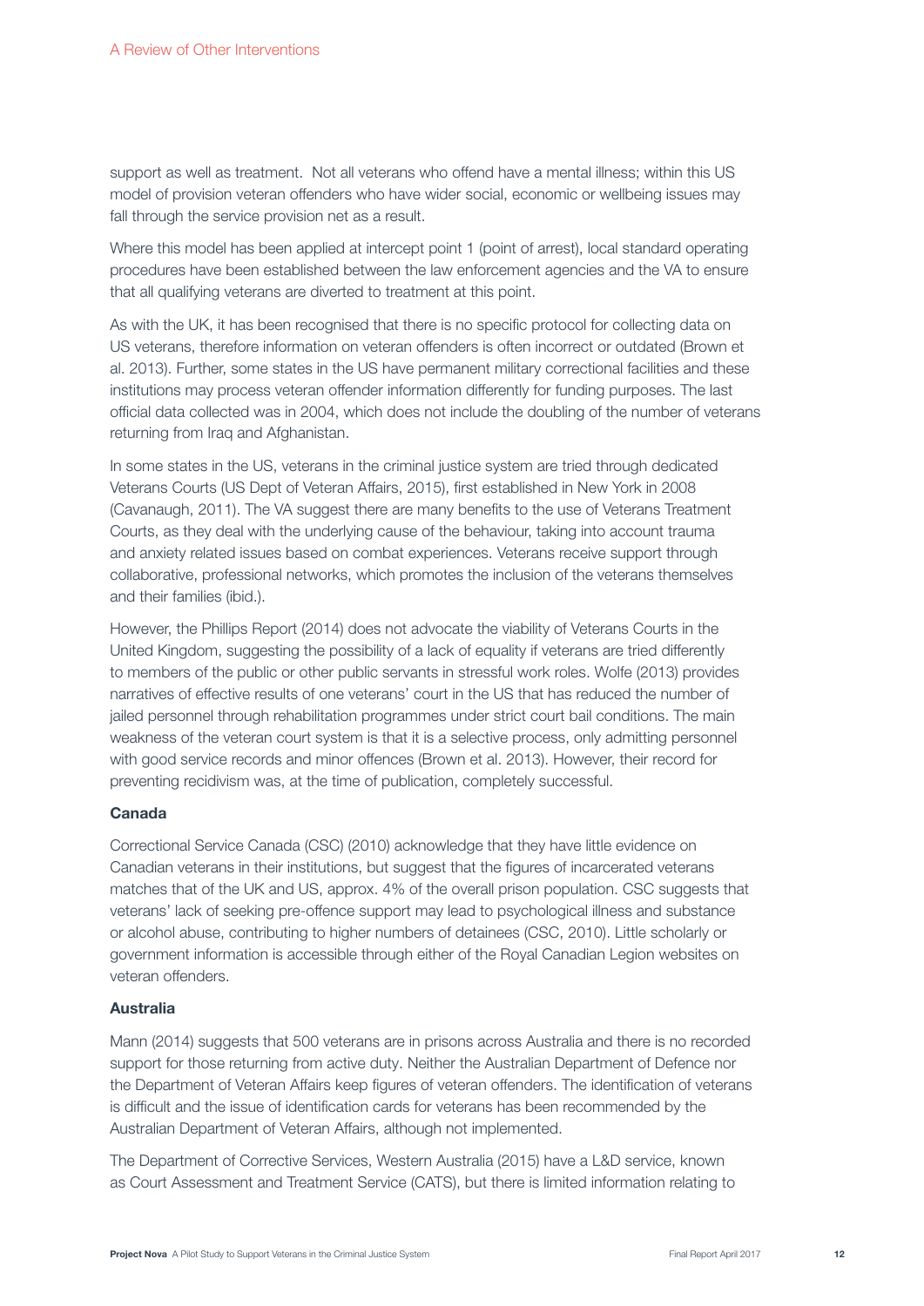support as well as treatment. Not all veterans who offend have a mental illness; within this US model of provision veteran offenders who have wider social, economic or wellbeing issues may fall through the service provision net as a result.

Where this model has been applied at intercept point 1 (point of arrest), local standard operating procedures have been established between the law enforcement agencies and the VA to ensure that all qualifying veterans are diverted to treatment at this point.

As with the UK, it has been recognised that there is no specific protocol for collecting data on US veterans, therefore information on veteran offenders is often incorrect or outdated (Brown et al. 2013). Further, some states in the US have permanent military correctional facilities and these institutions may process veteran offender information differently for funding purposes. The last official data collected was in 2004, which does not include the doubling of the number of veterans returning from Iraq and Afghanistan.

In some states in the US, veterans in the criminal justice system are tried through dedicated Veterans Courts (US Dept of Veteran Affairs, 2015), first established in New York in 2008 (Cavanaugh, 2011). The VA suggest there are many benefits to the use of Veterans Treatment Courts, as they deal with the underlying cause of the behaviour, taking into account trauma and anxiety related issues based on combat experiences. Veterans receive support through collaborative, professional networks, which promotes the inclusion of the veterans themselves and their families (ibid.).

However, the Phillips Report (2014) does not advocate the viability of Veterans Courts in the United Kingdom, suggesting the possibility of a lack of equality if veterans are tried differently to members of the public or other public servants in stressful work roles. Wolfe (2013) provides narratives of effective results of one veterans' court in the US that has reduced the number of jailed personnel through rehabilitation programmes under strict court bail conditions. The main weakness of the veteran court system is that it is a selective process, only admitting personnel with good service records and minor offences (Brown et al. 2013). However, their record for preventing recidivism was, at the time of publication, completely successful.

**Canada**

Correctional Service Canada (CSC) (2010) acknowledge that they have little evidence on Canadian veterans in their institutions, but suggest that the figures of incarcerated veterans matches that of the UK and US, approx. 4% of the overall prison population. CSC suggests that veterans' lack of seeking pre-offence support may lead to psychological illness and substance or alcohol abuse, contributing to higher numbers of detainees (CSC, 2010). Little scholarly or government information is accessible through either of the Royal Canadian Legion websites on veteran offenders.

**Australia**

Mann (2014) suggests that 500 veterans are in prisons across Australia and there is no recorded support for those returning from active duty. Neither the Australian Department of Defence nor the Department of Veteran Affairs keep figures of veteran offenders. The identification of veterans is difficult and the issue of identification cards for veterans has been recommended by the Australian Department of Veteran Affairs, although not implemented.

The Department of Corrective Services, Western Australia (2015) have a L&D service, known as Court Assessment and Treatment Service (CATS), but there is limited information relating to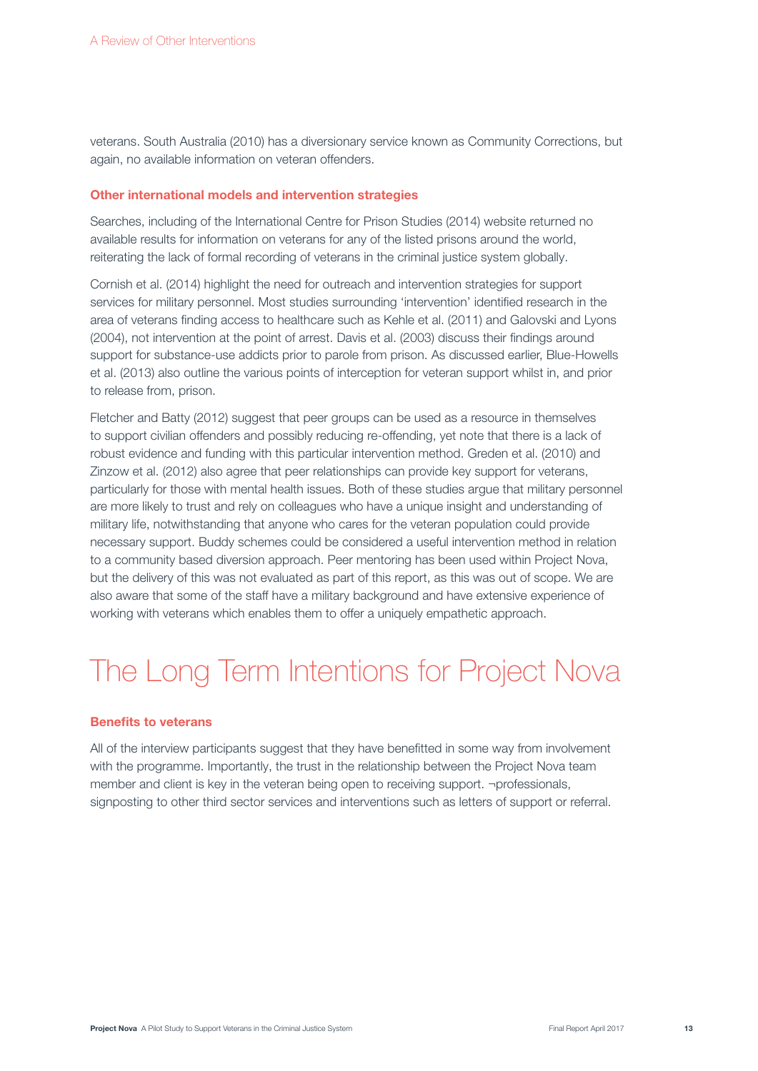veterans. South Australia (2010) has a diversionary service known as Community Corrections, but again, no available information on veteran offenders.

### Other international models and intervention strategies

Searches, including of the International Centre for Prison Studies (2014) website returned no available results for information on veterans for any of the listed prisons around the world, reiterating the lack of formal recording of veterans in the criminal justice system globally.

Cornish et al. (2014) highlight the need for outreach and intervention strategies for support services for military personnel. Most studies surrounding 'intervention' identified research in the area of veterans finding access to healthcare such as Kehle et al. (2011) and Galovski and Lyons (2004), not intervention at the point of arrest. Davis et al. (2003) discuss their findings around support for substance-use addicts prior to parole from prison. As discussed earlier, Blue-Howells et al. (2013) also outline the various points of interception for veteran support whilst in, and prior to release from, prison.

Fletcher and Batty (2012) suggest that peer groups can be used as a resource in themselves to support civilian offenders and possibly reducing re-offending, yet note that there is a lack of robust evidence and funding with this particular intervention method. Greden et al. (2010) and Zinzow et al. (2012) also agree that peer relationships can provide key support for veterans, particularly for those with mental health issues. Both of these studies argue that military personnel are more likely to trust and rely on colleagues who have a unique insight and understanding of military life, notwithstanding that anyone who cares for the veteran population could provide necessary support. Buddy schemes could be considered a useful intervention method in relation to a community based diversion approach. Peer mentoring has been used within Project Nova, but the delivery of this was not evaluated as part of this report, as this was out of scope. We are also aware that some of the staff have a military background and have extensive experience of working with veterans which enables them to offer a uniquely empathetic approach.

# The Long Term Intentions for Project Nova

### Benefits to veterans

All of the interview participants suggest that they have benefitted in some way from involvement with the programme. Importantly, the trust in the relationship between the Project Nova team member and client is key in the veteran being open to receiving support. ¬professionals, signposting to other third sector services and interventions such as letters of support or referral.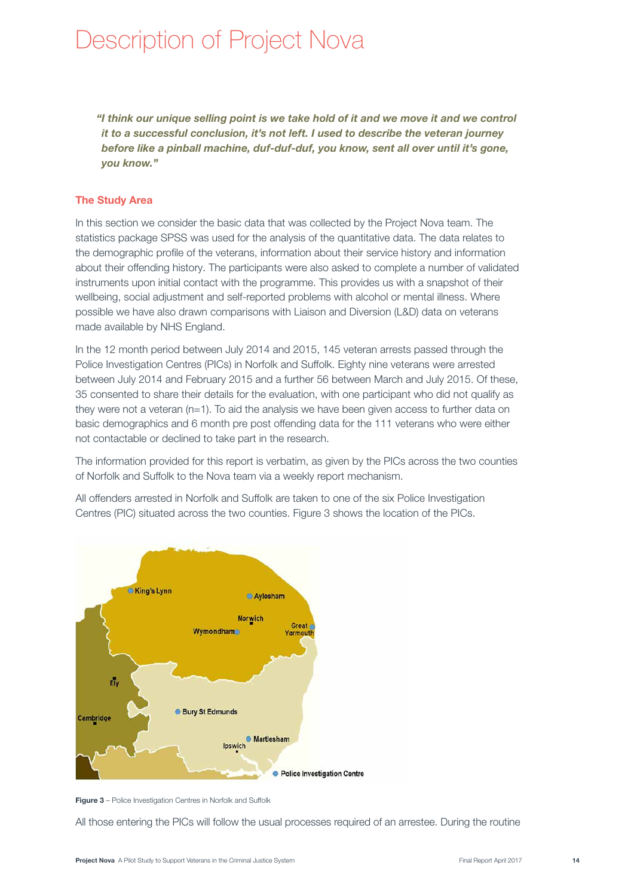# Description of Project Nova

> ***"I think our unique selling point is we take hold of it and we move it and we control it to a successful conclusion, it's not left. I used to describe the veteran journey before like a pinball machine, duf-duf-duf, you know, sent all over until it's gone, you know."***

## The Study Area

In this section we consider the basic data that was collected by the Project Nova team. The statistics package SPSS was used for the analysis of the quantitative data. The data relates to the demographic profile of the veterans, information about their service history and information about their offending history. The participants were also asked to complete a number of validated instruments upon initial contact with the programme. This provides us with a snapshot of their wellbeing, social adjustment and self-reported problems with alcohol or mental illness. Where possible we have also drawn comparisons with Liaison and Diversion (L&D) data on veterans made available by NHS England.

In the 12 month period between July 2014 and 2015, 145 veteran arrests passed through the Police Investigation Centres (PICs) in Norfolk and Suffolk. Eighty nine veterans were arrested between July 2014 and February 2015 and a further 56 between March and July 2015. Of these, 35 consented to share their details for the evaluation, with one participant who did not qualify as they were not a veteran (n=1). To aid the analysis we have been given access to further data on basic demographics and 6 month pre post offending data for the 111 veterans who were either not contactable or declined to take part in the research.

The information provided for this report is verbatim, as given by the PICs across the two counties of Norfolk and Suffolk to the Nova team via a weekly report mechanism.

All offenders arrested in Norfolk and Suffolk are taken to one of the six Police Investigation Centres (PIC) situated across the two counties. Figure 3 shows the location of the PICs.

**Figure 3** – Police Investigation Centres in Norfolk and Suffolk

All those entering the PICs will follow the usual processes required of an arrestee. During the routine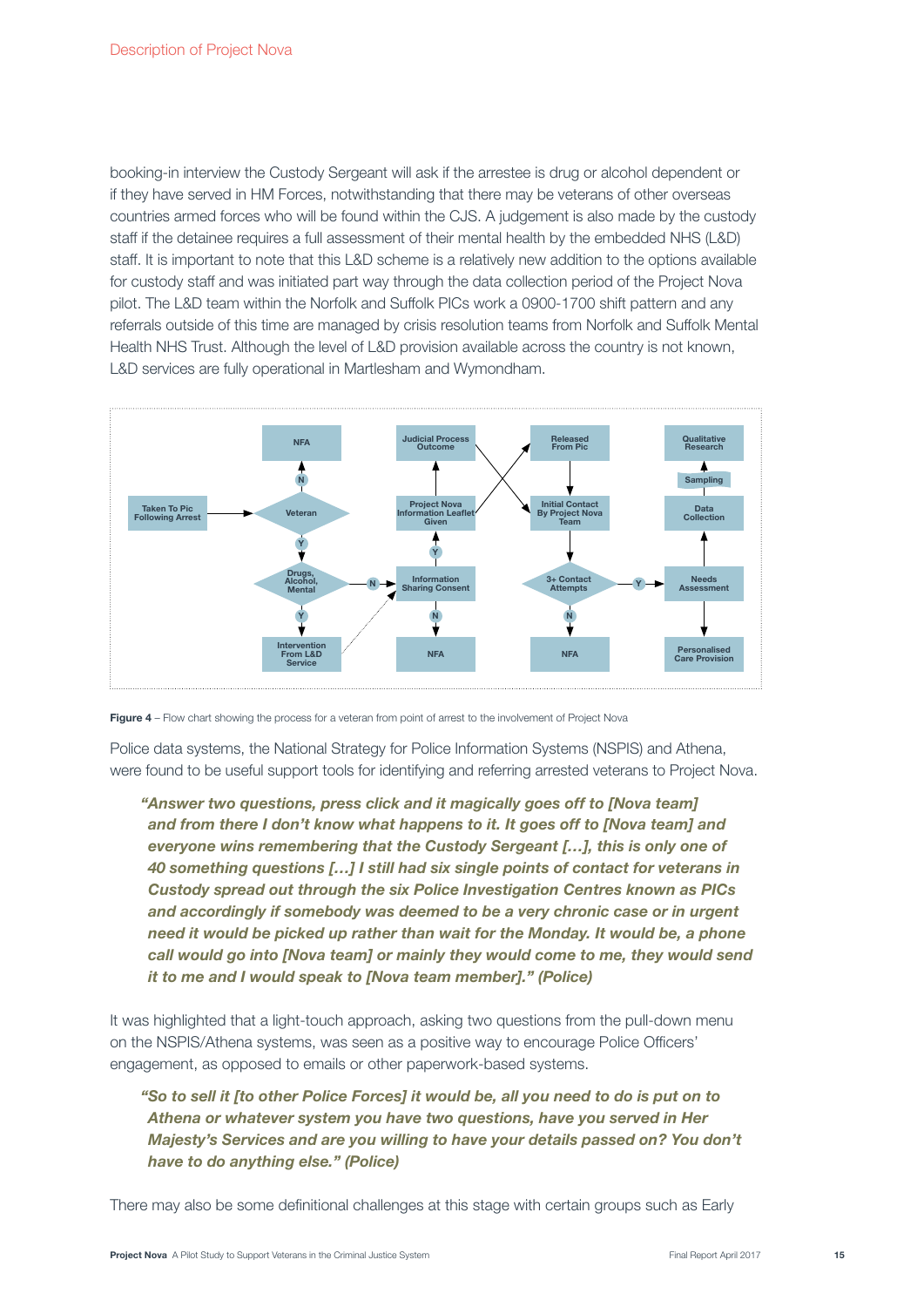booking-in interview the Custody Sergeant will ask if the arrestee is drug or alcohol dependent or if they have served in HM Forces, notwithstanding that there may be veterans of other overseas countries armed forces who will be found within the CJS. A judgement is also made by the custody staff if the detainee requires a full assessment of their mental health by the embedded NHS (L&D) staff. It is important to note that this L&D scheme is a relatively new addition to the options available for custody staff and was initiated part way through the data collection period of the Project Nova pilot. The L&D team within the Norfolk and Suffolk PICs work a 0900-1700 shift pattern and any referrals outside of this time are managed by crisis resolution teams from Norfolk and Suffolk Mental Health NHS Trust. Although the level of L&D provision available across the country is not known, L&D services are fully operational in Martlesham and Wymondham.

**Figure 4** – Flow chart showing the process for a veteran from point of arrest to the involvement of Project Nova

Police data systems, the National Strategy for Police Information Systems (NSPIS) and Athena, were found to be useful support tools for identifying and referring arrested veterans to Project Nova.

> ***"Answer two questions, press click and it magically goes off to [Nova team] and from there I don't know what happens to it. It goes off to [Nova team] and everyone wins remembering that the Custody Sergeant […], this is only one of 40 something questions […] I still had six single points of contact for veterans in Custody spread out through the six Police Investigation Centres known as PICs and accordingly if somebody was deemed to be a very chronic case or in urgent need it would be picked up rather than wait for the Monday. It would be, a phone call would go into [Nova team] or mainly they would come to me, they would send it to me and I would speak to [Nova team member]." (Police)***

It was highlighted that a light-touch approach, asking two questions from the pull-down menu on the NSPIS/Athena systems, was seen as a positive way to encourage Police Officers' engagement, as opposed to emails or other paperwork-based systems.

> ***"So to sell it [to other Police Forces] it would be, all you need to do is put on to Athena or whatever system you have two questions, have you served in Her Majesty's Services and are you willing to have your details passed on? You don't have to do anything else." (Police)***

There may also be some definitional challenges at this stage with certain groups such as Early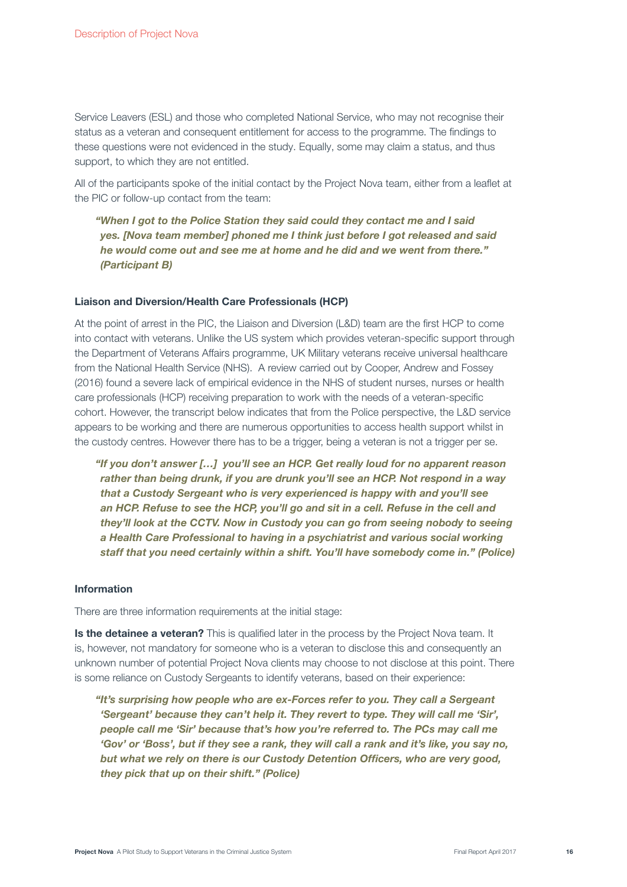Service Leavers (ESL) and those who completed National Service, who may not recognise their status as a veteran and consequent entitlement for access to the programme. The findings to these questions were not evidenced in the study. Equally, some may claim a status, and thus support, to which they are not entitled.

All of the participants spoke of the initial contact by the Project Nova team, either from a leaflet at the PIC or follow-up contact from the team:

> ***"When I got to the Police Station they said could they contact me and I said yes. [Nova team member] phoned me I think just before I got released and said he would come out and see me at home and he did and we went from there." (Participant B)***

**Liaison and Diversion/Health Care Professionals (HCP)**

At the point of arrest in the PIC, the Liaison and Diversion (L&D) team are the first HCP to come into contact with veterans. Unlike the US system which provides veteran-specific support through the Department of Veterans Affairs programme, UK Military veterans receive universal healthcare from the National Health Service (NHS). A review carried out by Cooper, Andrew and Fossey (2016) found a severe lack of empirical evidence in the NHS of student nurses, nurses or health care professionals (HCP) receiving preparation to work with the needs of a veteran-specific cohort. However, the transcript below indicates that from the Police perspective, the L&D service appears to be working and there are numerous opportunities to access health support whilst in the custody centres. However there has to be a trigger, being a veteran is not a trigger per se.

> ***"If you don't answer […] you'll see an HCP. Get really loud for no apparent reason rather than being drunk, if you are drunk you'll see an HCP. Not respond in a way that a Custody Sergeant who is very experienced is happy with and you'll see an HCP. Refuse to see the HCP, you'll go and sit in a cell. Refuse in the cell and they'll look at the CCTV. Now in Custody you can go from seeing nobody to seeing a Health Care Professional to having in a psychiatrist and various social working staff that you need certainly within a shift. You'll have somebody come in." (Police)***

**Information**

There are three information requirements at the initial stage:

**Is the detainee a veteran?** This is qualified later in the process by the Project Nova team. It is, however, not mandatory for someone who is a veteran to disclose this and consequently an unknown number of potential Project Nova clients may choose to not disclose at this point. There is some reliance on Custody Sergeants to identify veterans, based on their experience:

> ***"It's surprising how people who are ex-Forces refer to you. They call a Sergeant 'Sergeant' because they can't help it. They revert to type. They will call me 'Sir', people call me 'Sir' because that's how you're referred to. The PCs may call me 'Gov' or 'Boss', but if they see a rank, they will call a rank and it's like, you say no, but what we rely on there is our Custody Detention Officers, who are very good, they pick that up on their shift." (Police)***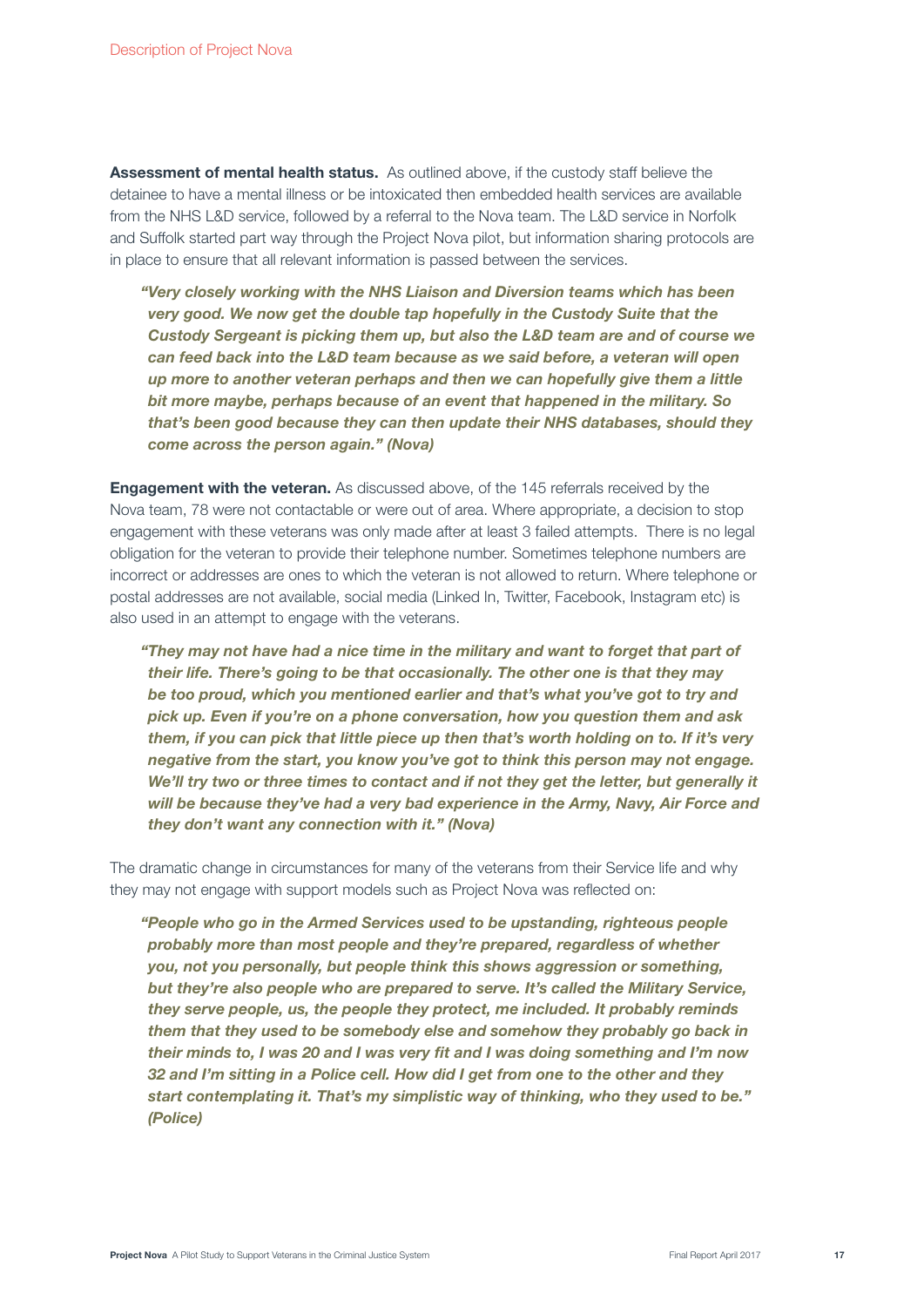**Assessment of mental health status.** As outlined above, if the custody staff believe the detainee to have a mental illness or be intoxicated then embedded health services are available from the NHS L&D service, followed by a referral to the Nova team. The L&D service in Norfolk and Suffolk started part way through the Project Nova pilot, but information sharing protocols are in place to ensure that all relevant information is passed between the services.

> ***"Very closely working with the NHS Liaison and Diversion teams which has been very good. We now get the double tap hopefully in the Custody Suite that the Custody Sergeant is picking them up, but also the L&D team are and of course we can feed back into the L&D team because as we said before, a veteran will open up more to another veteran perhaps and then we can hopefully give them a little bit more maybe, perhaps because of an event that happened in the military. So that's been good because they can then update their NHS databases, should they come across the person again." (Nova)***

**Engagement with the veteran.** As discussed above, of the 145 referrals received by the Nova team, 78 were not contactable or were out of area. Where appropriate, a decision to stop engagement with these veterans was only made after at least 3 failed attempts. There is no legal obligation for the veteran to provide their telephone number. Sometimes telephone numbers are incorrect or addresses are ones to which the veteran is not allowed to return. Where telephone or postal addresses are not available, social media (Linked In, Twitter, Facebook, Instagram etc) is also used in an attempt to engage with the veterans.

> ***"They may not have had a nice time in the military and want to forget that part of their life. There's going to be that occasionally. The other one is that they may be too proud, which you mentioned earlier and that's what you've got to try and pick up. Even if you're on a phone conversation, how you question them and ask them, if you can pick that little piece up then that's worth holding on to. If it's very negative from the start, you know you've got to think this person may not engage. We'll try two or three times to contact and if not they get the letter, but generally it will be because they've had a very bad experience in the Army, Navy, Air Force and they don't want any connection with it." (Nova)***

The dramatic change in circumstances for many of the veterans from their Service life and why they may not engage with support models such as Project Nova was reflected on:

> ***"People who go in the Armed Services used to be upstanding, righteous people probably more than most people and they're prepared, regardless of whether you, not you personally, but people think this shows aggression or something, but they're also people who are prepared to serve. It's called the Military Service, they serve people, us, the people they protect, me included. It probably reminds them that they used to be somebody else and somehow they probably go back in their minds to, I was 20 and I was very fit and I was doing something and I'm now 32 and I'm sitting in a Police cell. How did I get from one to the other and they start contemplating it. That's my simplistic way of thinking, who they used to be." (Police)***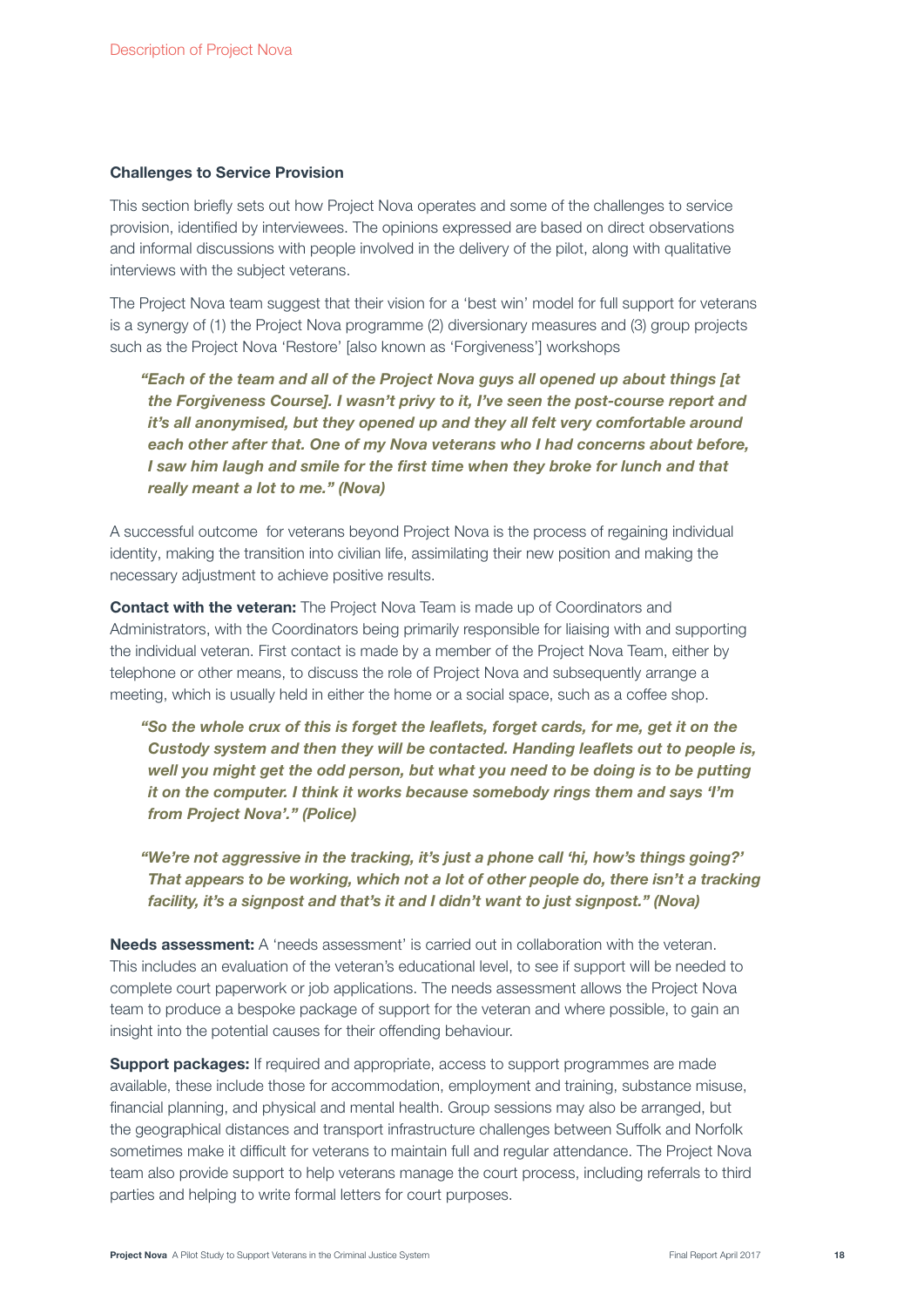### Challenges to Service Provision

This section briefly sets out how Project Nova operates and some of the challenges to service provision, identified by interviewees. The opinions expressed are based on direct observations and informal discussions with people involved in the delivery of the pilot, along with qualitative interviews with the subject veterans.

The Project Nova team suggest that their vision for a 'best win' model for full support for veterans is a synergy of (1) the Project Nova programme (2) diversionary measures and (3) group projects such as the Project Nova 'Restore' [also known as 'Forgiveness'] workshops

> ***"Each of the team and all of the Project Nova guys all opened up about things [at the Forgiveness Course]. I wasn't privy to it, I've seen the post-course report and it's all anonymised, but they opened up and they all felt very comfortable around each other after that. One of my Nova veterans who I had concerns about before, I saw him laugh and smile for the first time when they broke for lunch and that really meant a lot to me." (Nova)***

A successful outcome for veterans beyond Project Nova is the process of regaining individual identity, making the transition into civilian life, assimilating their new position and making the necessary adjustment to achieve positive results.

**Contact with the veteran:** The Project Nova Team is made up of Coordinators and Administrators, with the Coordinators being primarily responsible for liaising with and supporting the individual veteran. First contact is made by a member of the Project Nova Team, either by telephone or other means, to discuss the role of Project Nova and subsequently arrange a meeting, which is usually held in either the home or a social space, such as a coffee shop.

> ***"So the whole crux of this is forget the leaflets, forget cards, for me, get it on the Custody system and then they will be contacted. Handing leaflets out to people is, well you might get the odd person, but what you need to be doing is to be putting it on the computer. I think it works because somebody rings them and says 'I'm from Project Nova'." (Police)***

> ***"We're not aggressive in the tracking, it's just a phone call 'hi, how's things going?' That appears to be working, which not a lot of other people do, there isn't a tracking facility, it's a signpost and that's it and I didn't want to just signpost." (Nova)***

**Needs assessment:** A 'needs assessment' is carried out in collaboration with the veteran. This includes an evaluation of the veteran's educational level, to see if support will be needed to complete court paperwork or job applications. The needs assessment allows the Project Nova team to produce a bespoke package of support for the veteran and where possible, to gain an insight into the potential causes for their offending behaviour.

**Support packages:** If required and appropriate, access to support programmes are made available, these include those for accommodation, employment and training, substance misuse, financial planning, and physical and mental health. Group sessions may also be arranged, but the geographical distances and transport infrastructure challenges between Suffolk and Norfolk sometimes make it difficult for veterans to maintain full and regular attendance. The Project Nova team also provide support to help veterans manage the court process, including referrals to third parties and helping to write formal letters for court purposes.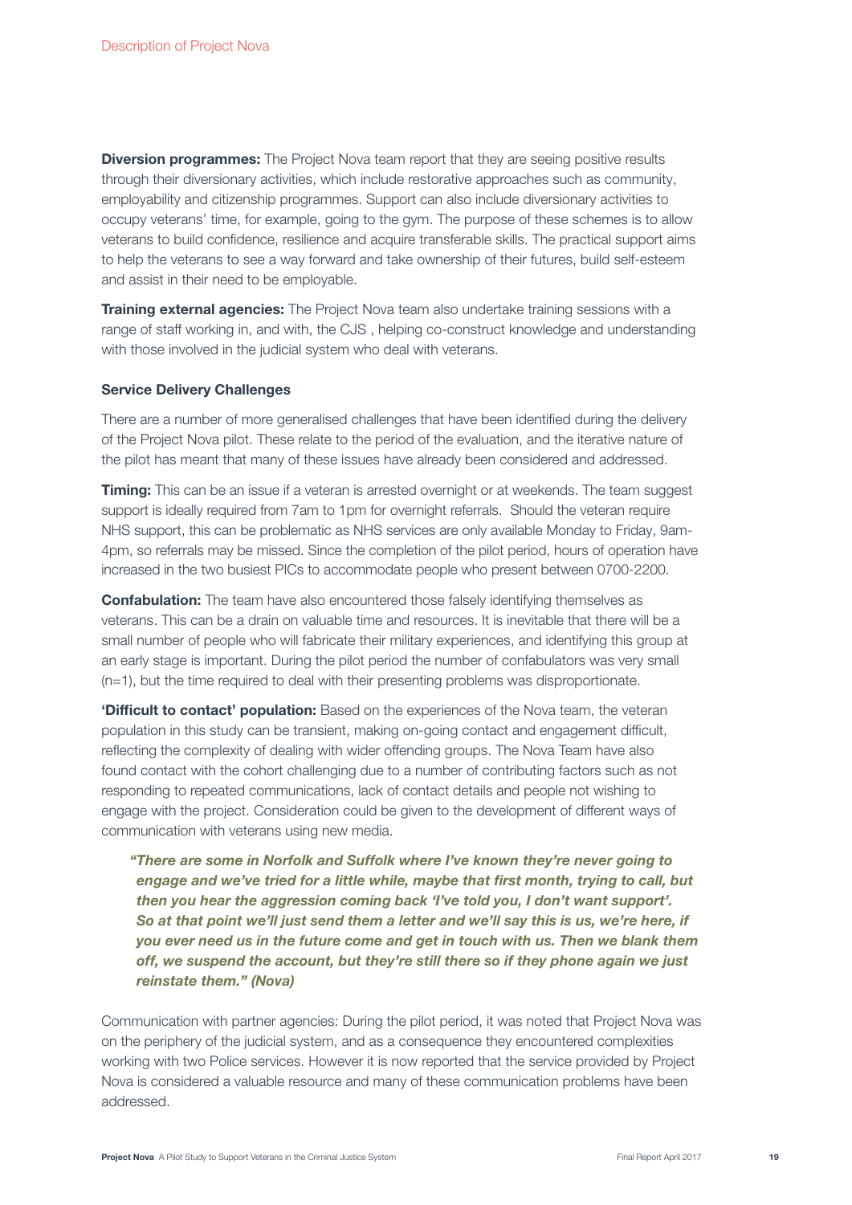**Diversion programmes:** The Project Nova team report that they are seeing positive results through their diversionary activities, which include restorative approaches such as community, employability and citizenship programmes. Support can also include diversionary activities to occupy veterans' time, for example, going to the gym. The purpose of these schemes is to allow veterans to build confidence, resilience and acquire transferable skills. The practical support aims to help the veterans to see a way forward and take ownership of their futures, build self-esteem and assist in their need to be employable.

**Training external agencies:** The Project Nova team also undertake training sessions with a range of staff working in, and with, the CJS , helping co-construct knowledge and understanding with those involved in the judicial system who deal with veterans.

### Service Delivery Challenges

There are a number of more generalised challenges that have been identified during the delivery of the Project Nova pilot. These relate to the period of the evaluation, and the iterative nature of the pilot has meant that many of these issues have already been considered and addressed.

**Timing:** This can be an issue if a veteran is arrested overnight or at weekends. The team suggest support is ideally required from 7am to 1pm for overnight referrals. Should the veteran require NHS support, this can be problematic as NHS services are only available Monday to Friday, 9am-4pm, so referrals may be missed. Since the completion of the pilot period, hours of operation have increased in the two busiest PICs to accommodate people who present between 0700-2200.

**Confabulation:** The team have also encountered those falsely identifying themselves as veterans. This can be a drain on valuable time and resources. It is inevitable that there will be a small number of people who will fabricate their military experiences, and identifying this group at an early stage is important. During the pilot period the number of confabulators was very small (n=1), but the time required to deal with their presenting problems was disproportionate.

**'Difficult to contact' population:** Based on the experiences of the Nova team, the veteran population in this study can be transient, making on-going contact and engagement difficult, reflecting the complexity of dealing with wider offending groups. The Nova Team have also found contact with the cohort challenging due to a number of contributing factors such as not responding to repeated communications, lack of contact details and people not wishing to engage with the project. Consideration could be given to the development of different ways of communication with veterans using new media.

> ***"There are some in Norfolk and Suffolk where I've known they're never going to engage and we've tried for a little while, maybe that first month, trying to call, but then you hear the aggression coming back 'I've told you, I don't want support'. So at that point we'll just send them a letter and we'll say this is us, we're here, if you ever need us in the future come and get in touch with us. Then we blank them off, we suspend the account, but they're still there so if they phone again we just reinstate them." (Nova)***

Communication with partner agencies: During the pilot period, it was noted that Project Nova was on the periphery of the judicial system, and as a consequence they encountered complexities working with two Police services. However it is now reported that the service provided by Project Nova is considered a valuable resource and many of these communication problems have been addressed.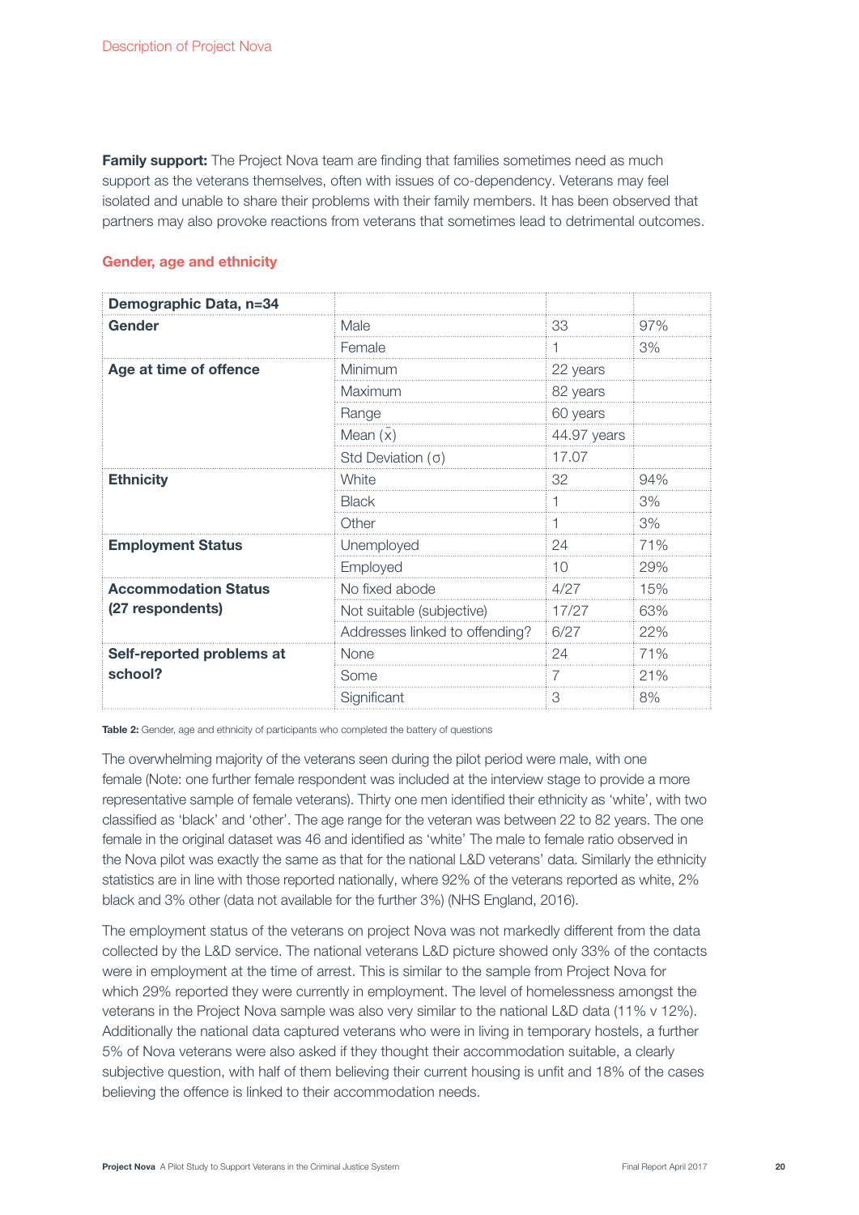**Family support:** The Project Nova team are finding that families sometimes need as much support as the veterans themselves, often with issues of co-dependency. Veterans may feel isolated and unable to share their problems with their family members. It has been observed that partners may also provoke reactions from veterans that sometimes lead to detrimental outcomes.

### Gender, age and ethnicity

| Demographic Data, n=34 | | | |
|---|---|---|---|
| **Gender** | Male | 33 | 97% |
| | Female | 1 | 3% |
| **Age at time of offence** | Minimum | 22 years | |
| | Maximum | 82 years | |
| | Range | 60 years | |
| | Mean ($\bar{x}$) | 44.97 years | |
| | Std Deviation ($\sigma$) | 17.07 | |
| **Ethnicity** | White | 32 | 94% |
| | Black | 1 | 3% |
| | Other | 1 | 3% |
| **Employment Status** | Unemployed | 24 | 71% |
| | Employed | 10 | 29% |
| **Accommodation Status (27 respondents)** | No fixed abode | 4/27 | 15% |
| | Not suitable (subjective) | 17/27 | 63% |
| | Addresses linked to offending? | 6/27 | 22% |
| **Self-reported problems at school?** | None | 24 | 71% |
| | Some | 7 | 21% |
| | Significant | 3 | 8% |

**Table 2:** Gender, age and ethnicity of participants who completed the battery of questions

The overwhelming majority of the veterans seen during the pilot period were male, with one female (Note: one further female respondent was included at the interview stage to provide a more representative sample of female veterans). Thirty one men identified their ethnicity as 'white', with two classified as 'black' and 'other'. The age range for the veteran was between 22 to 82 years. The one female in the original dataset was 46 and identified as 'white' The male to female ratio observed in the Nova pilot was exactly the same as that for the national L&D veterans' data. Similarly the ethnicity statistics are in line with those reported nationally, where 92% of the veterans reported as white, 2% black and 3% other (data not available for the further 3%) (NHS England, 2016).

The employment status of the veterans on project Nova was not markedly different from the data collected by the L&D service. The national veterans L&D picture showed only 33% of the contacts were in employment at the time of arrest. This is similar to the sample from Project Nova for which 29% reported they were currently in employment. The level of homelessness amongst the veterans in the Project Nova sample was also very similar to the national L&D data (11% v 12%). Additionally the national data captured veterans who were in living in temporary hostels, a further 5% of Nova veterans were also asked if they thought their accommodation suitable, a clearly subjective question, with half of them believing their current housing is unfit and 18% of the cases believing the offence is linked to their accommodation needs.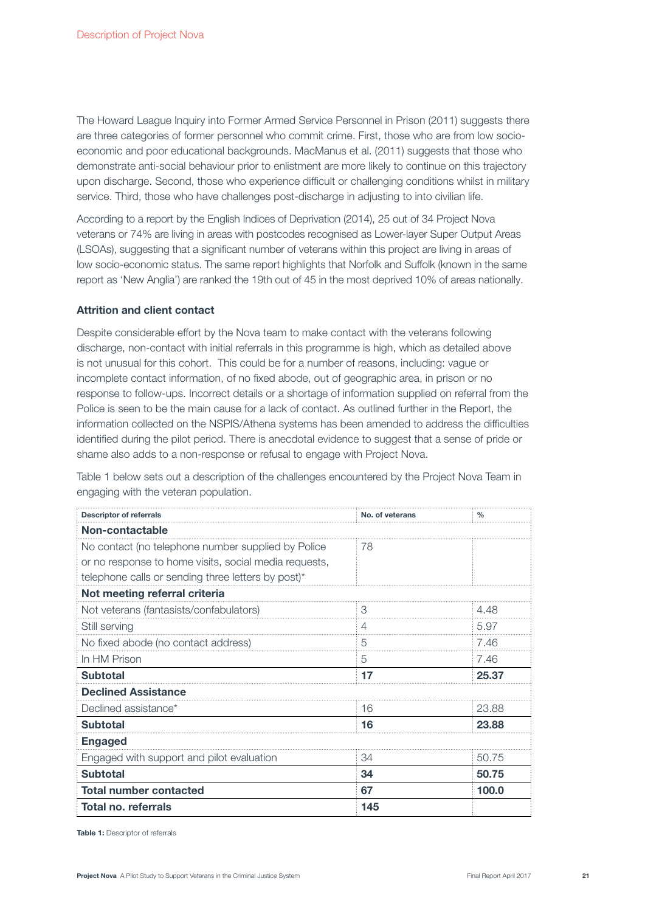The Howard League Inquiry into Former Armed Service Personnel in Prison (2011) suggests there are three categories of former personnel who commit crime. First, those who are from low socio-economic and poor educational backgrounds. MacManus et al. (2011) suggests that those who demonstrate anti-social behaviour prior to enlistment are more likely to continue on this trajectory upon discharge. Second, those who experience difficult or challenging conditions whilst in military service. Third, those who have challenges post-discharge in adjusting to into civilian life.

According to a report by the English Indices of Deprivation (2014), 25 out of 34 Project Nova veterans or 74% are living in areas with postcodes recognised as Lower-layer Super Output Areas (LSOAs), suggesting that a significant number of veterans within this project are living in areas of low socio-economic status. The same report highlights that Norfolk and Suffolk (known in the same report as 'New Anglia') are ranked the 19th out of 45 in the most deprived 10% of areas nationally.

### Attrition and client contact

Despite considerable effort by the Nova team to make contact with the veterans following discharge, non-contact with initial referrals in this programme is high, which as detailed above is not unusual for this cohort. This could be for a number of reasons, including: vague or incomplete contact information, of no fixed abode, out of geographic area, in prison or no response to follow-ups. Incorrect details or a shortage of information supplied on referral from the Police is seen to be the main cause for a lack of contact. As outlined further in the Report, the information collected on the NSPIS/Athena systems has been amended to address the difficulties identified during the pilot period. There is anecdotal evidence to suggest that a sense of pride or shame also adds to a non-response or refusal to engage with Project Nova.

Table 1 below sets out a description of the challenges encountered by the Project Nova Team in engaging with the veteran population.

| Descriptor of referrals | No. of veterans | % |
|---|---|---|
| **Non-contactable** | | |
| No contact (no telephone number supplied by Police or no response to home visits, social media requests, telephone calls or sending three letters by post)* | 78 | |
| **Not meeting referral criteria** | | |
| Not veterans (fantasists/confabulators) | 3 | 4.48 |
| Still serving | 4 | 5.97 |
| No fixed abode (no contact address) | 5 | 7.46 |
| In HM Prison | 5 | 7.46 |
| **Subtotal** | **17** | **25.37** |
| **Declined Assistance** | | |
| Declined assistance* | 16 | 23.88 |
| **Subtotal** | **16** | **23.88** |
| **Engaged** | | |
| Engaged with support and pilot evaluation | 34 | 50.75 |
| **Subtotal** | **34** | **50.75** |
| **Total number contacted** | **67** | **100.0** |
| **Total no. referrals** | **145** | |

**Table 1:** Descriptor of referrals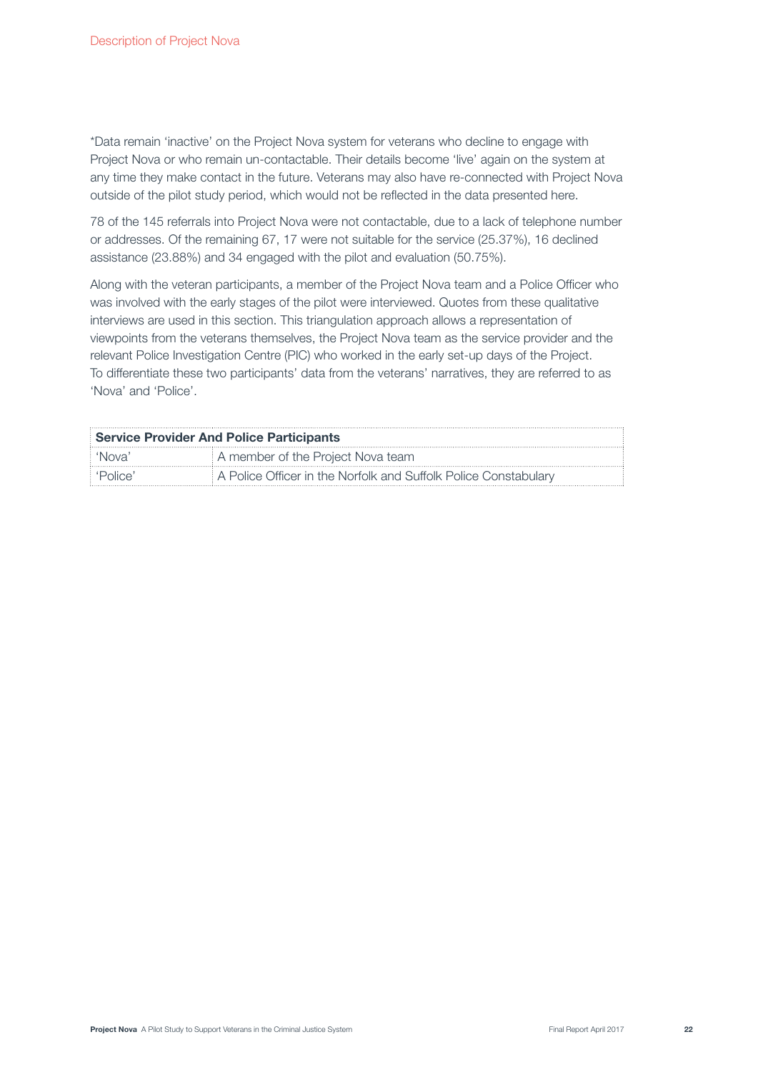*Data remain 'inactive' on the Project Nova system for veterans who decline to engage with Project Nova or who remain un-contactable. Their details become 'live' again on the system at any time they make contact in the future. Veterans may also have re-connected with Project Nova outside of the pilot study period, which would not be reflected in the data presented here.

78 of the 145 referrals into Project Nova were not contactable, due to a lack of telephone number or addresses. Of the remaining 67, 17 were not suitable for the service (25.37%), 16 declined assistance (23.88%) and 34 engaged with the pilot and evaluation (50.75%).

Along with the veteran participants, a member of the Project Nova team and a Police Officer who was involved with the early stages of the pilot were interviewed. Quotes from these qualitative interviews are used in this section. This triangulation approach allows a representation of viewpoints from the veterans themselves, the Project Nova team as the service provider and the relevant Police Investigation Centre (PIC) who worked in the early set-up days of the Project. To differentiate these two participants' data from the veterans' narratives, they are referred to as 'Nova' and 'Police'.

| **Service Provider And Police Participants** | |
|---|---|
| 'Nova' | A member of the Project Nova team |
| 'Police' | A Police Officer in the Norfolk and Suffolk Police Constabulary |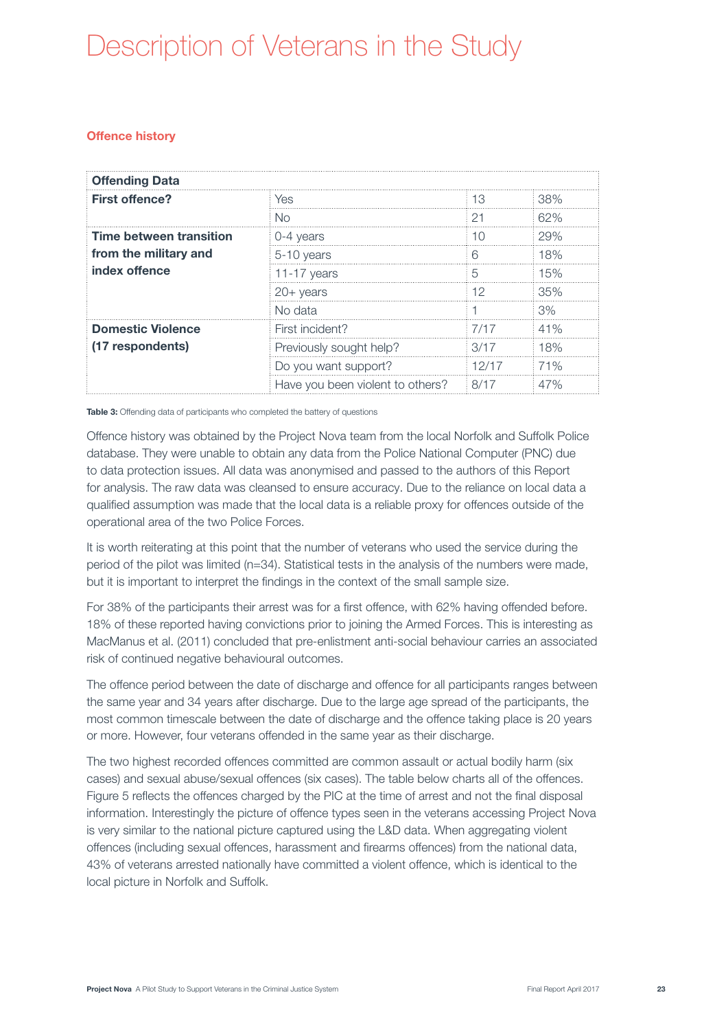# Description of Veterans in the Study

## Offence history

| Offending Data | | | |
|---|---|---|---|
| **First offence?** | Yes | 13 | 38% |
| | No | 21 | 62% |
| **Time between transition from the military and index offence** | 0-4 years | 10 | 29% |
| | 5-10 years | 6 | 18% |
| | 11-17 years | 5 | 15% |
| | 20+ years | 12 | 35% |
| | No data | 1 | 3% |
| **Domestic Violence (17 respondents)** | First incident? | 7/17 | 41% |
| | Previously sought help? | 3/17 | 18% |
| | Do you want support? | 12/17 | 71% |
| | Have you been violent to others? | 8/17 | 47% |

**Table 3:** Offending data of participants who completed the battery of questions

Offence history was obtained by the Project Nova team from the local Norfolk and Suffolk Police database. They were unable to obtain any data from the Police National Computer (PNC) due to data protection issues. All data was anonymised and passed to the authors of this Report for analysis. The raw data was cleansed to ensure accuracy. Due to the reliance on local data a qualified assumption was made that the local data is a reliable proxy for offences outside of the operational area of the two Police Forces.

It is worth reiterating at this point that the number of veterans who used the service during the period of the pilot was limited (n=34). Statistical tests in the analysis of the numbers were made, but it is important to interpret the findings in the context of the small sample size.

For 38% of the participants their arrest was for a first offence, with 62% having offended before. 18% of these reported having convictions prior to joining the Armed Forces. This is interesting as MacManus et al. (2011) concluded that pre-enlistment anti-social behaviour carries an associated risk of continued negative behavioural outcomes.

The offence period between the date of discharge and offence for all participants ranges between the same year and 34 years after discharge. Due to the large age spread of the participants, the most common timescale between the date of discharge and the offence taking place is 20 years or more. However, four veterans offended in the same year as their discharge.

The two highest recorded offences committed are common assault or actual bodily harm (six cases) and sexual abuse/sexual offences (six cases). The table below charts all of the offences. Figure 5 reflects the offences charged by the PIC at the time of arrest and not the final disposal information. Interestingly the picture of offence types seen in the veterans accessing Project Nova is very similar to the national picture captured using the L&D data. When aggregating violent offences (including sexual offences, harassment and firearms offences) from the national data, 43% of veterans arrested nationally have committed a violent offence, which is identical to the local picture in Norfolk and Suffolk.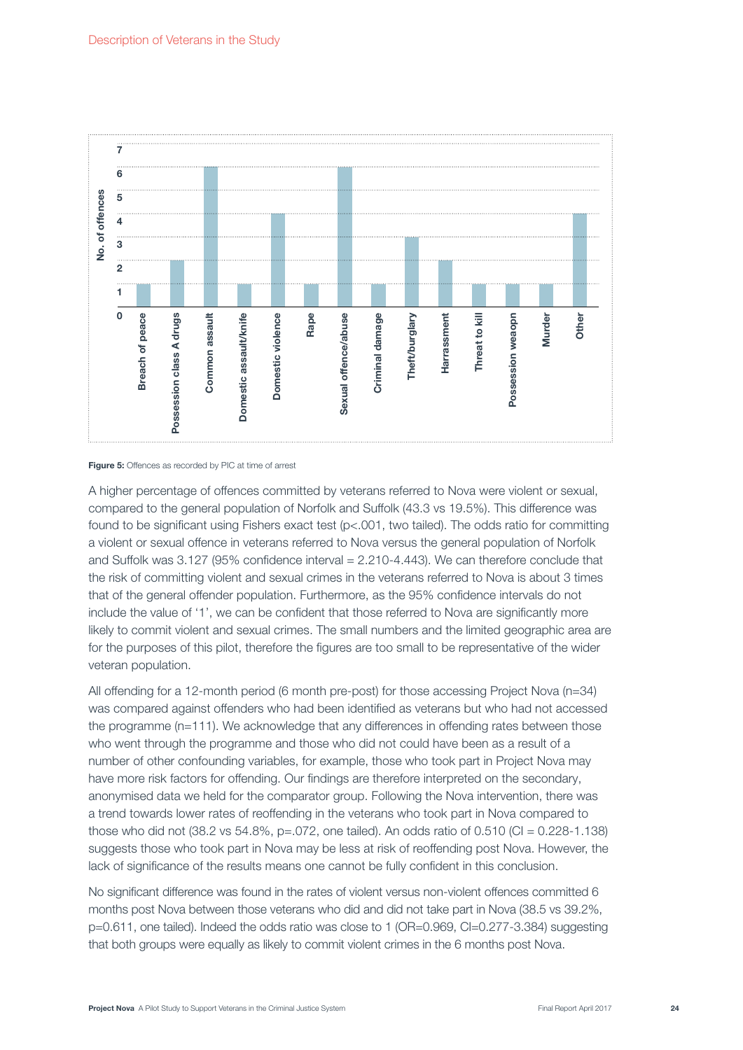Figure 5: Offences as recorded by PIC at time of arrest

A higher percentage of offences committed by veterans referred to Nova were violent or sexual, compared to the general population of Norfolk and Suffolk (43.3 vs 19.5%). This difference was found to be significant using Fishers exact test (p<.001, two tailed). The odds ratio for committing a violent or sexual offence in veterans referred to Nova versus the general population of Norfolk and Suffolk was 3.127 (95% confidence interval = 2.210-4.443). We can therefore conclude that the risk of committing violent and sexual crimes in the veterans referred to Nova is about 3 times that of the general offender population. Furthermore, as the 95% confidence intervals do not include the value of '1', we can be confident that those referred to Nova are significantly more likely to commit violent and sexual crimes. The small numbers and the limited geographic area are for the purposes of this pilot, therefore the figures are too small to be representative of the wider veteran population.

All offending for a 12-month period (6 month pre-post) for those accessing Project Nova (n=34) was compared against offenders who had been identified as veterans but who had not accessed the programme (n=111). We acknowledge that any differences in offending rates between those who went through the programme and those who did not could have been as a result of a number of other confounding variables, for example, those who took part in Project Nova may have more risk factors for offending. Our findings are therefore interpreted on the secondary, anonymised data we held for the comparator group. Following the Nova intervention, there was a trend towards lower rates of reoffending in the veterans who took part in Nova compared to those who did not (38.2 vs 54.8%, p=.072, one tailed). An odds ratio of 0.510 (CI = 0.228-1.138) suggests those who took part in Nova may be less at risk of reoffending post Nova. However, the lack of significance of the results means one cannot be fully confident in this conclusion.

No significant difference was found in the rates of violent versus non-violent offences committed 6 months post Nova between those veterans who did and did not take part in Nova (38.5 vs 39.2%, p=0.611, one tailed). Indeed the odds ratio was close to 1 (OR=0.969, CI=0.277-3.384) suggesting that both groups were equally as likely to commit violent crimes in the 6 months post Nova.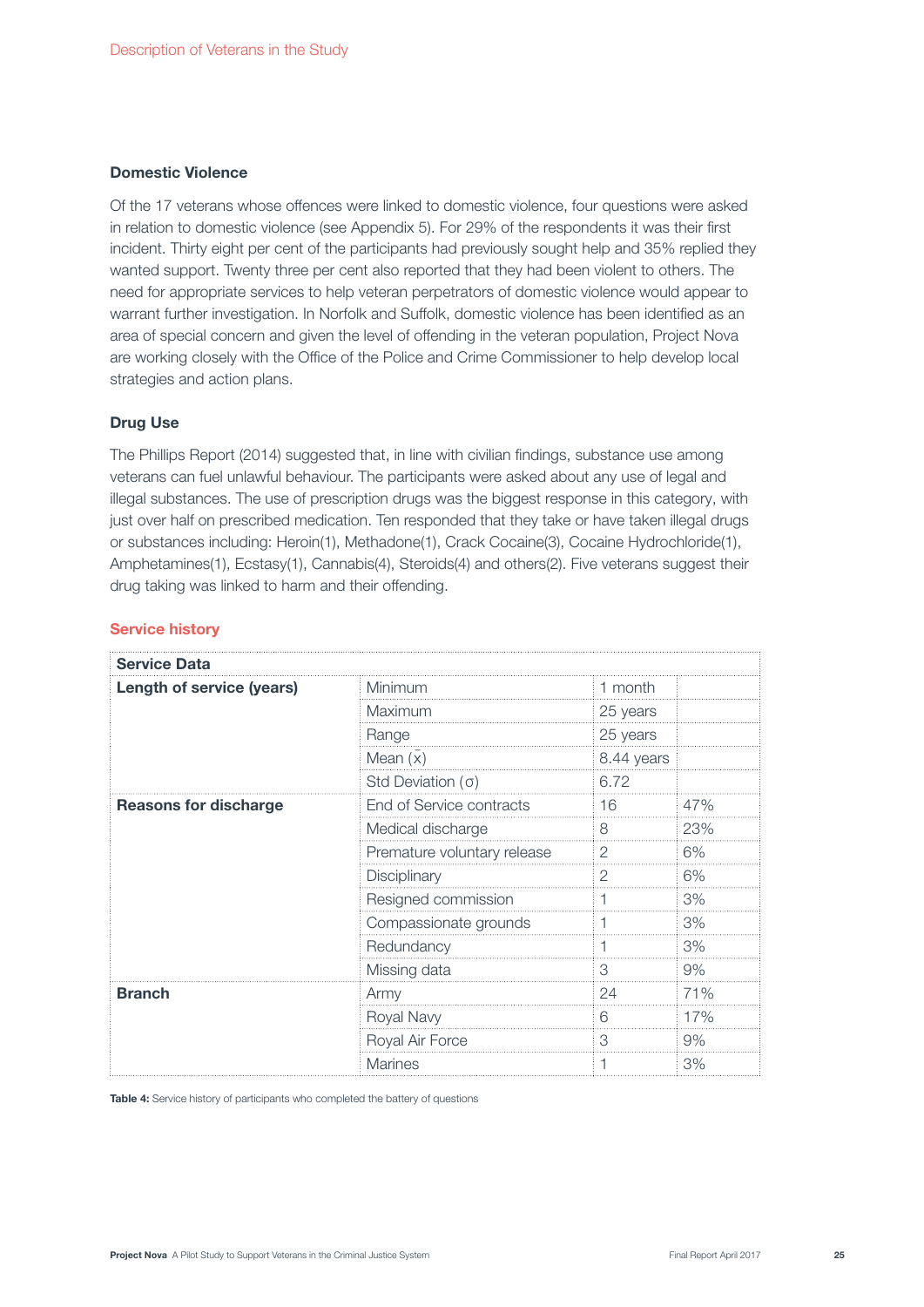### Domestic Violence

Of the 17 veterans whose offences were linked to domestic violence, four questions were asked in relation to domestic violence (see Appendix 5). For 29% of the respondents it was their first incident. Thirty eight per cent of the participants had previously sought help and 35% replied they wanted support. Twenty three per cent also reported that they had been violent to others. The need for appropriate services to help veteran perpetrators of domestic violence would appear to warrant further investigation. In Norfolk and Suffolk, domestic violence has been identified as an area of special concern and given the level of offending in the veteran population, Project Nova are working closely with the Office of the Police and Crime Commissioner to help develop local strategies and action plans.

### Drug Use

The Phillips Report (2014) suggested that, in line with civilian findings, substance use among veterans can fuel unlawful behaviour. The participants were asked about any use of legal and illegal substances. The use of prescription drugs was the biggest response in this category, with just over half on prescribed medication. Ten responded that they take or have taken illegal drugs or substances including: Heroin(1), Methadone(1), Crack Cocaine(3), Cocaine Hydrochloride(1), Amphetamines(1), Ecstasy(1), Cannabis(4), Steroids(4) and others(2). Five veterans suggest their drug taking was linked to harm and their offending.

## Service history

| Service Data | | | |
|---|---|---|---|
| **Length of service (years)** | Minimum | 1 month | |
| | Maximum | 25 years | |
| | Range | 25 years | |
| | Mean ($\bar{x}$) | 8.44 years | |
| | Std Deviation ($\sigma$) | 6.72 | |
| **Reasons for discharge** | End of Service contracts | 16 | 47% |
| | Medical discharge | 8 | 23% |
| | Premature voluntary release | 2 | 6% |
| | Disciplinary | 2 | 6% |
| | Resigned commission | 1 | 3% |
| | Compassionate grounds | 1 | 3% |
| | Redundancy | 1 | 3% |
| | Missing data | 3 | 9% |
| **Branch** | Army | 24 | 71% |
| | Royal Navy | 6 | 17% |
| | Royal Air Force | 3 | 9% |
| | Marines | 1 | 3% |

**Table 4:** Service history of participants who completed the battery of questions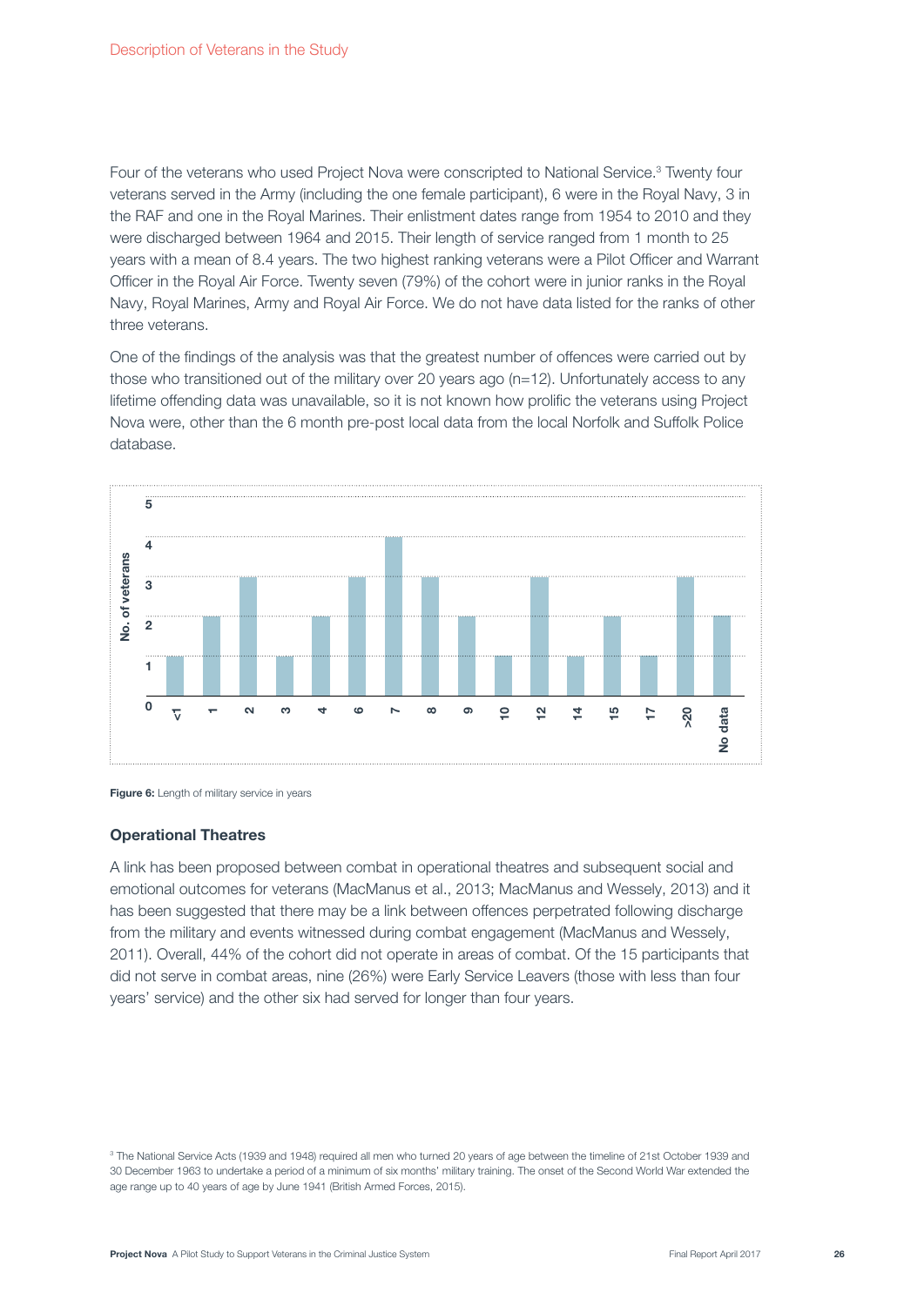Four of the veterans who used Project Nova were conscripted to National Service.[3] Twenty four veterans served in the Army (including the one female participant), 6 were in the Royal Navy, 3 in the RAF and one in the Royal Marines. Their enlistment dates range from 1954 to 2010 and they were discharged between 1964 and 2015. Their length of service ranged from 1 month to 25 years with a mean of 8.4 years. The two highest ranking veterans were a Pilot Officer and Warrant Officer in the Royal Air Force. Twenty seven (79%) of the cohort were in junior ranks in the Royal Navy, Royal Marines, Army and Royal Air Force. We do not have data listed for the ranks of other three veterans.

One of the findings of the analysis was that the greatest number of offences were carried out by those who transitioned out of the military over 20 years ago (n=12). Unfortunately access to any lifetime offending data was unavailable, so it is not known how prolific the veterans using Project Nova were, other than the 6 month pre-post local data from the local Norfolk and Suffolk Police database.

| Length of service (years) | <1 | 1 | 2 | 3 | 4 | 6 | 7 | 8 | 9 | 10 | 12 | 14 | 15 | 17 | >20 | No data |
|---|---|---|---|---|---|---|---|---|---|---|---|---|---|---|---|---|
| No. of veterans | 1 | 2 | 3 | 1 | 2 | 3 | 4 | 3 | 2 | 1 | 3 | 1 | 2 | 1 | 3 | 2 |

**Figure 6:** Length of military service in years

### Operational Theatres

A link has been proposed between combat in operational theatres and subsequent social and emotional outcomes for veterans (MacManus et al., 2013; MacManus and Wessely, 2013) and it has been suggested that there may be a link between offences perpetrated following discharge from the military and events witnessed during combat engagement (MacManus and Wessely, 2011). Overall, 44% of the cohort did not operate in areas of combat. Of the 15 participants that did not serve in combat areas, nine (26%) were Early Service Leavers (those with less than four years' service) and the other six had served for longer than four years.

[3] The National Service Acts (1939 and 1948) required all men who turned 20 years of age between the timeline of 21st October 1939 and 30 December 1963 to undertake a period of a minimum of six months' military training. The onset of the Second World War extended the age range up to 40 years of age by June 1941 (British Armed Forces, 2015).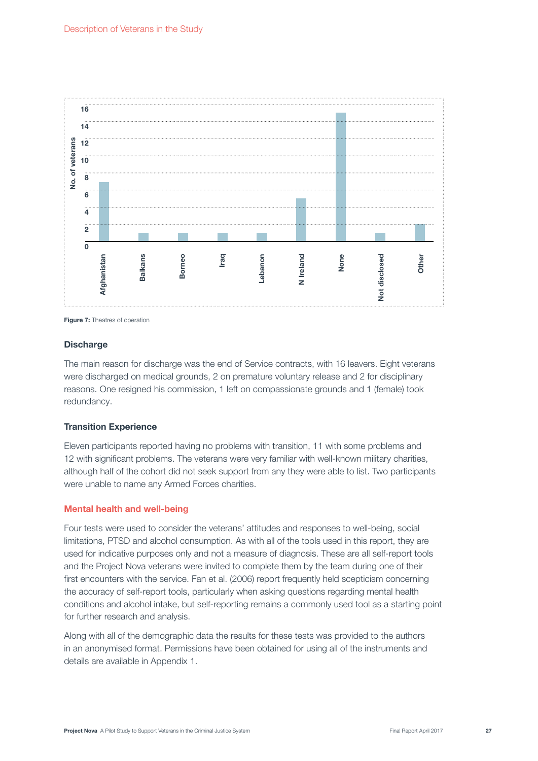Figure 7: Theatres of operation

### Discharge

The main reason for discharge was the end of Service contracts, with 16 leavers. Eight veterans were discharged on medical grounds, 2 on premature voluntary release and 2 for disciplinary reasons. One resigned his commission, 1 left on compassionate grounds and 1 (female) took redundancy.

### Transition Experience

Eleven participants reported having no problems with transition, 11 with some problems and 12 with significant problems. The veterans were very familiar with well-known military charities, although half of the cohort did not seek support from any they were able to list. Two participants were unable to name any Armed Forces charities.

## Mental health and well-being

Four tests were used to consider the veterans' attitudes and responses to well-being, social limitations, PTSD and alcohol consumption. As with all of the tools used in this report, they are used for indicative purposes only and not a measure of diagnosis. These are all self-report tools and the Project Nova veterans were invited to complete them by the team during one of their first encounters with the service. Fan et al. (2006) report frequently held scepticism concerning the accuracy of self-report tools, particularly when asking questions regarding mental health conditions and alcohol intake, but self-reporting remains a commonly used tool as a starting point for further research and analysis.

Along with all of the demographic data the results for these tests was provided to the authors in an anonymised format. Permissions have been obtained for using all of the instruments and details are available in Appendix 1.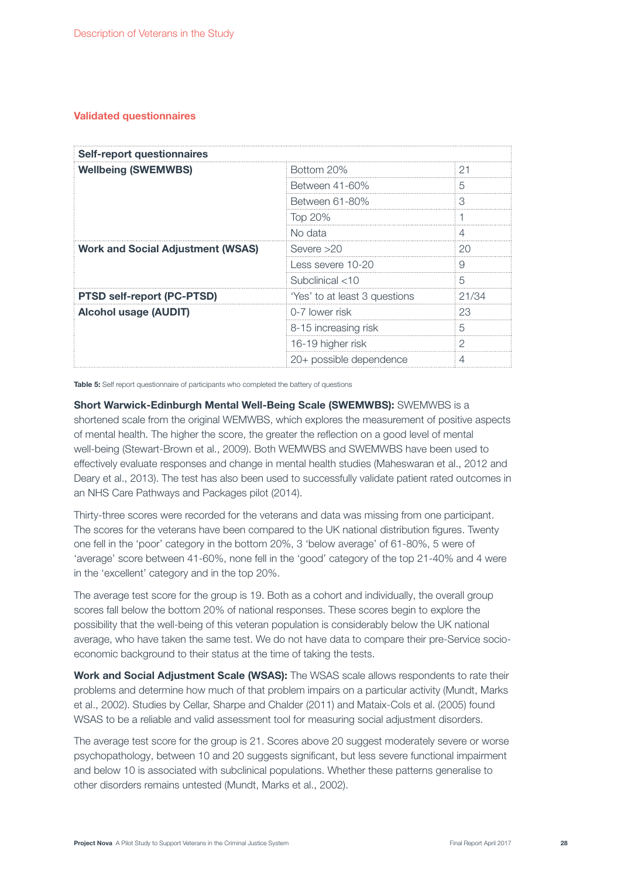## Validated questionnaires

| Self-report questionnaires | | |
|---|---|---|
| **Wellbeing (SWEMWBS)** | Bottom 20% | 21 |
| | Between 41-60% | 5 |
| | Between 61-80% | 3 |
| | Top 20% | 1 |
| | No data | 4 |
| **Work and Social Adjustment (WSAS)** | Severe >20 | 20 |
| | Less severe 10-20 | 9 |
| | Subclinical <10 | 5 |
| **PTSD self-report (PC-PTSD)** | 'Yes' to at least 3 questions | 21/34 |
| **Alcohol usage (AUDIT)** | 0-7 lower risk | 23 |
| | 8-15 increasing risk | 5 |
| | 16-19 higher risk | 2 |
| | 20+ possible dependence | 4 |

**Table 5:** Self report questionnaire of participants who completed the battery of questions

**Short Warwick-Edinburgh Mental Well-Being Scale (SWEMWBS):** SWEMWBS is a shortened scale from the original WEMWBS, which explores the measurement of positive aspects of mental health. The higher the score, the greater the reflection on a good level of mental well-being (Stewart-Brown et al., 2009). Both WEMWBS and SWEMWBS have been used to effectively evaluate responses and change in mental health studies (Maheswaran et al., 2012 and Deary et al., 2013). The test has also been used to successfully validate patient rated outcomes in an NHS Care Pathways and Packages pilot (2014).

Thirty-three scores were recorded for the veterans and data was missing from one participant. The scores for the veterans have been compared to the UK national distribution figures. Twenty one fell in the 'poor' category in the bottom 20%, 3 'below average' of 61-80%, 5 were of 'average' score between 41-60%, none fell in the 'good' category of the top 21-40% and 4 were in the 'excellent' category and in the top 20%.

The average test score for the group is 19. Both as a cohort and individually, the overall group scores fall below the bottom 20% of national responses. These scores begin to explore the possibility that the well-being of this veteran population is considerably below the UK national average, who have taken the same test. We do not have data to compare their pre-Service socio-economic background to their status at the time of taking the tests.

**Work and Social Adjustment Scale (WSAS):** The WSAS scale allows respondents to rate their problems and determine how much of that problem impairs on a particular activity (Mundt, Marks et al., 2002). Studies by Cellar, Sharpe and Chalder (2011) and Mataix-Cols et al. (2005) found WSAS to be a reliable and valid assessment tool for measuring social adjustment disorders.

The average test score for the group is 21. Scores above 20 suggest moderately severe or worse psychopathology, between 10 and 20 suggests significant, but less severe functional impairment and below 10 is associated with subclinical populations. Whether these patterns generalise to other disorders remains untested (Mundt, Marks et al., 2002).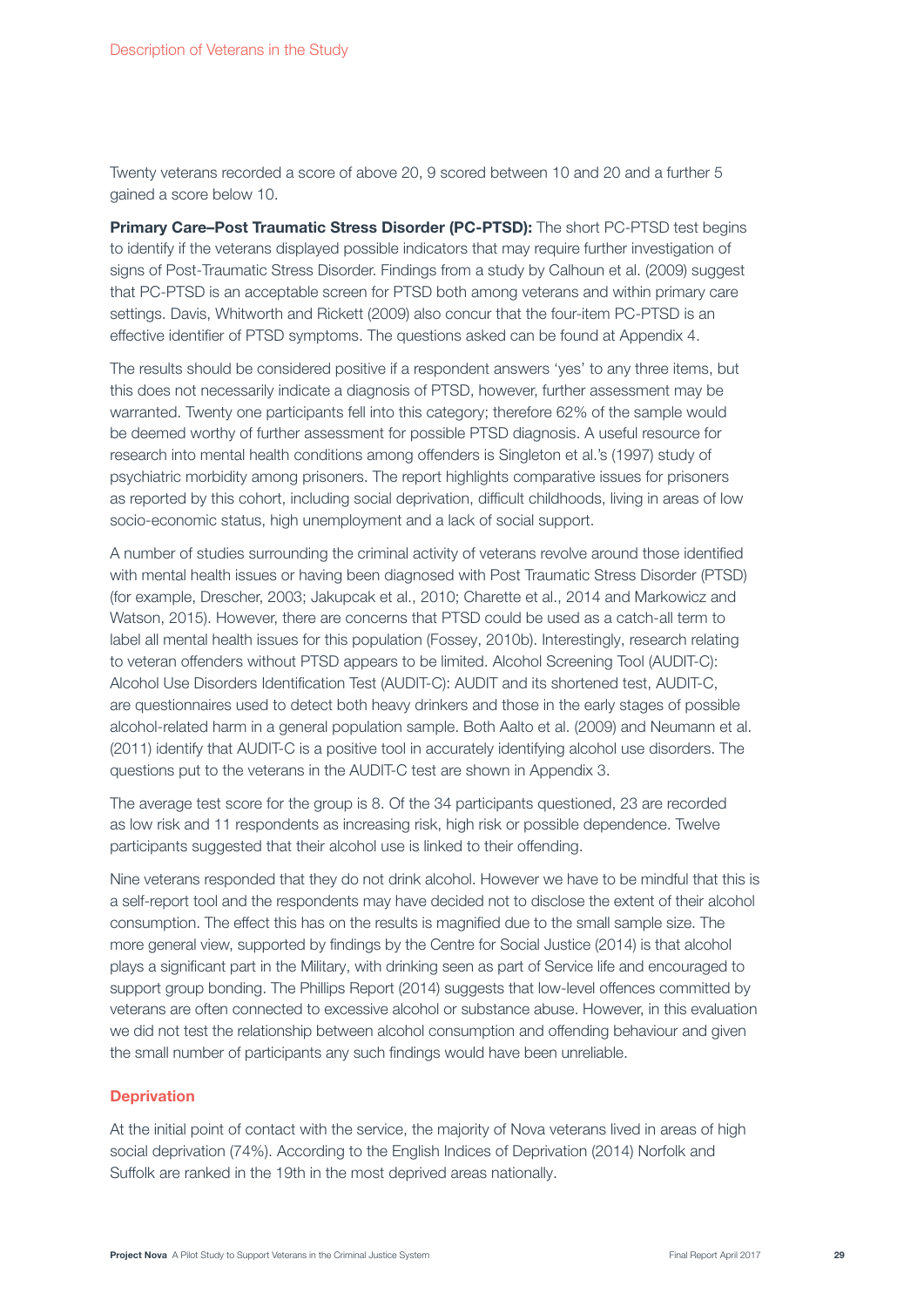Twenty veterans recorded a score of above 20, 9 scored between 10 and 20 and a further 5 gained a score below 10.

**Primary Care–Post Traumatic Stress Disorder (PC-PTSD):** The short PC-PTSD test begins to identify if the veterans displayed possible indicators that may require further investigation of signs of Post-Traumatic Stress Disorder. Findings from a study by Calhoun et al. (2009) suggest that PC-PTSD is an acceptable screen for PTSD both among veterans and within primary care settings. Davis, Whitworth and Rickett (2009) also concur that the four-item PC-PTSD is an effective identifier of PTSD symptoms. The questions asked can be found at Appendix 4.

The results should be considered positive if a respondent answers 'yes' to any three items, but this does not necessarily indicate a diagnosis of PTSD, however, further assessment may be warranted. Twenty one participants fell into this category; therefore 62% of the sample would be deemed worthy of further assessment for possible PTSD diagnosis. A useful resource for research into mental health conditions among offenders is Singleton et al.'s (1997) study of psychiatric morbidity among prisoners. The report highlights comparative issues for prisoners as reported by this cohort, including social deprivation, difficult childhoods, living in areas of low socio-economic status, high unemployment and a lack of social support.

A number of studies surrounding the criminal activity of veterans revolve around those identified with mental health issues or having been diagnosed with Post Traumatic Stress Disorder (PTSD) (for example, Drescher, 2003; Jakupcak et al., 2010; Charette et al., 2014 and Markowicz and Watson, 2015). However, there are concerns that PTSD could be used as a catch-all term to label all mental health issues for this population (Fossey, 2010b). Interestingly, research relating to veteran offenders without PTSD appears to be limited. Alcohol Screening Tool (AUDIT-C): Alcohol Use Disorders Identification Test (AUDIT-C): AUDIT and its shortened test, AUDIT-C, are questionnaires used to detect both heavy drinkers and those in the early stages of possible alcohol-related harm in a general population sample. Both Aalto et al. (2009) and Neumann et al. (2011) identify that AUDIT-C is a positive tool in accurately identifying alcohol use disorders. The questions put to the veterans in the AUDIT-C test are shown in Appendix 3.

The average test score for the group is 8. Of the 34 participants questioned, 23 are recorded as low risk and 11 respondents as increasing risk, high risk or possible dependence. Twelve participants suggested that their alcohol use is linked to their offending.

Nine veterans responded that they do not drink alcohol. However we have to be mindful that this is a self-report tool and the respondents may have decided not to disclose the extent of their alcohol consumption. The effect this has on the results is magnified due to the small sample size. The more general view, supported by findings by the Centre for Social Justice (2014) is that alcohol plays a significant part in the Military, with drinking seen as part of Service life and encouraged to support group bonding. The Phillips Report (2014) suggests that low-level offences committed by veterans are often connected to excessive alcohol or substance abuse. However, in this evaluation we did not test the relationship between alcohol consumption and offending behaviour and given the small number of participants any such findings would have been unreliable.

### Deprivation

At the initial point of contact with the service, the majority of Nova veterans lived in areas of high social deprivation (74%). According to the English Indices of Deprivation (2014) Norfolk and Suffolk are ranked in the 19th in the most deprived areas nationally.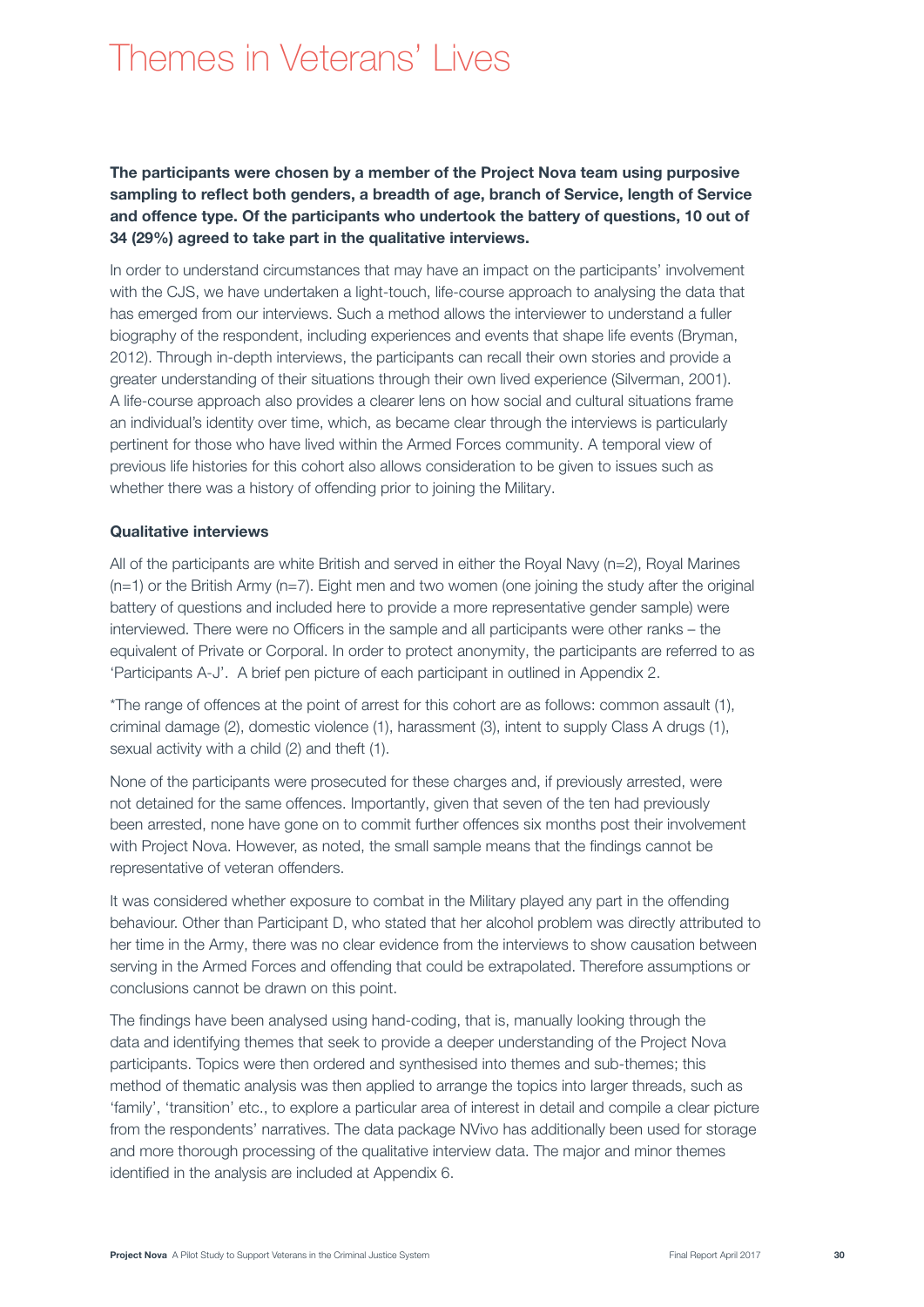# Themes in Veterans' Lives

**The participants were chosen by a member of the Project Nova team using purposive sampling to reflect both genders, a breadth of age, branch of Service, length of Service and offence type. Of the participants who undertook the battery of questions, 10 out of 34 (29%) agreed to take part in the qualitative interviews.**

In order to understand circumstances that may have an impact on the participants' involvement with the CJS, we have undertaken a light-touch, life-course approach to analysing the data that has emerged from our interviews. Such a method allows the interviewer to understand a fuller biography of the respondent, including experiences and events that shape life events (Bryman, 2012). Through in-depth interviews, the participants can recall their own stories and provide a greater understanding of their situations through their own lived experience (Silverman, 2001). A life-course approach also provides a clearer lens on how social and cultural situations frame an individual's identity over time, which, as became clear through the interviews is particularly pertinent for those who have lived within the Armed Forces community. A temporal view of previous life histories for this cohort also allows consideration to be given to issues such as whether there was a history of offending prior to joining the Military.

### Qualitative interviews

All of the participants are white British and served in either the Royal Navy (n=2), Royal Marines (n=1) or the British Army (n=7). Eight men and two women (one joining the study after the original battery of questions and included here to provide a more representative gender sample) were interviewed. There were no Officers in the sample and all participants were other ranks – the equivalent of Private or Corporal. In order to protect anonymity, the participants are referred to as 'Participants A-J'. A brief pen picture of each participant in outlined in Appendix 2.

*The range of offences at the point of arrest for this cohort are as follows: common assault (1), criminal damage (2), domestic violence (1), harassment (3), intent to supply Class A drugs (1), sexual activity with a child (2) and theft (1).

None of the participants were prosecuted for these charges and, if previously arrested, were not detained for the same offences. Importantly, given that seven of the ten had previously been arrested, none have gone on to commit further offences six months post their involvement with Project Nova. However, as noted, the small sample means that the findings cannot be representative of veteran offenders.

It was considered whether exposure to combat in the Military played any part in the offending behaviour. Other than Participant D, who stated that her alcohol problem was directly attributed to her time in the Army, there was no clear evidence from the interviews to show causation between serving in the Armed Forces and offending that could be extrapolated. Therefore assumptions or conclusions cannot be drawn on this point.

The findings have been analysed using hand-coding, that is, manually looking through the data and identifying themes that seek to provide a deeper understanding of the Project Nova participants. Topics were then ordered and synthesised into themes and sub-themes; this method of thematic analysis was then applied to arrange the topics into larger threads, such as 'family', 'transition' etc., to explore a particular area of interest in detail and compile a clear picture from the respondents' narratives. The data package NVivo has additionally been used for storage and more thorough processing of the qualitative interview data. The major and minor themes identified in the analysis are included at Appendix 6.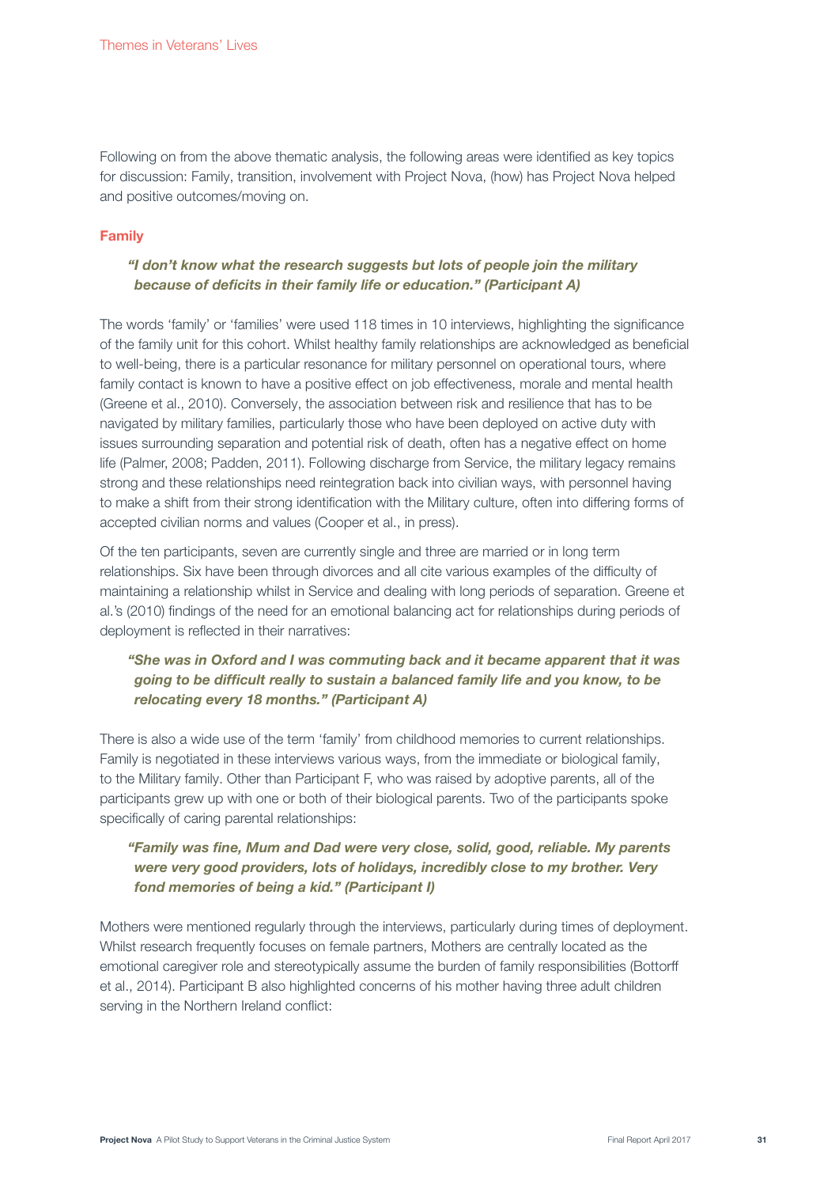Following on from the above thematic analysis, the following areas were identified as key topics for discussion: Family, transition, involvement with Project Nova, (how) has Project Nova helped and positive outcomes/moving on.

### Family

> ***"I don't know what the research suggests but lots of people join the military because of deficits in their family life or education." (Participant A)***

The words 'family' or 'families' were used 118 times in 10 interviews, highlighting the significance of the family unit for this cohort. Whilst healthy family relationships are acknowledged as beneficial to well-being, there is a particular resonance for military personnel on operational tours, where family contact is known to have a positive effect on job effectiveness, morale and mental health (Greene et al., 2010). Conversely, the association between risk and resilience that has to be navigated by military families, particularly those who have been deployed on active duty with issues surrounding separation and potential risk of death, often has a negative effect on home life (Palmer, 2008; Padden, 2011). Following discharge from Service, the military legacy remains strong and these relationships need reintegration back into civilian ways, with personnel having to make a shift from their strong identification with the Military culture, often into differing forms of accepted civilian norms and values (Cooper et al., in press).

Of the ten participants, seven are currently single and three are married or in long term relationships. Six have been through divorces and all cite various examples of the difficulty of maintaining a relationship whilst in Service and dealing with long periods of separation. Greene et al.'s (2010) findings of the need for an emotional balancing act for relationships during periods of deployment is reflected in their narratives:

> ***"She was in Oxford and I was commuting back and it became apparent that it was going to be difficult really to sustain a balanced family life and you know, to be relocating every 18 months." (Participant A)***

There is also a wide use of the term 'family' from childhood memories to current relationships. Family is negotiated in these interviews various ways, from the immediate or biological family, to the Military family. Other than Participant F, who was raised by adoptive parents, all of the participants grew up with one or both of their biological parents. Two of the participants spoke specifically of caring parental relationships:

> ***"Family was fine, Mum and Dad were very close, solid, good, reliable. My parents were very good providers, lots of holidays, incredibly close to my brother. Very fond memories of being a kid." (Participant I)***

Mothers were mentioned regularly through the interviews, particularly during times of deployment. Whilst research frequently focuses on female partners, Mothers are centrally located as the emotional caregiver role and stereotypically assume the burden of family responsibilities (Bottorff et al., 2014). Participant B also highlighted concerns of his mother having three adult children serving in the Northern Ireland conflict: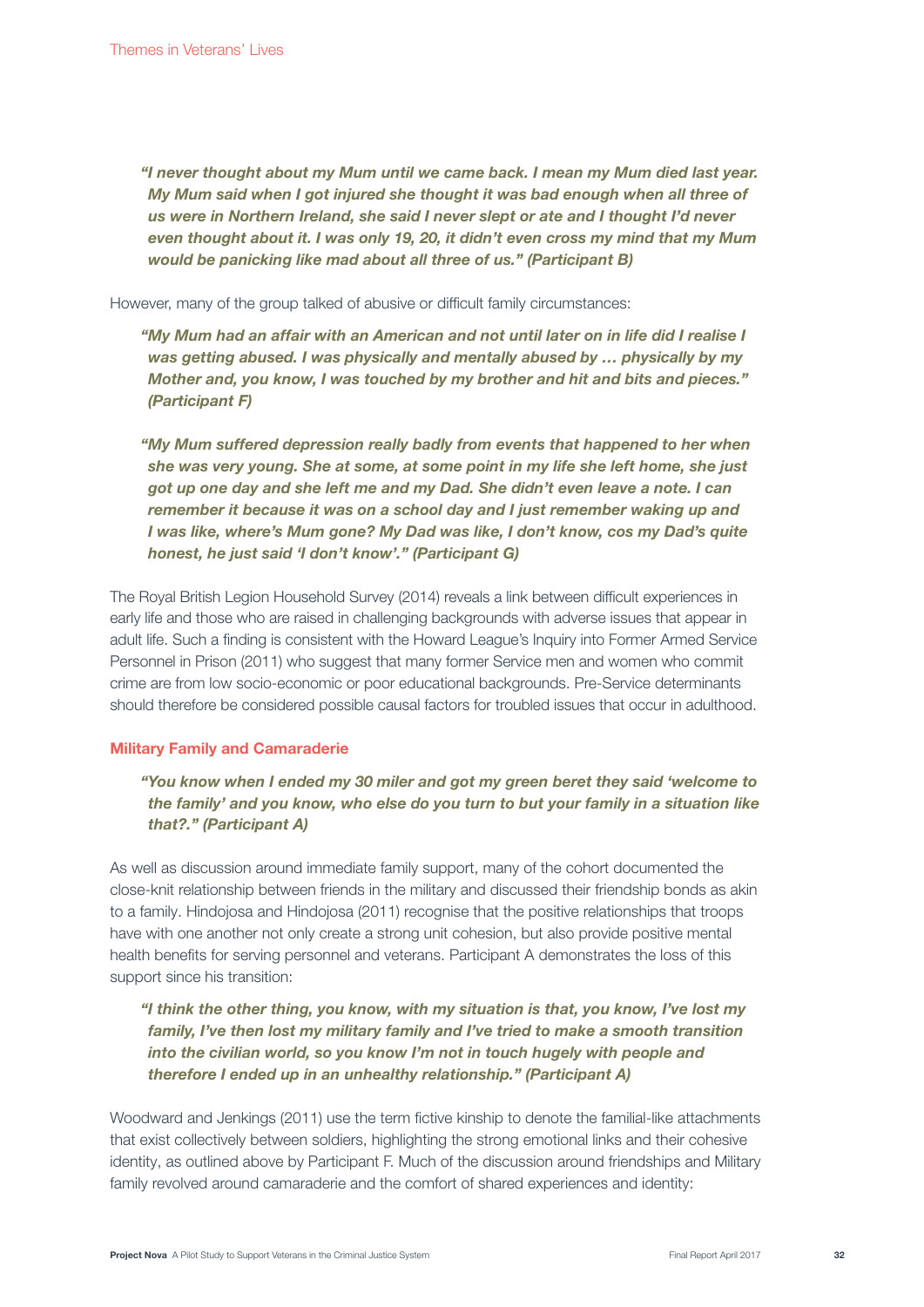> ***"I never thought about my Mum until we came back. I mean my Mum died last year. My Mum said when I got injured she thought it was bad enough when all three of us were in Northern Ireland, she said I never slept or ate and I thought I'd never even thought about it. I was only 19, 20, it didn't even cross my mind that my Mum would be panicking like mad about all three of us." (Participant B)***

However, many of the group talked of abusive or difficult family circumstances:

> ***"My Mum had an affair with an American and not until later on in life did I realise I was getting abused. I was physically and mentally abused by … physically by my Mother and, you know, I was touched by my brother and hit and bits and pieces." (Participant F)***

> ***"My Mum suffered depression really badly from events that happened to her when she was very young. She at some, at some point in my life she left home, she just got up one day and she left me and my Dad. She didn't even leave a note. I can remember it because it was on a school day and I just remember waking up and I was like, where's Mum gone? My Dad was like, I don't know, cos my Dad's quite honest, he just said 'I don't know'." (Participant G)***

The Royal British Legion Household Survey (2014) reveals a link between difficult experiences in early life and those who are raised in challenging backgrounds with adverse issues that appear in adult life. Such a finding is consistent with the Howard League's Inquiry into Former Armed Service Personnel in Prison (2011) who suggest that many former Service men and women who commit crime are from low socio-economic or poor educational backgrounds. Pre-Service determinants should therefore be considered possible causal factors for troubled issues that occur in adulthood.

### Military Family and Camaraderie

> ***"You know when I ended my 30 miler and got my green beret they said 'welcome to the family' and you know, who else do you turn to but your family in a situation like that?." (Participant A)***

As well as discussion around immediate family support, many of the cohort documented the close-knit relationship between friends in the military and discussed their friendship bonds as akin to a family. Hindojosa and Hindojosa (2011) recognise that the positive relationships that troops have with one another not only create a strong unit cohesion, but also provide positive mental health benefits for serving personnel and veterans. Participant A demonstrates the loss of this support since his transition:

> ***"I think the other thing, you know, with my situation is that, you know, I've lost my family, I've then lost my military family and I've tried to make a smooth transition into the civilian world, so you know I'm not in touch hugely with people and therefore I ended up in an unhealthy relationship." (Participant A)***

Woodward and Jenkings (2011) use the term fictive kinship to denote the familial-like attachments that exist collectively between soldiers, highlighting the strong emotional links and their cohesive identity, as outlined above by Participant F. Much of the discussion around friendships and Military family revolved around camaraderie and the comfort of shared experiences and identity: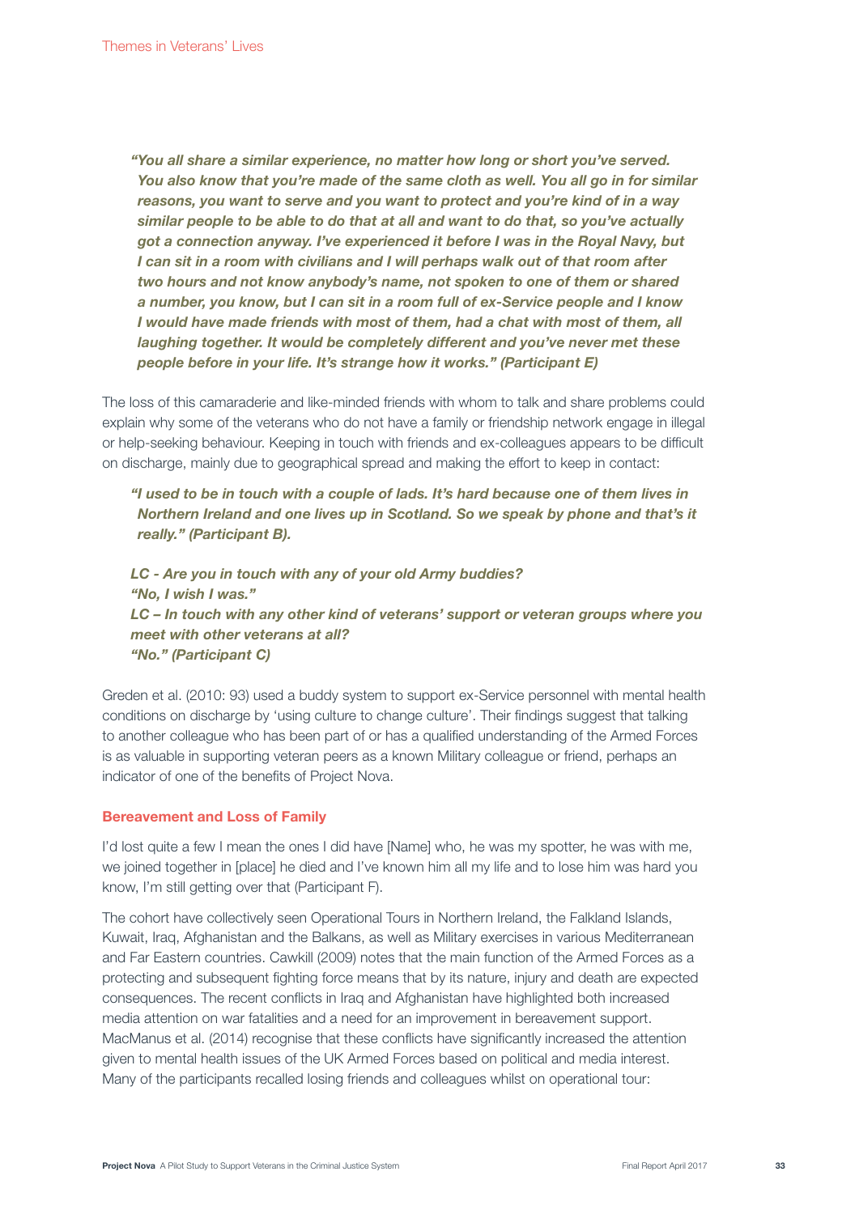***"You all share a similar experience, no matter how long or short you've served. You also know that you're made of the same cloth as well. You all go in for similar reasons, you want to serve and you want to protect and you're kind of in a way similar people to be able to do that at all and want to do that, so you've actually got a connection anyway. I've experienced it before I was in the Royal Navy, but I can sit in a room with civilians and I will perhaps walk out of that room after two hours and not know anybody's name, not spoken to one of them or shared a number, you know, but I can sit in a room full of ex-Service people and I know I would have made friends with most of them, had a chat with most of them, all laughing together. It would be completely different and you've never met these people before in your life. It's strange how it works." (Participant E)***

The loss of this camaraderie and like-minded friends with whom to talk and share problems could explain why some of the veterans who do not have a family or friendship network engage in illegal or help-seeking behaviour. Keeping in touch with friends and ex-colleagues appears to be difficult on discharge, mainly due to geographical spread and making the effort to keep in contact:

***"I used to be in touch with a couple of lads. It's hard because one of them lives in Northern Ireland and one lives up in Scotland. So we speak by phone and that's it really." (Participant B).***

***LC - Are you in touch with any of your old Army buddies?***
***"No, I wish I was."***
***LC – In touch with any other kind of veterans' support or veteran groups where you meet with other veterans at all?***
***"No." (Participant C)***

Greden et al. (2010: 93) used a buddy system to support ex-Service personnel with mental health conditions on discharge by 'using culture to change culture'. Their findings suggest that talking to another colleague who has been part of or has a qualified understanding of the Armed Forces is as valuable in supporting veteran peers as a known Military colleague or friend, perhaps an indicator of one of the benefits of Project Nova.

## Bereavement and Loss of Family

I'd lost quite a few I mean the ones I did have [Name] who, he was my spotter, he was with me, we joined together in [place] he died and I've known him all my life and to lose him was hard you know, I'm still getting over that (Participant F).

The cohort have collectively seen Operational Tours in Northern Ireland, the Falkland Islands, Kuwait, Iraq, Afghanistan and the Balkans, as well as Military exercises in various Mediterranean and Far Eastern countries. Cawkill (2009) notes that the main function of the Armed Forces as a protecting and subsequent fighting force means that by its nature, injury and death are expected consequences. The recent conflicts in Iraq and Afghanistan have highlighted both increased media attention on war fatalities and a need for an improvement in bereavement support. MacManus et al. (2014) recognise that these conflicts have significantly increased the attention given to mental health issues of the UK Armed Forces based on political and media interest. Many of the participants recalled losing friends and colleagues whilst on operational tour: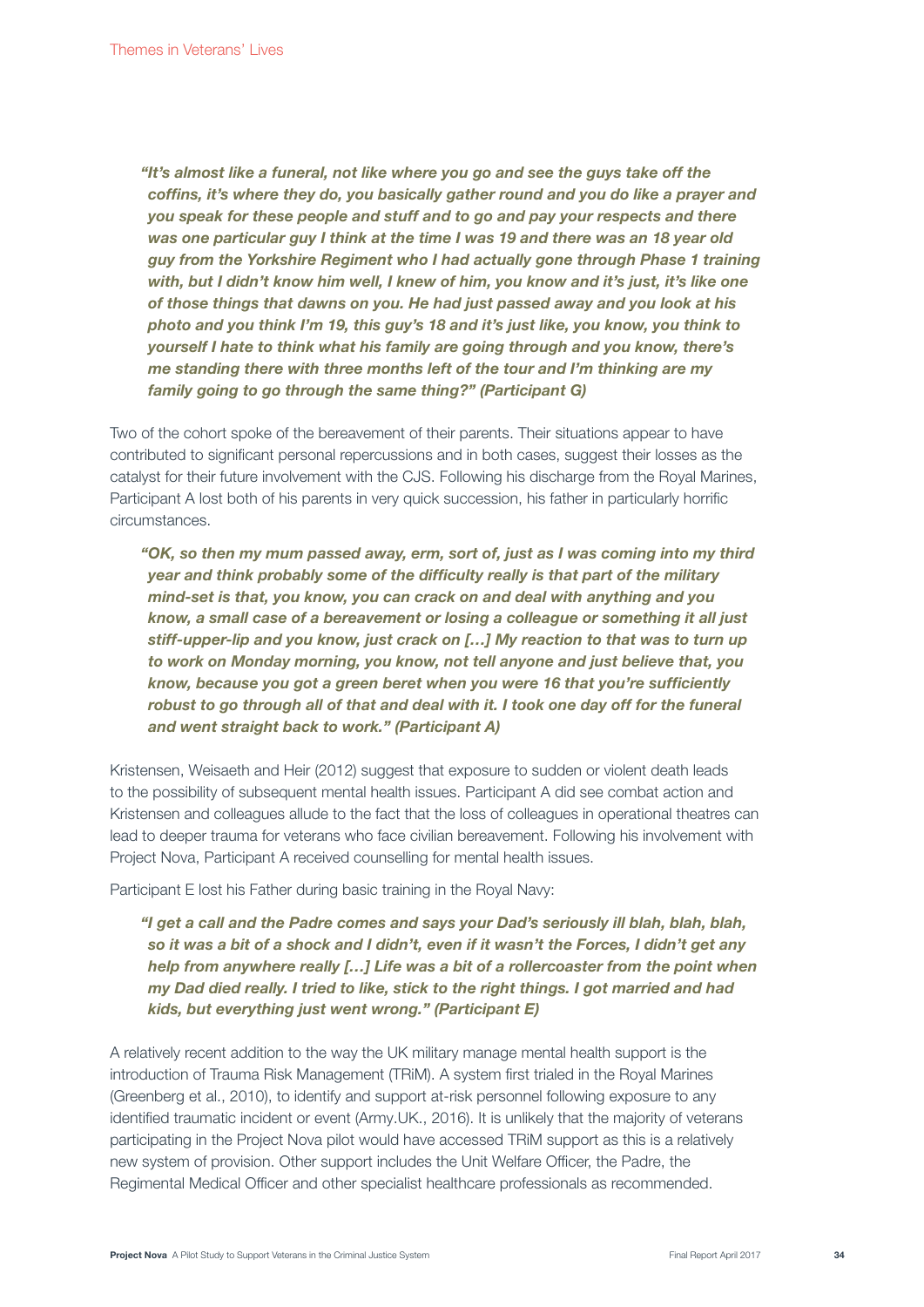***"It's almost like a funeral, not like where you go and see the guys take off the coffins, it's where they do, you basically gather round and you do like a prayer and you speak for these people and stuff and to go and pay your respects and there was one particular guy I think at the time I was 19 and there was an 18 year old guy from the Yorkshire Regiment who I had actually gone through Phase 1 training with, but I didn't know him well, I knew of him, you know and it's just, it's like one of those things that dawns on you. He had just passed away and you look at his photo and you think I'm 19, this guy's 18 and it's just like, you know, you think to yourself I hate to think what his family are going through and you know, there's me standing there with three months left of the tour and I'm thinking are my family going to go through the same thing?" (Participant G)***

Two of the cohort spoke of the bereavement of their parents. Their situations appear to have contributed to significant personal repercussions and in both cases, suggest their losses as the catalyst for their future involvement with the CJS. Following his discharge from the Royal Marines, Participant A lost both of his parents in very quick succession, his father in particularly horrific circumstances.

***"OK, so then my mum passed away, erm, sort of, just as I was coming into my third year and think probably some of the difficulty really is that part of the military mind-set is that, you know, you can crack on and deal with anything and you know, a small case of a bereavement or losing a colleague or something it all just stiff-upper-lip and you know, just crack on […] My reaction to that was to turn up to work on Monday morning, you know, not tell anyone and just believe that, you know, because you got a green beret when you were 16 that you're sufficiently robust to go through all of that and deal with it. I took one day off for the funeral and went straight back to work." (Participant A)***

Kristensen, Weisaeth and Heir (2012) suggest that exposure to sudden or violent death leads to the possibility of subsequent mental health issues. Participant A did see combat action and Kristensen and colleagues allude to the fact that the loss of colleagues in operational theatres can lead to deeper trauma for veterans who face civilian bereavement. Following his involvement with Project Nova, Participant A received counselling for mental health issues.

Participant E lost his Father during basic training in the Royal Navy:

***"I get a call and the Padre comes and says your Dad's seriously ill blah, blah, blah, so it was a bit of a shock and I didn't, even if it wasn't the Forces, I didn't get any help from anywhere really […] Life was a bit of a rollercoaster from the point when my Dad died really. I tried to like, stick to the right things. I got married and had kids, but everything just went wrong." (Participant E)***

A relatively recent addition to the way the UK military manage mental health support is the introduction of Trauma Risk Management (TRiM). A system first trialed in the Royal Marines (Greenberg et al., 2010), to identify and support at-risk personnel following exposure to any identified traumatic incident or event (Army.UK., 2016). It is unlikely that the majority of veterans participating in the Project Nova pilot would have accessed TRiM support as this is a relatively new system of provision. Other support includes the Unit Welfare Officer, the Padre, the Regimental Medical Officer and other specialist healthcare professionals as recommended.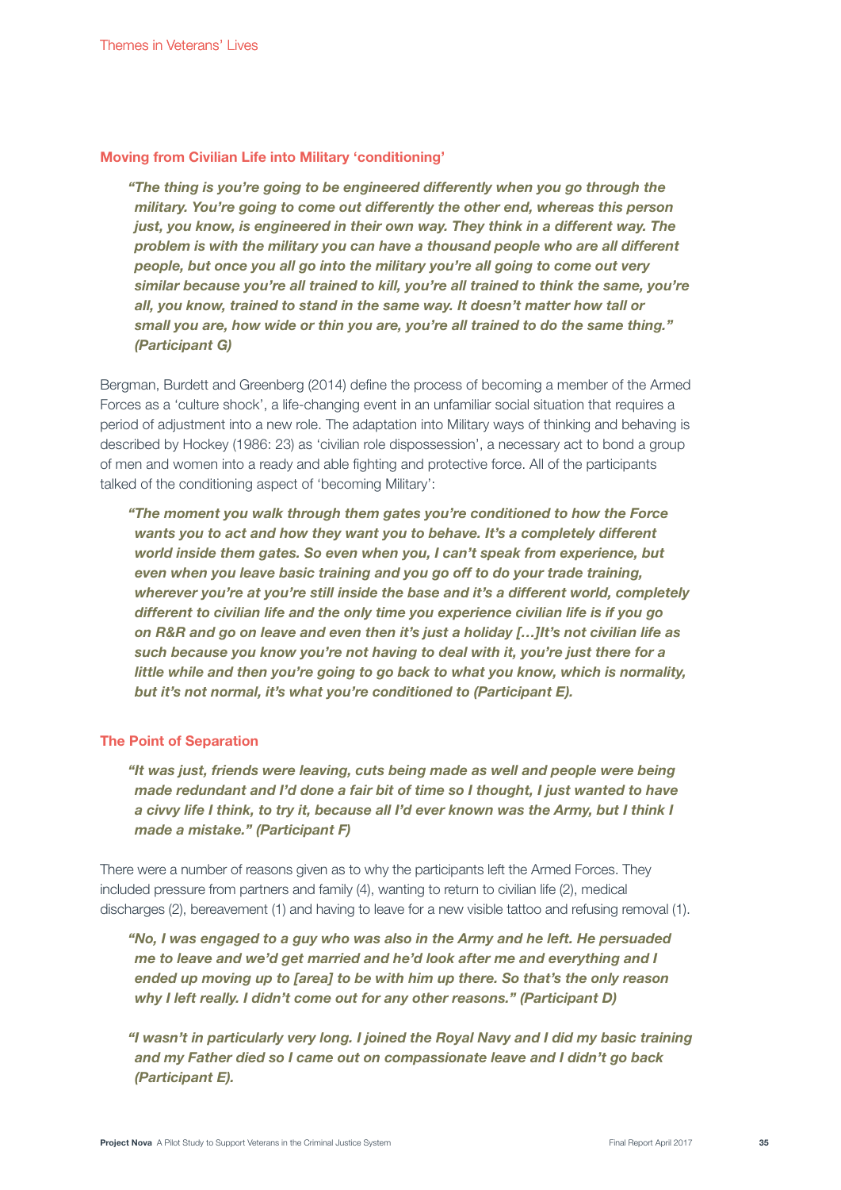### Moving from Civilian Life into Military 'conditioning'

> ***"The thing is you're going to be engineered differently when you go through the military. You're going to come out differently the other end, whereas this person just, you know, is engineered in their own way. They think in a different way. The problem is with the military you can have a thousand people who are all different people, but once you all go into the military you're all going to come out very similar because you're all trained to kill, you're all trained to think the same, you're all, you know, trained to stand in the same way. It doesn't matter how tall or small you are, how wide or thin you are, you're all trained to do the same thing." (Participant G)***

Bergman, Burdett and Greenberg (2014) define the process of becoming a member of the Armed Forces as a 'culture shock', a life-changing event in an unfamiliar social situation that requires a period of adjustment into a new role. The adaptation into Military ways of thinking and behaving is described by Hockey (1986: 23) as 'civilian role dispossession', a necessary act to bond a group of men and women into a ready and able fighting and protective force. All of the participants talked of the conditioning aspect of 'becoming Military':

> ***"The moment you walk through them gates you're conditioned to how the Force wants you to act and how they want you to behave. It's a completely different world inside them gates. So even when you, I can't speak from experience, but even when you leave basic training and you go off to do your trade training, wherever you're at you're still inside the base and it's a different world, completely different to civilian life and the only time you experience civilian life is if you go on R&R and go on leave and even then it's just a holiday […]It's not civilian life as such because you know you're not having to deal with it, you're just there for a little while and then you're going to go back to what you know, which is normality, but it's not normal, it's what you're conditioned to (Participant E).***

### The Point of Separation

> ***"It was just, friends were leaving, cuts being made as well and people were being made redundant and I'd done a fair bit of time so I thought, I just wanted to have a civvy life I think, to try it, because all I'd ever known was the Army, but I think I made a mistake." (Participant F)***

There were a number of reasons given as to why the participants left the Armed Forces. They included pressure from partners and family (4), wanting to return to civilian life (2), medical discharges (2), bereavement (1) and having to leave for a new visible tattoo and refusing removal (1).

> ***"No, I was engaged to a guy who was also in the Army and he left. He persuaded me to leave and we'd get married and he'd look after me and everything and I ended up moving up to [area] to be with him up there. So that's the only reason why I left really. I didn't come out for any other reasons." (Participant D)***

> ***"I wasn't in particularly very long. I joined the Royal Navy and I did my basic training and my Father died so I came out on compassionate leave and I didn't go back (Participant E).***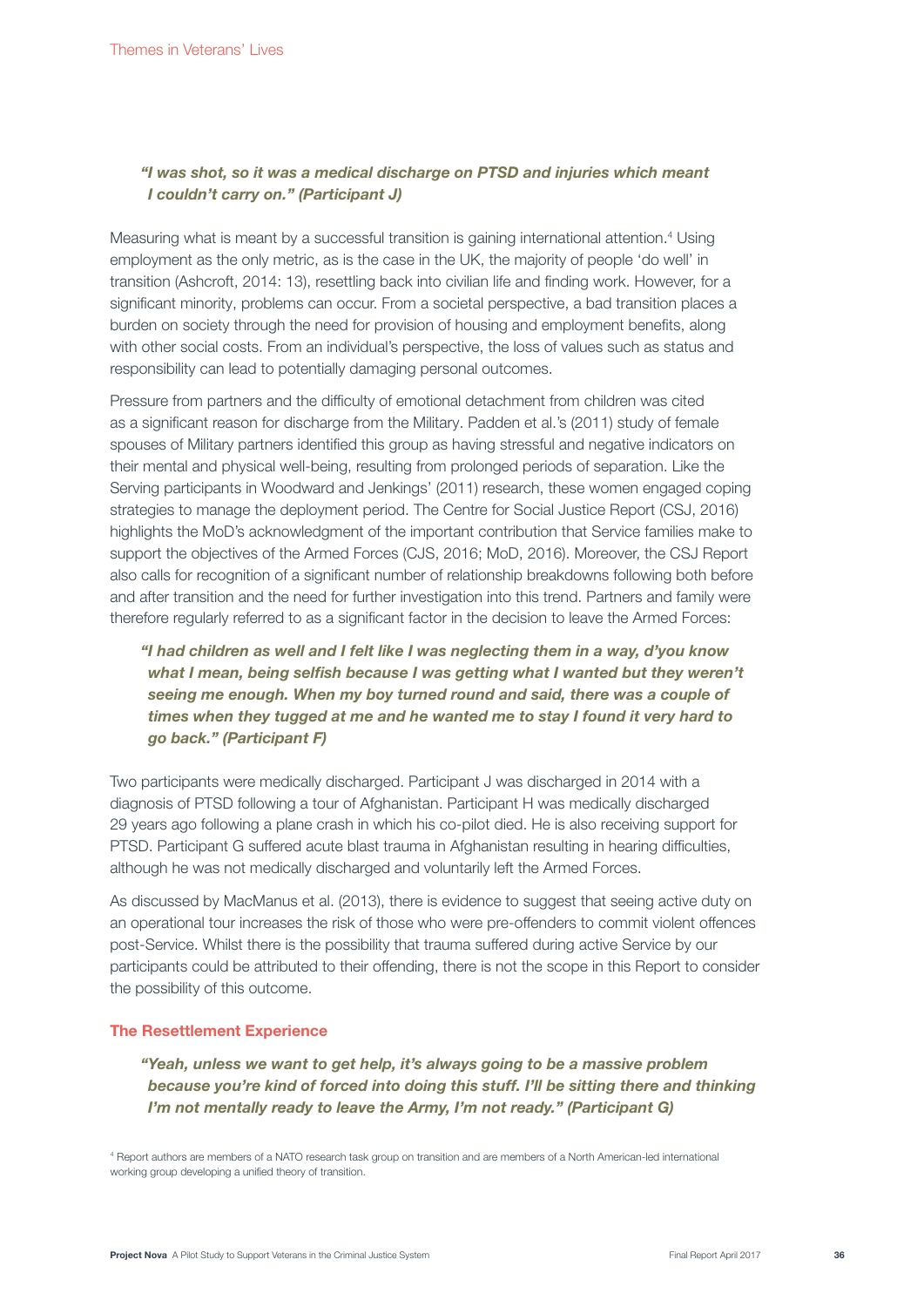***"I was shot, so it was a medical discharge on PTSD and injuries which meant I couldn't carry on." (Participant J)***

Measuring what is meant by a successful transition is gaining international attention.[4] Using employment as the only metric, as is the case in the UK, the majority of people 'do well' in transition (Ashcroft, 2014: 13), resettling back into civilian life and finding work. However, for a significant minority, problems can occur. From a societal perspective, a bad transition places a burden on society through the need for provision of housing and employment benefits, along with other social costs. From an individual's perspective, the loss of values such as status and responsibility can lead to potentially damaging personal outcomes.

Pressure from partners and the difficulty of emotional detachment from children was cited as a significant reason for discharge from the Military. Padden et al.'s (2011) study of female spouses of Military partners identified this group as having stressful and negative indicators on their mental and physical well-being, resulting from prolonged periods of separation. Like the Serving participants in Woodward and Jenkings' (2011) research, these women engaged coping strategies to manage the deployment period. The Centre for Social Justice Report (CSJ, 2016) highlights the MoD's acknowledgment of the important contribution that Service families make to support the objectives of the Armed Forces (CJS, 2016; MoD, 2016). Moreover, the CSJ Report also calls for recognition of a significant number of relationship breakdowns following both before and after transition and the need for further investigation into this trend. Partners and family were therefore regularly referred to as a significant factor in the decision to leave the Armed Forces:

***"I had children as well and I felt like I was neglecting them in a way, d'you know what I mean, being selfish because I was getting what I wanted but they weren't seeing me enough. When my boy turned round and said, there was a couple of times when they tugged at me and he wanted me to stay I found it very hard to go back." (Participant F)***

Two participants were medically discharged. Participant J was discharged in 2014 with a diagnosis of PTSD following a tour of Afghanistan. Participant H was medically discharged 29 years ago following a plane crash in which his co-pilot died. He is also receiving support for PTSD. Participant G suffered acute blast trauma in Afghanistan resulting in hearing difficulties, although he was not medically discharged and voluntarily left the Armed Forces.

As discussed by MacManus et al. (2013), there is evidence to suggest that seeing active duty on an operational tour increases the risk of those who were pre-offenders to commit violent offences post-Service. Whilst there is the possibility that trauma suffered during active Service by our participants could be attributed to their offending, there is not the scope in this Report to consider the possibility of this outcome.

## The Resettlement Experience

***"Yeah, unless we want to get help, it's always going to be a massive problem because you're kind of forced into doing this stuff. I'll be sitting there and thinking I'm not mentally ready to leave the Army, I'm not ready." (Participant G)***

[4] Report authors are members of a NATO research task group on transition and are members of a North American-led international working group developing a unified theory of transition.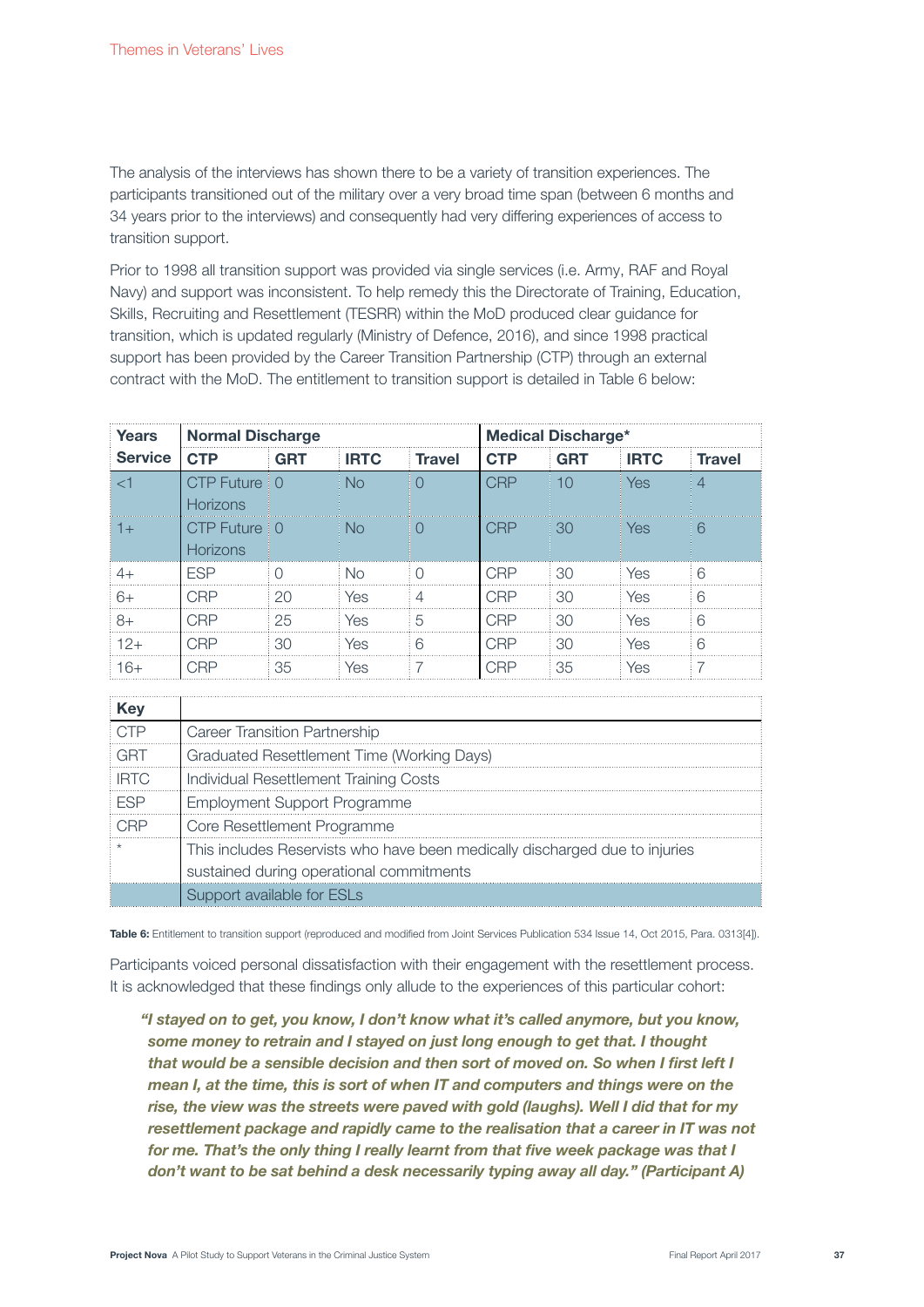The analysis of the interviews has shown there to be a variety of transition experiences. The participants transitioned out of the military over a very broad time span (between 6 months and 34 years prior to the interviews) and consequently had very differing experiences of access to transition support.

Prior to 1998 all transition support was provided via single services (i.e. Army, RAF and Royal Navy) and support was inconsistent. To help remedy this the Directorate of Training, Education, Skills, Recruiting and Resettlement (TESRR) within the MoD produced clear guidance for transition, which is updated regularly (Ministry of Defence, 2016), and since 1998 practical support has been provided by the Career Transition Partnership (CTP) through an external contract with the MoD. The entitlement to transition support is detailed in Table 6 below:

| Years Service | Normal Discharge | | | | Medical Discharge* | | | |
|---|---|---|---|---|---|---|---|---|
| | CTP | GRT | IRTC | Travel | CTP | GRT | IRTC | Travel |
| <1 | CTP Future Horizons | 0 | No | 0 | CRP | 10 | Yes | 4 |
| 1+ | CTP Future Horizons | 0 | No | 0 | CRP | 30 | Yes | 6 |
| 4+ | ESP | 0 | No | 0 | CRP | 30 | Yes | 6 |
| 6+ | CRP | 20 | Yes | 4 | CRP | 30 | Yes | 6 |
| 8+ | CRP | 25 | Yes | 5 | CRP | 30 | Yes | 6 |
| 12+ | CRP | 30 | Yes | 6 | CRP | 30 | Yes | 6 |
| 16+ | CRP | 35 | Yes | 7 | CRP | 35 | Yes | 7 |

| Key | |
|---|---|
| CTP | Career Transition Partnership |
| GRT | Graduated Resettlement Time (Working Days) |
| IRTC | Individual Resettlement Training Costs |
| ESP | Employment Support Programme |
| CRP | Core Resettlement Programme |
| * | This includes Reservists who have been medically discharged due to injuries sustained during operational commitments |
| | Support available for ESLs |

**Table 6:** Entitlement to transition support (reproduced and modified from Joint Services Publication 534 Issue 14, Oct 2015, Para. 0313[4]).

Participants voiced personal dissatisfaction with their engagement with the resettlement process. It is acknowledged that these findings only allude to the experiences of this particular cohort:

> ***"I stayed on to get, you know, I don't know what it's called anymore, but you know, some money to retrain and I stayed on just long enough to get that. I thought that would be a sensible decision and then sort of moved on. So when I first left I mean I, at the time, this is sort of when IT and computers and things were on the rise, the view was the streets were paved with gold (laughs). Well I did that for my resettlement package and rapidly came to the realisation that a career in IT was not for me. That's the only thing I really learnt from that five week package was that I don't want to be sat behind a desk necessarily typing away all day." (Participant A)***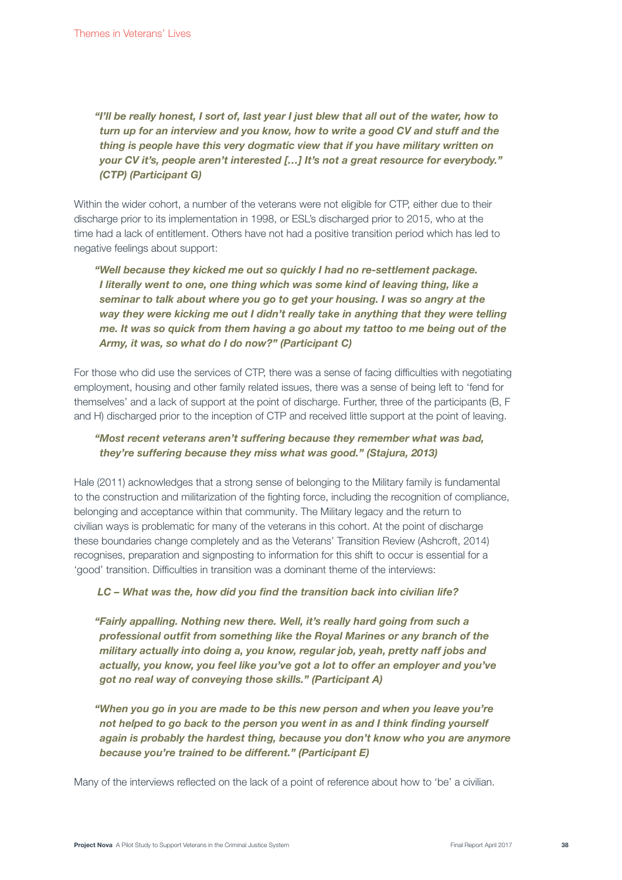***"I'll be really honest, I sort of, last year I just blew that all out of the water, how to turn up for an interview and you know, how to write a good CV and stuff and the thing is people have this very dogmatic view that if you have military written on your CV it's, people aren't interested […] It's not a great resource for everybody." (CTP) (Participant G)***

Within the wider cohort, a number of the veterans were not eligible for CTP, either due to their discharge prior to its implementation in 1998, or ESL's discharged prior to 2015, who at the time had a lack of entitlement. Others have not had a positive transition period which has led to negative feelings about support:

***"Well because they kicked me out so quickly I had no re-settlement package. I literally went to one, one thing which was some kind of leaving thing, like a seminar to talk about where you go to get your housing. I was so angry at the way they were kicking me out I didn't really take in anything that they were telling me. It was so quick from them having a go about my tattoo to me being out of the Army, it was, so what do I do now?" (Participant C)***

For those who did use the services of CTP, there was a sense of facing difficulties with negotiating employment, housing and other family related issues, there was a sense of being left to 'fend for themselves' and a lack of support at the point of discharge. Further, three of the participants (B, F and H) discharged prior to the inception of CTP and received little support at the point of leaving.

***"Most recent veterans aren't suffering because they remember what was bad, they're suffering because they miss what was good." (Stajura, 2013)***

Hale (2011) acknowledges that a strong sense of belonging to the Military family is fundamental to the construction and militarization of the fighting force, including the recognition of compliance, belonging and acceptance within that community. The Military legacy and the return to civilian ways is problematic for many of the veterans in this cohort. At the point of discharge these boundaries change completely and as the Veterans' Transition Review (Ashcroft, 2014) recognises, preparation and signposting to information for this shift to occur is essential for a 'good' transition. Difficulties in transition was a dominant theme of the interviews:

***LC – What was the, how did you find the transition back into civilian life?***

***"Fairly appalling. Nothing new there. Well, it's really hard going from such a professional outfit from something like the Royal Marines or any branch of the military actually into doing a, you know, regular job, yeah, pretty naff jobs and actually, you know, you feel like you've got a lot to offer an employer and you've got no real way of conveying those skills." (Participant A)***

***"When you go in you are made to be this new person and when you leave you're not helped to go back to the person you went in as and I think finding yourself again is probably the hardest thing, because you don't know who you are anymore because you're trained to be different." (Participant E)***

Many of the interviews reflected on the lack of a point of reference about how to 'be' a civilian.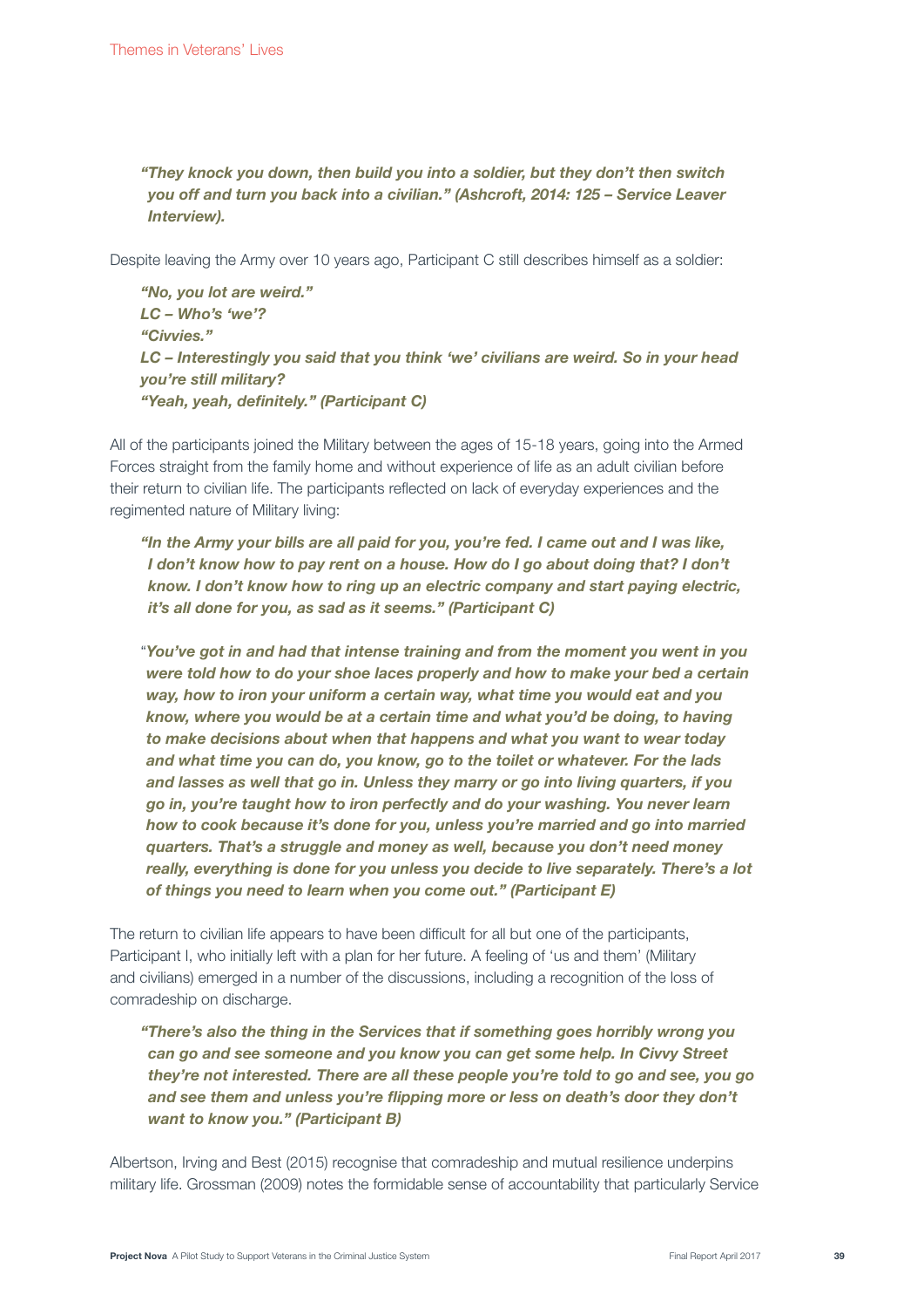***"They knock you down, then build you into a soldier, but they don't then switch you off and turn you back into a civilian." (Ashcroft, 2014: 125 – Service Leaver Interview).***

Despite leaving the Army over 10 years ago, Participant C still describes himself as a soldier:

> ***"No, you lot are weird."***
> ***LC – Who's 'we'?***
> ***"Civvies."***
> ***LC – Interestingly you said that you think 'we' civilians are weird. So in your head you're still military?***
> ***"Yeah, yeah, definitely." (Participant C)***

All of the participants joined the Military between the ages of 15-18 years, going into the Armed Forces straight from the family home and without experience of life as an adult civilian before their return to civilian life. The participants reflected on lack of everyday experiences and the regimented nature of Military living:

> ***"In the Army your bills are all paid for you, you're fed. I came out and I was like, I don't know how to pay rent on a house. How do I go about doing that? I don't know. I don't know how to ring up an electric company and start paying electric, it's all done for you, as sad as it seems." (Participant C)***

> "***You've got in and had that intense training and from the moment you went in you were told how to do your shoe laces properly and how to make your bed a certain way, how to iron your uniform a certain way, what time you would eat and you know, where you would be at a certain time and what you'd be doing, to having to make decisions about when that happens and what you want to wear today and what time you can do, you know, go to the toilet or whatever. For the lads and lasses as well that go in. Unless they marry or go into living quarters, if you go in, you're taught how to iron perfectly and do your washing. You never learn how to cook because it's done for you, unless you're married and go into married quarters. That's a struggle and money as well, because you don't need money really, everything is done for you unless you decide to live separately. There's a lot of things you need to learn when you come out." (Participant E)***

The return to civilian life appears to have been difficult for all but one of the participants, Participant I, who initially left with a plan for her future. A feeling of 'us and them' (Military and civilians) emerged in a number of the discussions, including a recognition of the loss of comradeship on discharge.

> ***"There's also the thing in the Services that if something goes horribly wrong you can go and see someone and you know you can get some help. In Civvy Street they're not interested. There are all these people you're told to go and see, you go and see them and unless you're flipping more or less on death's door they don't want to know you." (Participant B)***

Albertson, Irving and Best (2015) recognise that comradeship and mutual resilience underpins military life. Grossman (2009) notes the formidable sense of accountability that particularly Service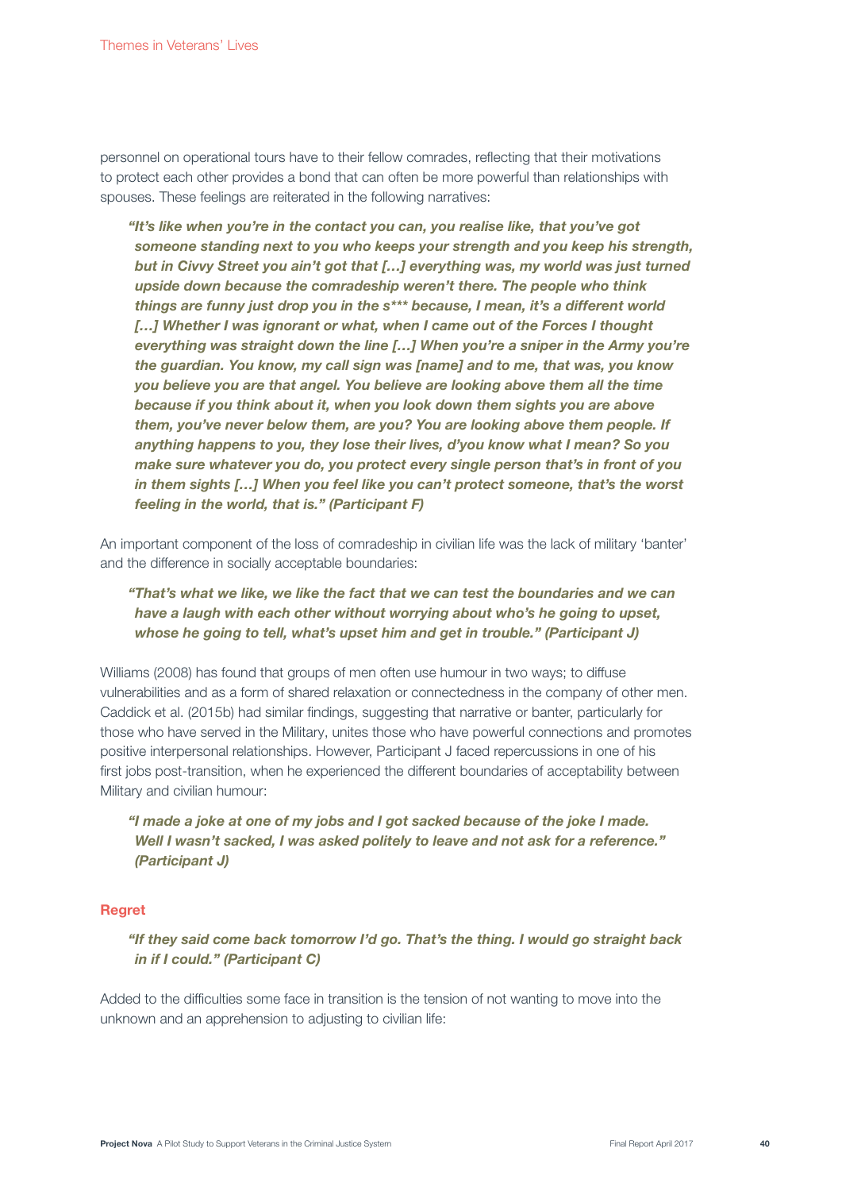personnel on operational tours have to their fellow comrades, reflecting that their motivations to protect each other provides a bond that can often be more powerful than relationships with spouses. These feelings are reiterated in the following narratives:

> ***"It's like when you're in the contact you can, you realise like, that you've got someone standing next to you who keeps your strength and you keep his strength, but in Civvy Street you ain't got that […] everything was, my world was just turned upside down because the comradeship weren't there. The people who think things are funny just drop you in the s*** because, I mean, it's a different world […] Whether I was ignorant or what, when I came out of the Forces I thought everything was straight down the line […] When you're a sniper in the Army you're the guardian. You know, my call sign was [name] and to me, that was, you know you believe you are that angel. You believe are looking above them all the time because if you think about it, when you look down them sights you are above them, you've never below them, are you? You are looking above them people. If anything happens to you, they lose their lives, d'you know what I mean? So you make sure whatever you do, you protect every single person that's in front of you in them sights […] When you feel like you can't protect someone, that's the worst feeling in the world, that is." (Participant F)***

An important component of the loss of comradeship in civilian life was the lack of military 'banter' and the difference in socially acceptable boundaries:

> ***"That's what we like, we like the fact that we can test the boundaries and we can have a laugh with each other without worrying about who's he going to upset, whose he going to tell, what's upset him and get in trouble." (Participant J)***

Williams (2008) has found that groups of men often use humour in two ways; to diffuse vulnerabilities and as a form of shared relaxation or connectedness in the company of other men. Caddick et al. (2015b) had similar findings, suggesting that narrative or banter, particularly for those who have served in the Military, unites those who have powerful connections and promotes positive interpersonal relationships. However, Participant J faced repercussions in one of his first jobs post-transition, when he experienced the different boundaries of acceptability between Military and civilian humour:

> ***"I made a joke at one of my jobs and I got sacked because of the joke I made. Well I wasn't sacked, I was asked politely to leave and not ask for a reference." (Participant J)***

### Regret

> ***"If they said come back tomorrow I'd go. That's the thing. I would go straight back in if I could." (Participant C)***

Added to the difficulties some face in transition is the tension of not wanting to move into the unknown and an apprehension to adjusting to civilian life: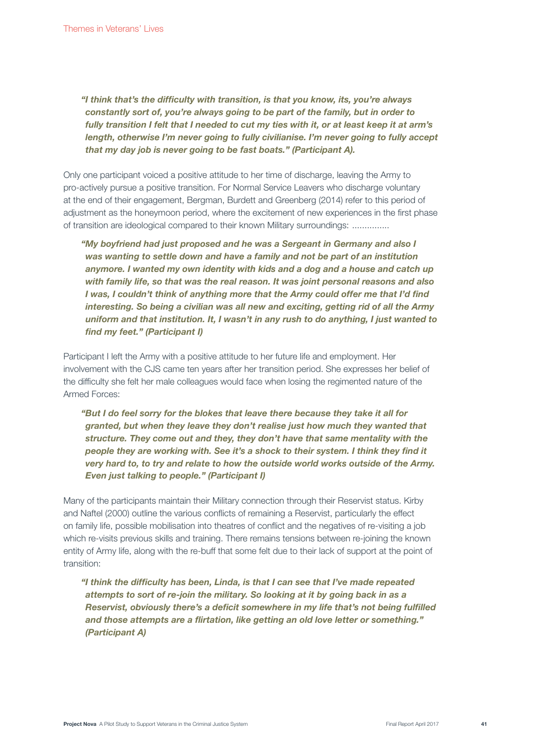***"I think that's the difficulty with transition, is that you know, its, you're always constantly sort of, you're always going to be part of the family, but in order to fully transition I felt that I needed to cut my ties with it, or at least keep it at arm's length, otherwise I'm never going to fully civilianise. I'm never going to fully accept that my day job is never going to be fast boats." (Participant A).***

Only one participant voiced a positive attitude to her time of discharge, leaving the Army to pro-actively pursue a positive transition. For Normal Service Leavers who discharge voluntary at the end of their engagement, Bergman, Burdett and Greenberg (2014) refer to this period of adjustment as the honeymoon period, where the excitement of new experiences in the first phase of transition are ideological compared to their known Military surroundings: ...............

***"My boyfriend had just proposed and he was a Sergeant in Germany and also I was wanting to settle down and have a family and not be part of an institution anymore. I wanted my own identity with kids and a dog and a house and catch up with family life, so that was the real reason. It was joint personal reasons and also I was, I couldn't think of anything more that the Army could offer me that I'd find interesting. So being a civilian was all new and exciting, getting rid of all the Army uniform and that institution. It, I wasn't in any rush to do anything, I just wanted to find my feet." (Participant I)***

Participant I left the Army with a positive attitude to her future life and employment. Her involvement with the CJS came ten years after her transition period. She expresses her belief of the difficulty she felt her male colleagues would face when losing the regimented nature of the Armed Forces:

***"But I do feel sorry for the blokes that leave there because they take it all for granted, but when they leave they don't realise just how much they wanted that structure. They come out and they, they don't have that same mentality with the people they are working with. See it's a shock to their system. I think they find it very hard to, to try and relate to how the outside world works outside of the Army. Even just talking to people." (Participant I)***

Many of the participants maintain their Military connection through their Reservist status. Kirby and Naftel (2000) outline the various conflicts of remaining a Reservist, particularly the effect on family life, possible mobilisation into theatres of conflict and the negatives of re-visiting a job which re-visits previous skills and training. There remains tensions between re-joining the known entity of Army life, along with the re-buff that some felt due to their lack of support at the point of transition:

***"I think the difficulty has been, Linda, is that I can see that I've made repeated attempts to sort of re-join the military. So looking at it by going back in as a Reservist, obviously there's a deficit somewhere in my life that's not being fulfilled and those attempts are a flirtation, like getting an old love letter or something." (Participant A)***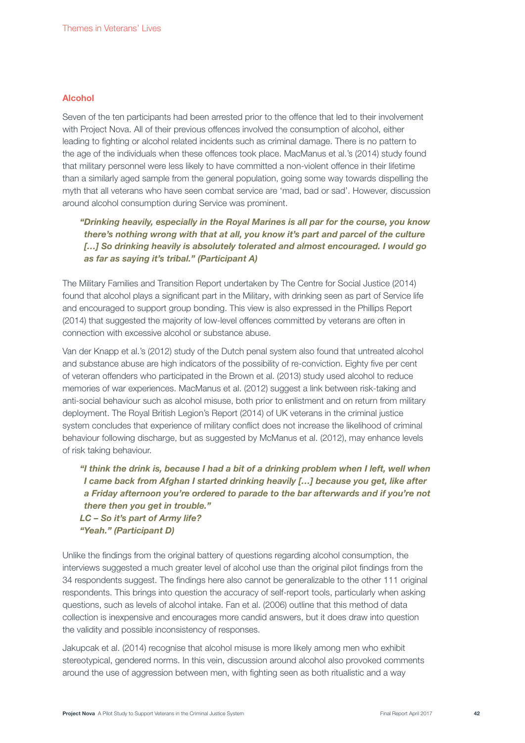## Alcohol

Seven of the ten participants had been arrested prior to the offence that led to their involvement with Project Nova. All of their previous offences involved the consumption of alcohol, either leading to fighting or alcohol related incidents such as criminal damage. There is no pattern to the age of the individuals when these offences took place. MacManus et al.'s (2014) study found that military personnel were less likely to have committed a non-violent offence in their lifetime than a similarly aged sample from the general population, going some way towards dispelling the myth that all veterans who have seen combat service are 'mad, bad or sad'. However, discussion around alcohol consumption during Service was prominent.

> ***"Drinking heavily, especially in the Royal Marines is all par for the course, you know there's nothing wrong with that at all, you know it's part and parcel of the culture […] So drinking heavily is absolutely tolerated and almost encouraged. I would go as far as saying it's tribal." (Participant A)***

The Military Families and Transition Report undertaken by The Centre for Social Justice (2014) found that alcohol plays a significant part in the Military, with drinking seen as part of Service life and encouraged to support group bonding. This view is also expressed in the Phillips Report (2014) that suggested the majority of low-level offences committed by veterans are often in connection with excessive alcohol or substance abuse.

Van der Knapp et al.'s (2012) study of the Dutch penal system also found that untreated alcohol and substance abuse are high indicators of the possibility of re-conviction. Eighty five per cent of veteran offenders who participated in the Brown et al. (2013) study used alcohol to reduce memories of war experiences. MacManus et al. (2012) suggest a link between risk-taking and anti-social behaviour such as alcohol misuse, both prior to enlistment and on return from military deployment. The Royal British Legion's Report (2014) of UK veterans in the criminal justice system concludes that experience of military conflict does not increase the likelihood of criminal behaviour following discharge, but as suggested by McManus et al. (2012), may enhance levels of risk taking behaviour.

> ***"I think the drink is, because I had a bit of a drinking problem when I left, well when I came back from Afghan I started drinking heavily […] because you get, like after a Friday afternoon you're ordered to parade to the bar afterwards and if you're not there then you get in trouble."***
> ***LC – So it's part of Army life?***
> ***"Yeah." (Participant D)***

Unlike the findings from the original battery of questions regarding alcohol consumption, the interviews suggested a much greater level of alcohol use than the original pilot findings from the 34 respondents suggest. The findings here also cannot be generalizable to the other 111 original respondents. This brings into question the accuracy of self-report tools, particularly when asking questions, such as levels of alcohol intake. Fan et al. (2006) outline that this method of data collection is inexpensive and encourages more candid answers, but it does draw into question the validity and possible inconsistency of responses.

Jakupcak et al. (2014) recognise that alcohol misuse is more likely among men who exhibit stereotypical, gendered norms. In this vein, discussion around alcohol also provoked comments around the use of aggression between men, with fighting seen as both ritualistic and a way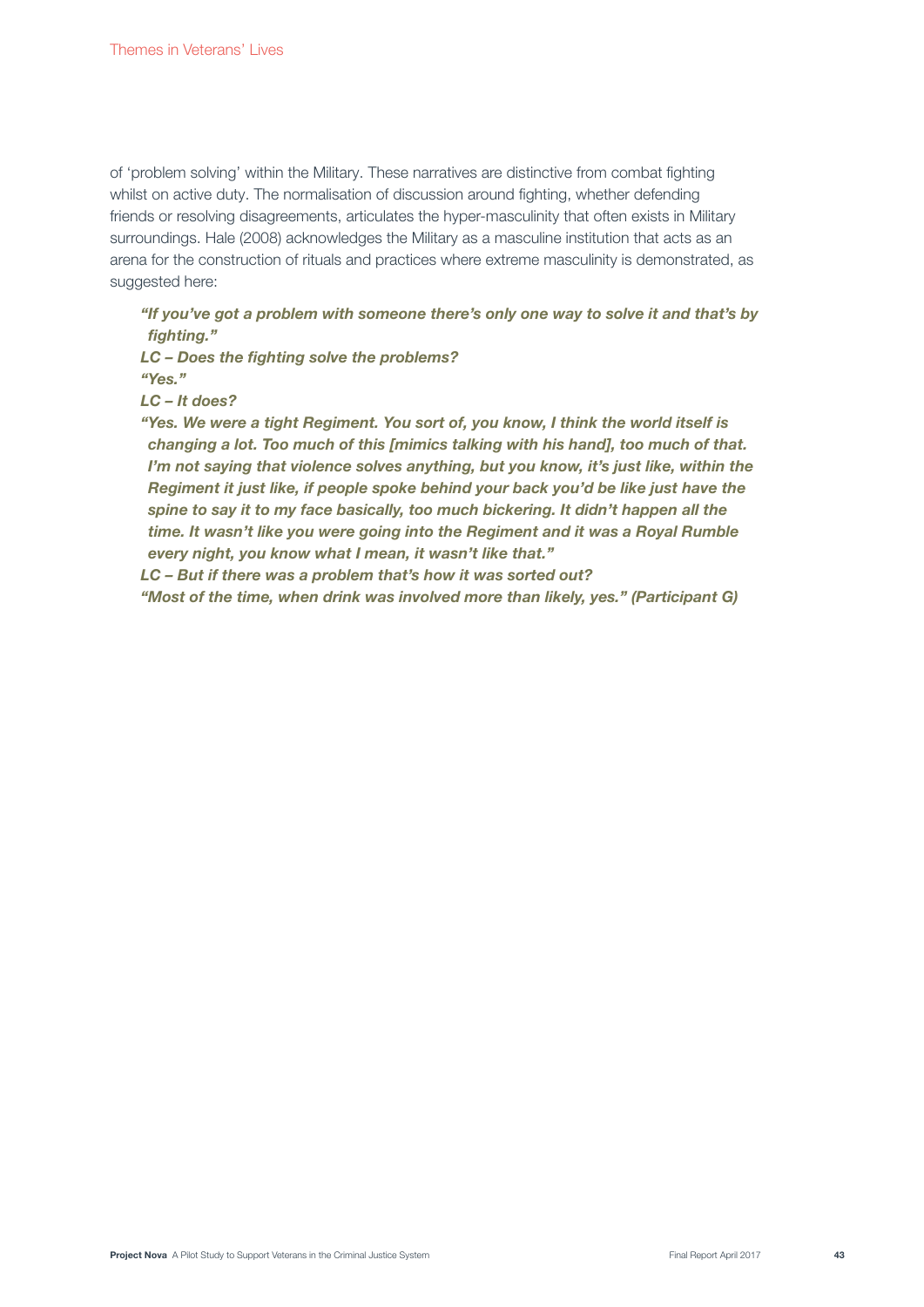of 'problem solving' within the Military. These narratives are distinctive from combat fighting whilst on active duty. The normalisation of discussion around fighting, whether defending friends or resolving disagreements, articulates the hyper-masculinity that often exists in Military surroundings. Hale (2008) acknowledges the Military as a masculine institution that acts as an arena for the construction of rituals and practices where extreme masculinity is demonstrated, as suggested here:

> ***"If you've got a problem with someone there's only one way to solve it and that's by fighting."***
>
> ***LC – Does the fighting solve the problems?***
>
> ***"Yes."***
>
> ***LC – It does?***
>
> ***"Yes. We were a tight Regiment. You sort of, you know, I think the world itself is changing a lot. Too much of this [mimics talking with his hand], too much of that. I'm not saying that violence solves anything, but you know, it's just like, within the Regiment it just like, if people spoke behind your back you'd be like just have the spine to say it to my face basically, too much bickering. It didn't happen all the time. It wasn't like you were going into the Regiment and it was a Royal Rumble every night, you know what I mean, it wasn't like that."***
>
> ***LC – But if there was a problem that's how it was sorted out?***
>
> ***"Most of the time, when drink was involved more than likely, yes." (Participant G)***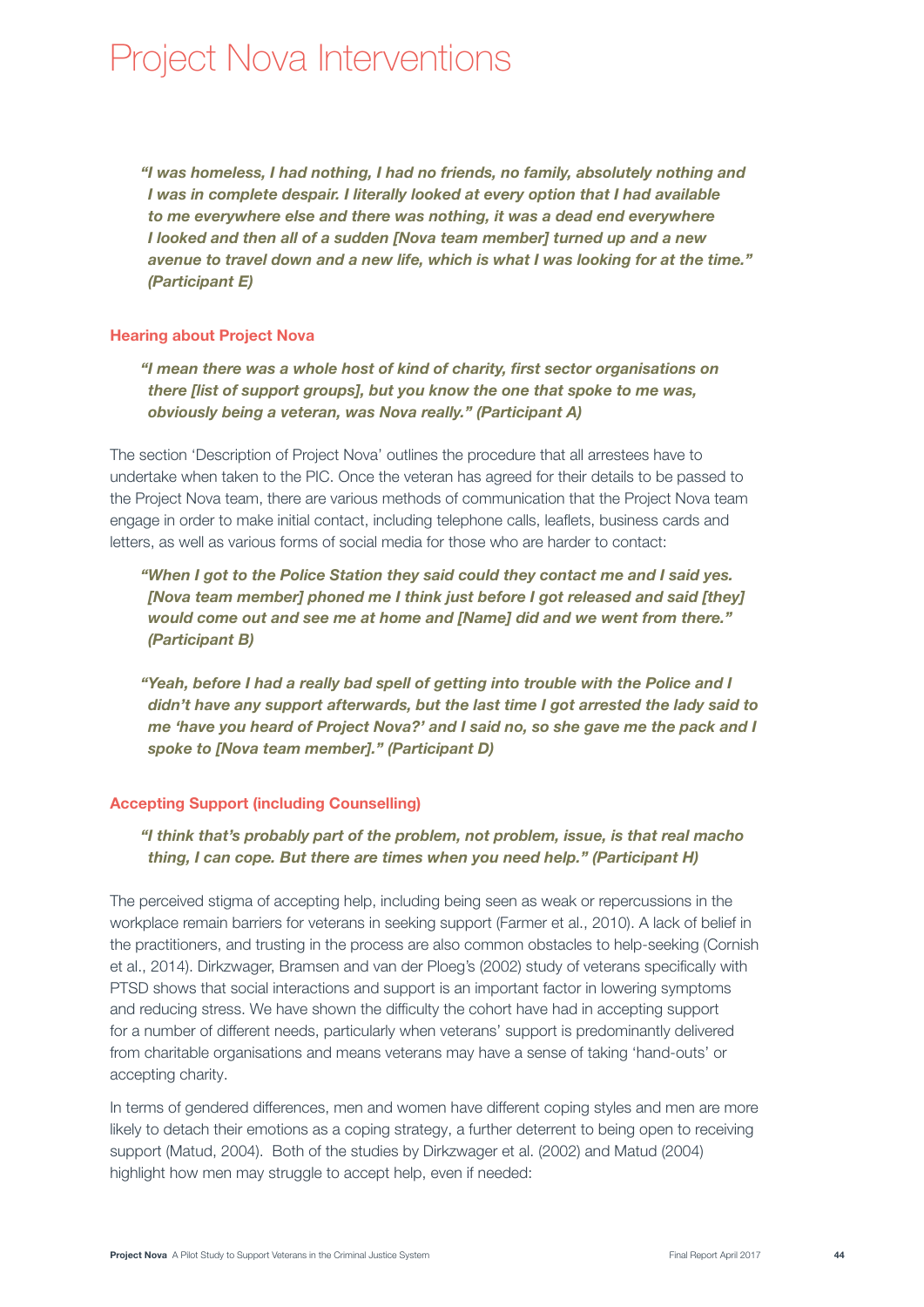# Project Nova Interventions

> ***"I was homeless, I had nothing, I had no friends, no family, absolutely nothing and I was in complete despair. I literally looked at every option that I had available to me everywhere else and there was nothing, it was a dead end everywhere I looked and then all of a sudden [Nova team member] turned up and a new avenue to travel down and a new life, which is what I was looking for at the time." (Participant E)***

## Hearing about Project Nova

> ***"I mean there was a whole host of kind of charity, first sector organisations on there [list of support groups], but you know the one that spoke to me was, obviously being a veteran, was Nova really." (Participant A)***

The section 'Description of Project Nova' outlines the procedure that all arrestees have to undertake when taken to the PIC. Once the veteran has agreed for their details to be passed to the Project Nova team, there are various methods of communication that the Project Nova team engage in order to make initial contact, including telephone calls, leaflets, business cards and letters, as well as various forms of social media for those who are harder to contact:

> ***"When I got to the Police Station they said could they contact me and I said yes. [Nova team member] phoned me I think just before I got released and said [they] would come out and see me at home and [Name] did and we went from there." (Participant B)***

> ***"Yeah, before I had a really bad spell of getting into trouble with the Police and I didn't have any support afterwards, but the last time I got arrested the lady said to me 'have you heard of Project Nova?' and I said no, so she gave me the pack and I spoke to [Nova team member]." (Participant D)***

## Accepting Support (including Counselling)

> ***"I think that's probably part of the problem, not problem, issue, is that real macho thing, I can cope. But there are times when you need help." (Participant H)***

The perceived stigma of accepting help, including being seen as weak or repercussions in the workplace remain barriers for veterans in seeking support (Farmer et al., 2010). A lack of belief in the practitioners, and trusting in the process are also common obstacles to help-seeking (Cornish et al., 2014). Dirkzwager, Bramsen and van der Ploeg's (2002) study of veterans specifically with PTSD shows that social interactions and support is an important factor in lowering symptoms and reducing stress. We have shown the difficulty the cohort have had in accepting support for a number of different needs, particularly when veterans' support is predominantly delivered from charitable organisations and means veterans may have a sense of taking 'hand-outs' or accepting charity.

In terms of gendered differences, men and women have different coping styles and men are more likely to detach their emotions as a coping strategy, a further deterrent to being open to receiving support (Matud, 2004). Both of the studies by Dirkzwager et al. (2002) and Matud (2004) highlight how men may struggle to accept help, even if needed: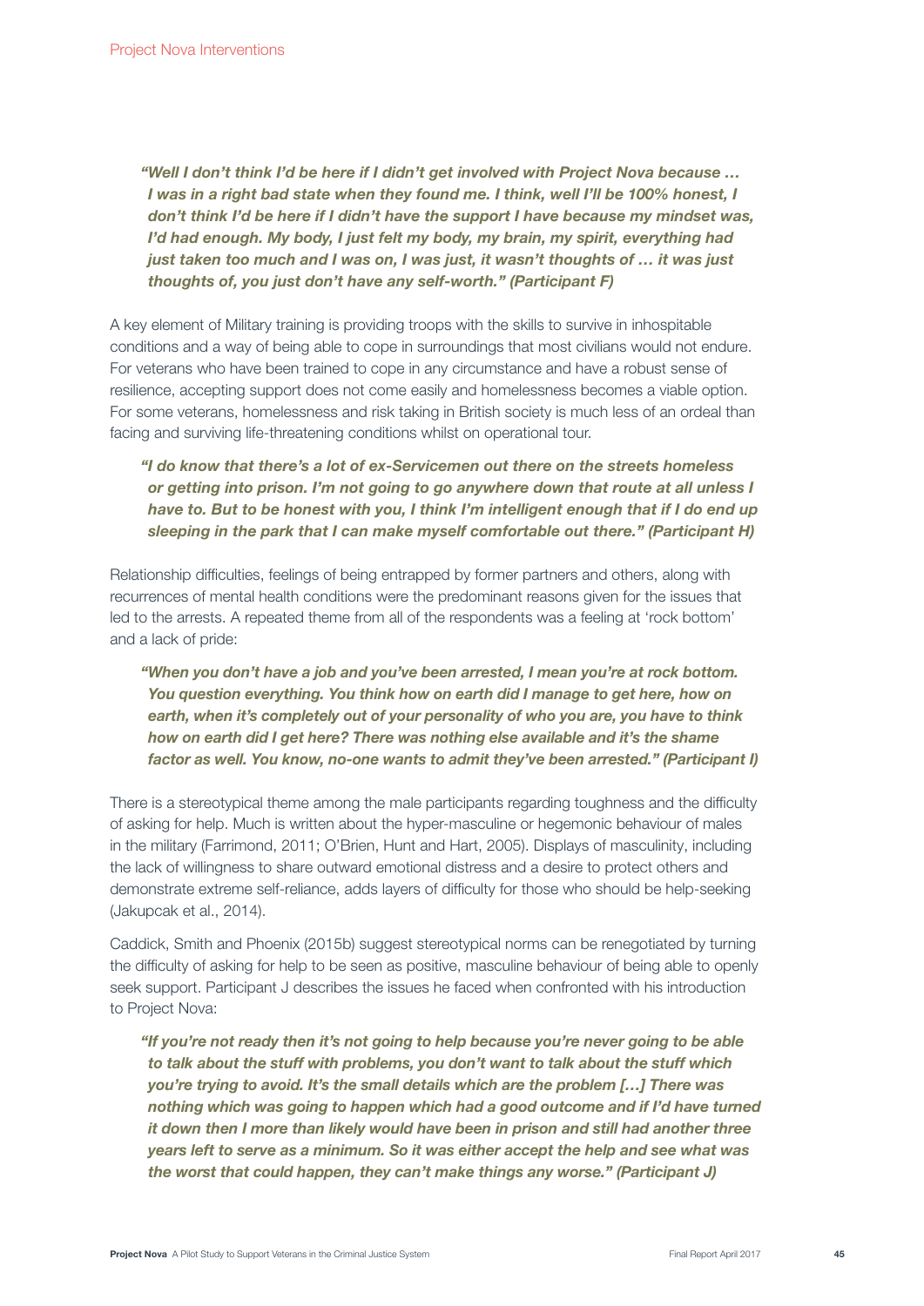***"Well I don't think I'd be here if I didn't get involved with Project Nova because … I was in a right bad state when they found me. I think, well I'll be 100% honest, I don't think I'd be here if I didn't have the support I have because my mindset was, I'd had enough. My body, I just felt my body, my brain, my spirit, everything had just taken too much and I was on, I was just, it wasn't thoughts of … it was just thoughts of, you just don't have any self-worth." (Participant F)***

A key element of Military training is providing troops with the skills to survive in inhospitable conditions and a way of being able to cope in surroundings that most civilians would not endure. For veterans who have been trained to cope in any circumstance and have a robust sense of resilience, accepting support does not come easily and homelessness becomes a viable option. For some veterans, homelessness and risk taking in British society is much less of an ordeal than facing and surviving life-threatening conditions whilst on operational tour.

***"I do know that there's a lot of ex-Servicemen out there on the streets homeless or getting into prison. I'm not going to go anywhere down that route at all unless I have to. But to be honest with you, I think I'm intelligent enough that if I do end up sleeping in the park that I can make myself comfortable out there." (Participant H)***

Relationship difficulties, feelings of being entrapped by former partners and others, along with recurrences of mental health conditions were the predominant reasons given for the issues that led to the arrests. A repeated theme from all of the respondents was a feeling at 'rock bottom' and a lack of pride:

***"When you don't have a job and you've been arrested, I mean you're at rock bottom. You question everything. You think how on earth did I manage to get here, how on earth, when it's completely out of your personality of who you are, you have to think how on earth did I get here? There was nothing else available and it's the shame factor as well. You know, no-one wants to admit they've been arrested." (Participant I)***

There is a stereotypical theme among the male participants regarding toughness and the difficulty of asking for help. Much is written about the hyper-masculine or hegemonic behaviour of males in the military (Farrimond, 2011; O'Brien, Hunt and Hart, 2005). Displays of masculinity, including the lack of willingness to share outward emotional distress and a desire to protect others and demonstrate extreme self-reliance, adds layers of difficulty for those who should be help-seeking (Jakupcak et al., 2014).

Caddick, Smith and Phoenix (2015b) suggest stereotypical norms can be renegotiated by turning the difficulty of asking for help to be seen as positive, masculine behaviour of being able to openly seek support. Participant J describes the issues he faced when confronted with his introduction to Project Nova:

***"If you're not ready then it's not going to help because you're never going to be able to talk about the stuff with problems, you don't want to talk about the stuff which you're trying to avoid. It's the small details which are the problem […] There was nothing which was going to happen which had a good outcome and if I'd have turned it down then I more than likely would have been in prison and still had another three years left to serve as a minimum. So it was either accept the help and see what was the worst that could happen, they can't make things any worse." (Participant J)***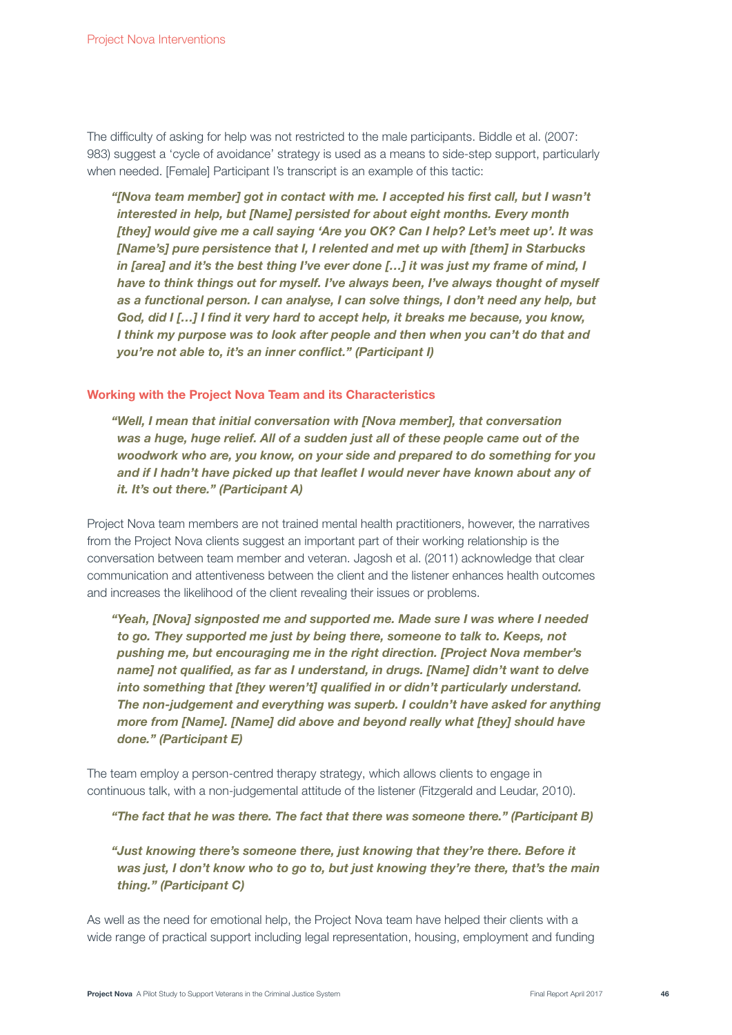The difficulty of asking for help was not restricted to the male participants. Biddle et al. (2007: 983) suggest a 'cycle of avoidance' strategy is used as a means to side-step support, particularly when needed. [Female] Participant I's transcript is an example of this tactic:

> ***"[Nova team member] got in contact with me. I accepted his first call, but I wasn't interested in help, but [Name] persisted for about eight months. Every month [they] would give me a call saying 'Are you OK? Can I help? Let's meet up'. It was [Name's] pure persistence that I, I relented and met up with [them] in Starbucks in [area] and it's the best thing I've ever done […] it was just my frame of mind, I have to think things out for myself. I've always been, I've always thought of myself as a functional person. I can analyse, I can solve things, I don't need any help, but God, did I […] I find it very hard to accept help, it breaks me because, you know, I think my purpose was to look after people and then when you can't do that and you're not able to, it's an inner conflict." (Participant I)***

### Working with the Project Nova Team and its Characteristics

> ***"Well, I mean that initial conversation with [Nova member], that conversation was a huge, huge relief. All of a sudden just all of these people came out of the woodwork who are, you know, on your side and prepared to do something for you and if I hadn't have picked up that leaflet I would never have known about any of it. It's out there." (Participant A)***

Project Nova team members are not trained mental health practitioners, however, the narratives from the Project Nova clients suggest an important part of their working relationship is the conversation between team member and veteran. Jagosh et al. (2011) acknowledge that clear communication and attentiveness between the client and the listener enhances health outcomes and increases the likelihood of the client revealing their issues or problems.

> ***"Yeah, [Nova] signposted me and supported me. Made sure I was where I needed to go. They supported me just by being there, someone to talk to. Keeps, not pushing me, but encouraging me in the right direction. [Project Nova member's name] not qualified, as far as I understand, in drugs. [Name] didn't want to delve into something that [they weren't] qualified in or didn't particularly understand. The non-judgement and everything was superb. I couldn't have asked for anything more from [Name]. [Name] did above and beyond really what [they] should have done." (Participant E)***

The team employ a person-centred therapy strategy, which allows clients to engage in continuous talk, with a non-judgemental attitude of the listener (Fitzgerald and Leudar, 2010).

> ***"The fact that he was there. The fact that there was someone there." (Participant B)***

> ***"Just knowing there's someone there, just knowing that they're there. Before it was just, I don't know who to go to, but just knowing they're there, that's the main thing." (Participant C)***

As well as the need for emotional help, the Project Nova team have helped their clients with a wide range of practical support including legal representation, housing, employment and funding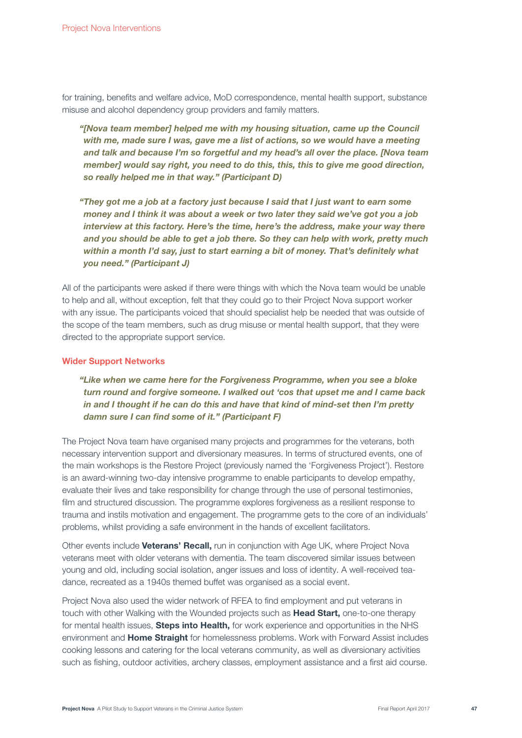for training, benefits and welfare advice, MoD correspondence, mental health support, substance misuse and alcohol dependency group providers and family matters.

> ***"[Nova team member] helped me with my housing situation, came up the Council with me, made sure I was, gave me a list of actions, so we would have a meeting and talk and because I'm so forgetful and my head's all over the place. [Nova team member] would say right, you need to do this, this, this to give me good direction, so really helped me in that way." (Participant D)***

> ***"They got me a job at a factory just because I said that I just want to earn some money and I think it was about a week or two later they said we've got you a job interview at this factory. Here's the time, here's the address, make your way there and you should be able to get a job there. So they can help with work, pretty much within a month I'd say, just to start earning a bit of money. That's definitely what you need." (Participant J)***

All of the participants were asked if there were things with which the Nova team would be unable to help and all, without exception, felt that they could go to their Project Nova support worker with any issue. The participants voiced that should specialist help be needed that was outside of the scope of the team members, such as drug misuse or mental health support, that they were directed to the appropriate support service.

### Wider Support Networks

> ***"Like when we came here for the Forgiveness Programme, when you see a bloke turn round and forgive someone. I walked out 'cos that upset me and I came back in and I thought if he can do this and have that kind of mind-set then I'm pretty damn sure I can find some of it." (Participant F)***

The Project Nova team have organised many projects and programmes for the veterans, both necessary intervention support and diversionary measures. In terms of structured events, one of the main workshops is the Restore Project (previously named the 'Forgiveness Project'). Restore is an award-winning two-day intensive programme to enable participants to develop empathy, evaluate their lives and take responsibility for change through the use of personal testimonies, film and structured discussion. The programme explores forgiveness as a resilient response to trauma and instils motivation and engagement. The programme gets to the core of an individuals' problems, whilst providing a safe environment in the hands of excellent facilitators.

Other events include **Veterans' Recall,** run in conjunction with Age UK, where Project Nova veterans meet with older veterans with dementia. The team discovered similar issues between young and old, including social isolation, anger issues and loss of identity. A well-received tea-dance, recreated as a 1940s themed buffet was organised as a social event.

Project Nova also used the wider network of RFEA to find employment and put veterans in touch with other Walking with the Wounded projects such as **Head Start,** one-to-one therapy for mental health issues, **Steps into Health,** for work experience and opportunities in the NHS environment and **Home Straight** for homelessness problems. Work with Forward Assist includes cooking lessons and catering for the local veterans community, as well as diversionary activities such as fishing, outdoor activities, archery classes, employment assistance and a first aid course.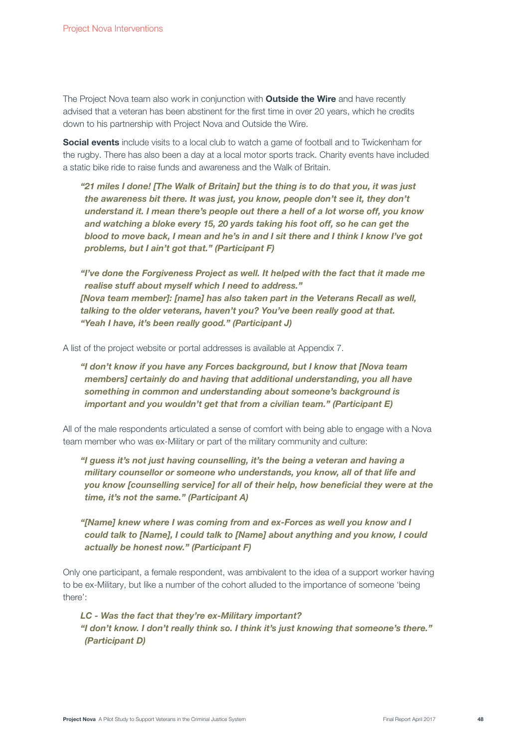The Project Nova team also work in conjunction with **Outside the Wire** and have recently advised that a veteran has been abstinent for the first time in over 20 years, which he credits down to his partnership with Project Nova and Outside the Wire.

**Social events** include visits to a local club to watch a game of football and to Twickenham for the rugby. There has also been a day at a local motor sports track. Charity events have included a static bike ride to raise funds and awareness and the Walk of Britain.

> ***"21 miles I done! [The Walk of Britain] but the thing is to do that you, it was just the awareness bit there. It was just, you know, people don't see it, they don't understand it. I mean there's people out there a hell of a lot worse off, you know and watching a bloke every 15, 20 yards taking his foot off, so he can get the blood to move back, I mean and he's in and I sit there and I think I know I've got problems, but I ain't got that." (Participant F)***

> ***"I've done the Forgiveness Project as well. It helped with the fact that it made me realise stuff about myself which I need to address."***
> ***[Nova team member]: [name] has also taken part in the Veterans Recall as well, talking to the older veterans, haven't you? You've been really good at that.***
> ***"Yeah I have, it's been really good." (Participant J)***

A list of the project website or portal addresses is available at Appendix 7.

> ***"I don't know if you have any Forces background, but I know that [Nova team members] certainly do and having that additional understanding, you all have something in common and understanding about someone's background is important and you wouldn't get that from a civilian team." (Participant E)***

All of the male respondents articulated a sense of comfort with being able to engage with a Nova team member who was ex-Military or part of the military community and culture:

> ***"I guess it's not just having counselling, it's the being a veteran and having a military counsellor or someone who understands, you know, all of that life and you know [counselling service] for all of their help, how beneficial they were at the time, it's not the same." (Participant A)***

> ***"[Name] knew where I was coming from and ex-Forces as well you know and I could talk to [Name], I could talk to [Name] about anything and you know, I could actually be honest now." (Participant F)***

Only one participant, a female respondent, was ambivalent to the idea of a support worker having to be ex-Military, but like a number of the cohort alluded to the importance of someone 'being there':

> ***LC - Was the fact that they're ex-Military important?***
> ***"I don't know. I don't really think so. I think it's just knowing that someone's there." (Participant D)***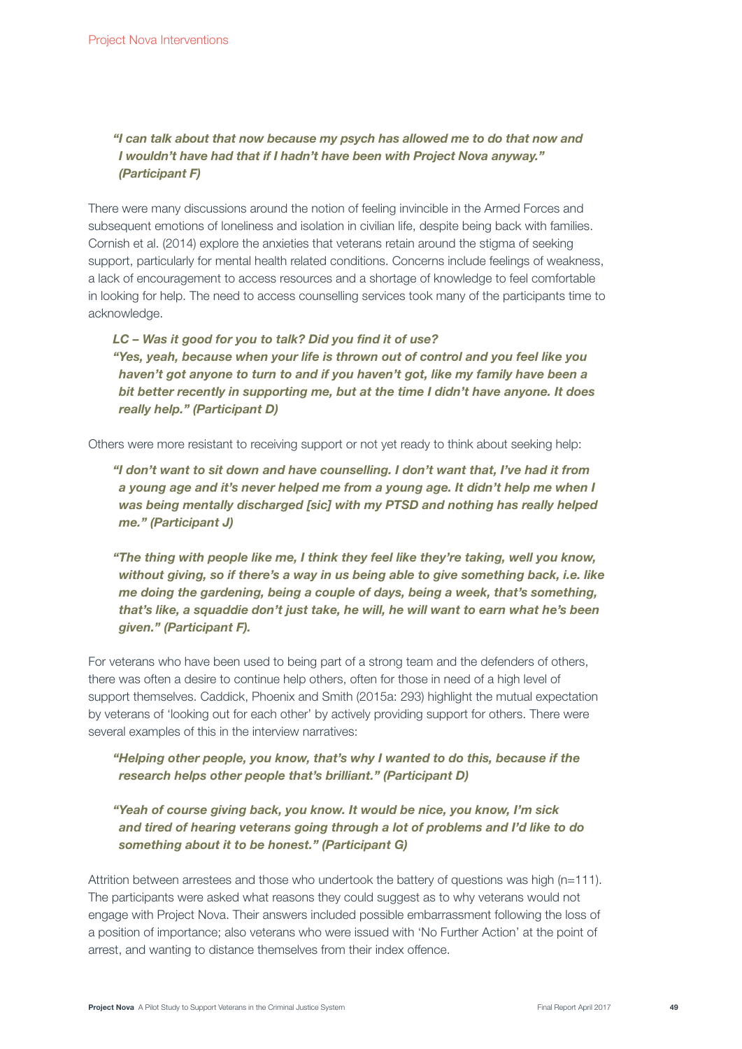***"I can talk about that now because my psych has allowed me to do that now and I wouldn't have had that if I hadn't have been with Project Nova anyway." (Participant F)***

There were many discussions around the notion of feeling invincible in the Armed Forces and subsequent emotions of loneliness and isolation in civilian life, despite being back with families. Cornish et al. (2014) explore the anxieties that veterans retain around the stigma of seeking support, particularly for mental health related conditions. Concerns include feelings of weakness, a lack of encouragement to access resources and a shortage of knowledge to feel comfortable in looking for help. The need to access counselling services took many of the participants time to acknowledge.

***LC – Was it good for you to talk? Did you find it of use?***
***"Yes, yeah, because when your life is thrown out of control and you feel like you haven't got anyone to turn to and if you haven't got, like my family have been a bit better recently in supporting me, but at the time I didn't have anyone. It does really help." (Participant D)***

Others were more resistant to receiving support or not yet ready to think about seeking help:

***"I don't want to sit down and have counselling. I don't want that, I've had it from a young age and it's never helped me from a young age. It didn't help me when I was being mentally discharged [sic] with my PTSD and nothing has really helped me." (Participant J)***

***"The thing with people like me, I think they feel like they're taking, well you know, without giving, so if there's a way in us being able to give something back, i.e. like me doing the gardening, being a couple of days, being a week, that's something, that's like, a squaddie don't just take, he will, he will want to earn what he's been given." (Participant F).***

For veterans who have been used to being part of a strong team and the defenders of others, there was often a desire to continue help others, often for those in need of a high level of support themselves. Caddick, Phoenix and Smith (2015a: 293) highlight the mutual expectation by veterans of 'looking out for each other' by actively providing support for others. There were several examples of this in the interview narratives:

***"Helping other people, you know, that's why I wanted to do this, because if the research helps other people that's brilliant." (Participant D)***

***"Yeah of course giving back, you know. It would be nice, you know, I'm sick and tired of hearing veterans going through a lot of problems and I'd like to do something about it to be honest." (Participant G)***

Attrition between arrestees and those who undertook the battery of questions was high (n=111). The participants were asked what reasons they could suggest as to why veterans would not engage with Project Nova. Their answers included possible embarrassment following the loss of a position of importance; also veterans who were issued with 'No Further Action' at the point of arrest, and wanting to distance themselves from their index offence.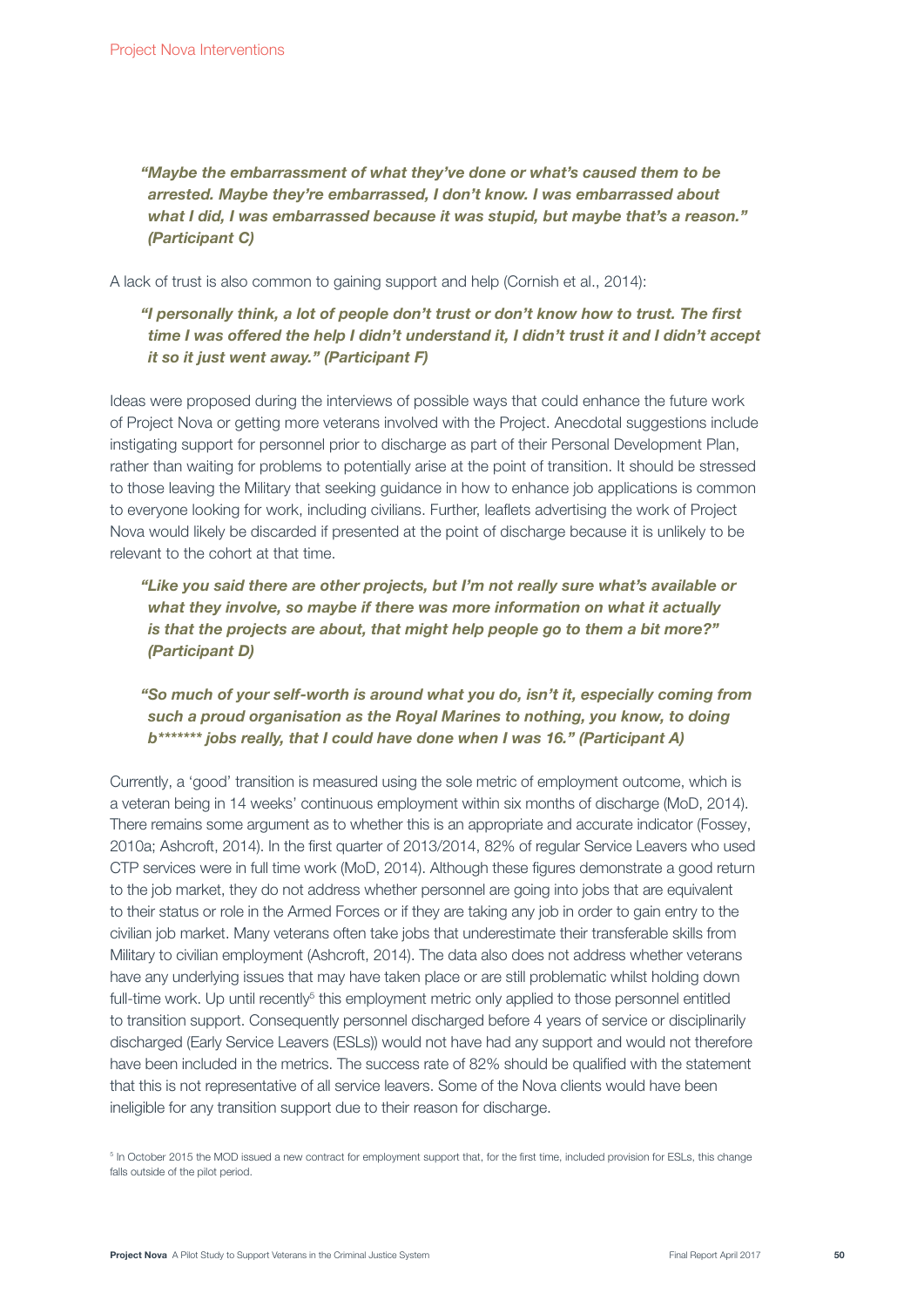***"Maybe the embarrassment of what they've done or what's caused them to be arrested. Maybe they're embarrassed, I don't know. I was embarrassed about what I did, I was embarrassed because it was stupid, but maybe that's a reason." (Participant C)***

A lack of trust is also common to gaining support and help (Cornish et al., 2014):

***"I personally think, a lot of people don't trust or don't know how to trust. The first time I was offered the help I didn't understand it, I didn't trust it and I didn't accept it so it just went away." (Participant F)***

Ideas were proposed during the interviews of possible ways that could enhance the future work of Project Nova or getting more veterans involved with the Project. Anecdotal suggestions include instigating support for personnel prior to discharge as part of their Personal Development Plan, rather than waiting for problems to potentially arise at the point of transition. It should be stressed to those leaving the Military that seeking guidance in how to enhance job applications is common to everyone looking for work, including civilians. Further, leaflets advertising the work of Project Nova would likely be discarded if presented at the point of discharge because it is unlikely to be relevant to the cohort at that time.

***"Like you said there are other projects, but I'm not really sure what's available or what they involve, so maybe if there was more information on what it actually is that the projects are about, that might help people go to them a bit more?" (Participant D)***

***"So much of your self-worth is around what you do, isn't it, especially coming from such a proud organisation as the Royal Marines to nothing, you know, to doing b******* jobs really, that I could have done when I was 16." (Participant A)***

Currently, a 'good' transition is measured using the sole metric of employment outcome, which is a veteran being in 14 weeks' continuous employment within six months of discharge (MoD, 2014). There remains some argument as to whether this is an appropriate and accurate indicator (Fossey, 2010a; Ashcroft, 2014). In the first quarter of 2013/2014, 82% of regular Service Leavers who used CTP services were in full time work (MoD, 2014). Although these figures demonstrate a good return to the job market, they do not address whether personnel are going into jobs that are equivalent to their status or role in the Armed Forces or if they are taking any job in order to gain entry to the civilian job market. Many veterans often take jobs that underestimate their transferable skills from Military to civilian employment (Ashcroft, 2014). The data also does not address whether veterans have any underlying issues that may have taken place or are still problematic whilst holding down full-time work. Up until recently[5] this employment metric only applied to those personnel entitled to transition support. Consequently personnel discharged before 4 years of service or disciplinarily discharged (Early Service Leavers (ESLs)) would not have had any support and would not therefore have been included in the metrics. The success rate of 82% should be qualified with the statement that this is not representative of all service leavers. Some of the Nova clients would have been ineligible for any transition support due to their reason for discharge.

[5] In October 2015 the MOD issued a new contract for employment support that, for the first time, included provision for ESLs, this change falls outside of the pilot period.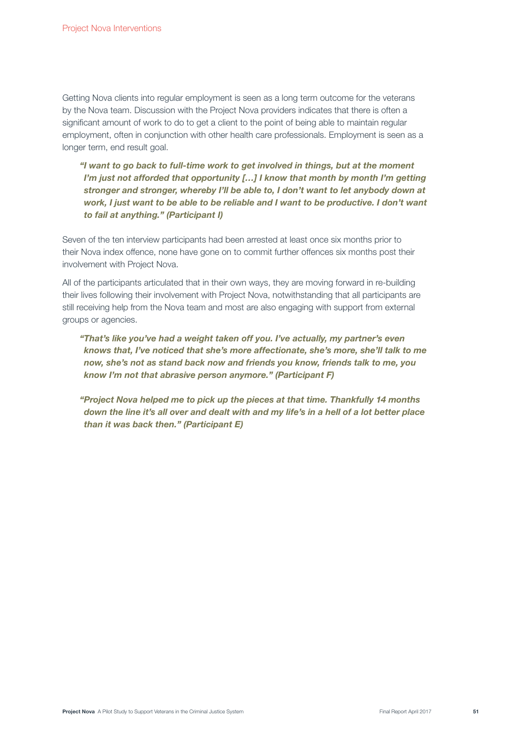Getting Nova clients into regular employment is seen as a long term outcome for the veterans by the Nova team. Discussion with the Project Nova providers indicates that there is often a significant amount of work to do to get a client to the point of being able to maintain regular employment, often in conjunction with other health care professionals. Employment is seen as a longer term, end result goal.

> ***"I want to go back to full-time work to get involved in things, but at the moment I'm just not afforded that opportunity […] I know that month by month I'm getting stronger and stronger, whereby I'll be able to, I don't want to let anybody down at work, I just want to be able to be reliable and I want to be productive. I don't want to fail at anything." (Participant I)***

Seven of the ten interview participants had been arrested at least once six months prior to their Nova index offence, none have gone on to commit further offences six months post their involvement with Project Nova.

All of the participants articulated that in their own ways, they are moving forward in re-building their lives following their involvement with Project Nova, notwithstanding that all participants are still receiving help from the Nova team and most are also engaging with support from external groups or agencies.

> ***"That's like you've had a weight taken off you. I've actually, my partner's even knows that, I've noticed that she's more affectionate, she's more, she'll talk to me now, she's not as stand back now and friends you know, friends talk to me, you know I'm not that abrasive person anymore." (Participant F)***

> ***"Project Nova helped me to pick up the pieces at that time. Thankfully 14 months down the line it's all over and dealt with and my life's in a hell of a lot better place than it was back then." (Participant E)***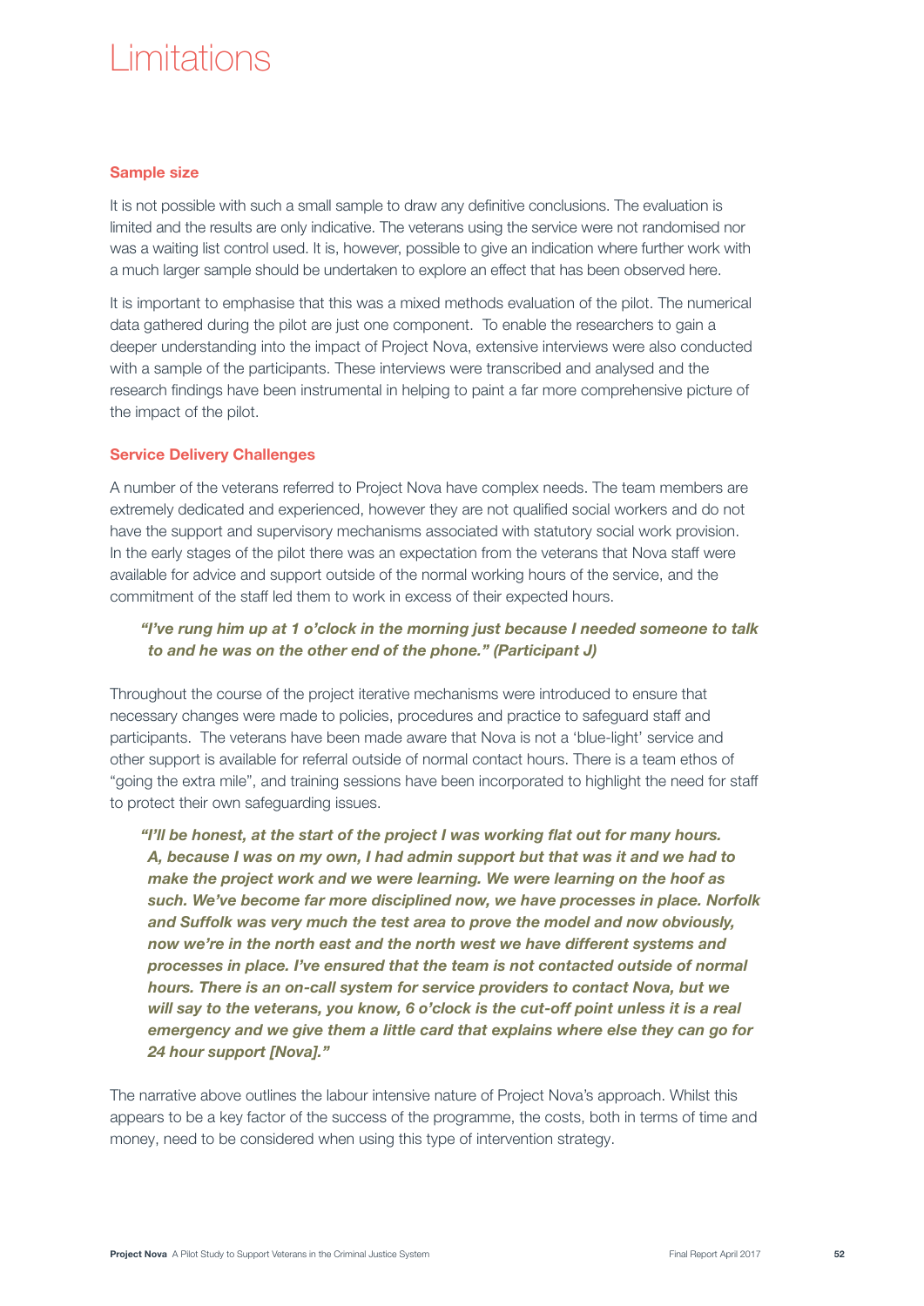# Limitations

### Sample size

It is not possible with such a small sample to draw any definitive conclusions. The evaluation is limited and the results are only indicative. The veterans using the service were not randomised nor was a waiting list control used. It is, however, possible to give an indication where further work with a much larger sample should be undertaken to explore an effect that has been observed here.

It is important to emphasise that this was a mixed methods evaluation of the pilot. The numerical data gathered during the pilot are just one component. To enable the researchers to gain a deeper understanding into the impact of Project Nova, extensive interviews were also conducted with a sample of the participants. These interviews were transcribed and analysed and the research findings have been instrumental in helping to paint a far more comprehensive picture of the impact of the pilot.

### Service Delivery Challenges

A number of the veterans referred to Project Nova have complex needs. The team members are extremely dedicated and experienced, however they are not qualified social workers and do not have the support and supervisory mechanisms associated with statutory social work provision. In the early stages of the pilot there was an expectation from the veterans that Nova staff were available for advice and support outside of the normal working hours of the service, and the commitment of the staff led them to work in excess of their expected hours.

> ***"I've rung him up at 1 o'clock in the morning just because I needed someone to talk to and he was on the other end of the phone." (Participant J)***

Throughout the course of the project iterative mechanisms were introduced to ensure that necessary changes were made to policies, procedures and practice to safeguard staff and participants. The veterans have been made aware that Nova is not a 'blue-light' service and other support is available for referral outside of normal contact hours. There is a team ethos of "going the extra mile", and training sessions have been incorporated to highlight the need for staff to protect their own safeguarding issues.

> ***"I'll be honest, at the start of the project I was working flat out for many hours. A, because I was on my own, I had admin support but that was it and we had to make the project work and we were learning. We were learning on the hoof as such. We've become far more disciplined now, we have processes in place. Norfolk and Suffolk was very much the test area to prove the model and now obviously, now we're in the north east and the north west we have different systems and processes in place. I've ensured that the team is not contacted outside of normal hours. There is an on-call system for service providers to contact Nova, but we will say to the veterans, you know, 6 o'clock is the cut-off point unless it is a real emergency and we give them a little card that explains where else they can go for 24 hour support [Nova]."***

The narrative above outlines the labour intensive nature of Project Nova's approach. Whilst this appears to be a key factor of the success of the programme, the costs, both in terms of time and money, need to be considered when using this type of intervention strategy.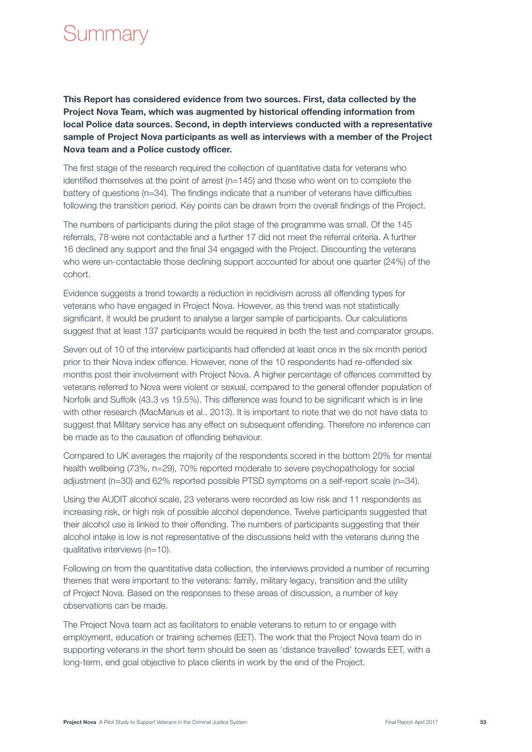# Summary

**This Report has considered evidence from two sources. First, data collected by the Project Nova Team, which was augmented by historical offending information from local Police data sources. Second, in depth interviews conducted with a representative sample of Project Nova participants as well as interviews with a member of the Project Nova team and a Police custody officer.**

The first stage of the research required the collection of quantitative data for veterans who identified themselves at the point of arrest (n=145) and those who went on to complete the battery of questions (n=34). The findings indicate that a number of veterans have difficulties following the transition period. Key points can be drawn from the overall findings of the Project.

The numbers of participants during the pilot stage of the programme was small. Of the 145 referrals, 78 were not contactable and a further 17 did not meet the referral criteria. A further 16 declined any support and the final 34 engaged with the Project. Discounting the veterans who were un-contactable those declining support accounted for about one quarter (24%) of the cohort.

Evidence suggests a trend towards a reduction in recidivism across all offending types for veterans who have engaged in Project Nova. However, as this trend was not statistically significant, it would be prudent to analyse a larger sample of participants. Our calculations suggest that at least 137 participants would be required in both the test and comparator groups.

Seven out of 10 of the interview participants had offended at least once in the six month period prior to their Nova index offence. However, none of the 10 respondents had re-offended six months post their involvement with Project Nova. A higher percentage of offences committed by veterans referred to Nova were violent or sexual, compared to the general offender population of Norfolk and Suffolk (43.3 vs 19.5%). This difference was found to be significant which is in line with other research (MacManus et al., 2013). It is important to note that we do not have data to suggest that Military service has any effect on subsequent offending. Therefore no inference can be made as to the causation of offending behaviour.

Compared to UK averages the majority of the respondents scored in the bottom 20% for mental health wellbeing (73%, n=29), 70% reported moderate to severe psychopathology for social adjustment (n=30) and 62% reported possible PTSD symptoms on a self-report scale (n=34).

Using the AUDIT alcohol scale, 23 veterans were recorded as low risk and 11 respondents as increasing risk, or high risk of possible alcohol dependence. Twelve participants suggested that their alcohol use is linked to their offending. The numbers of participants suggesting that their alcohol intake is low is not representative of the discussions held with the veterans during the qualitative interviews (n=10).

Following on from the quantitative data collection, the interviews provided a number of recurring themes that were important to the veterans: family, military legacy, transition and the utility of Project Nova. Based on the responses to these areas of discussion, a number of key observations can be made.

The Project Nova team act as facilitators to enable veterans to return to or engage with employment, education or training schemes (EET). The work that the Project Nova team do in supporting veterans in the short term should be seen as 'distance travelled' towards EET, with a long-term, end goal objective to place clients in work by the end of the Project.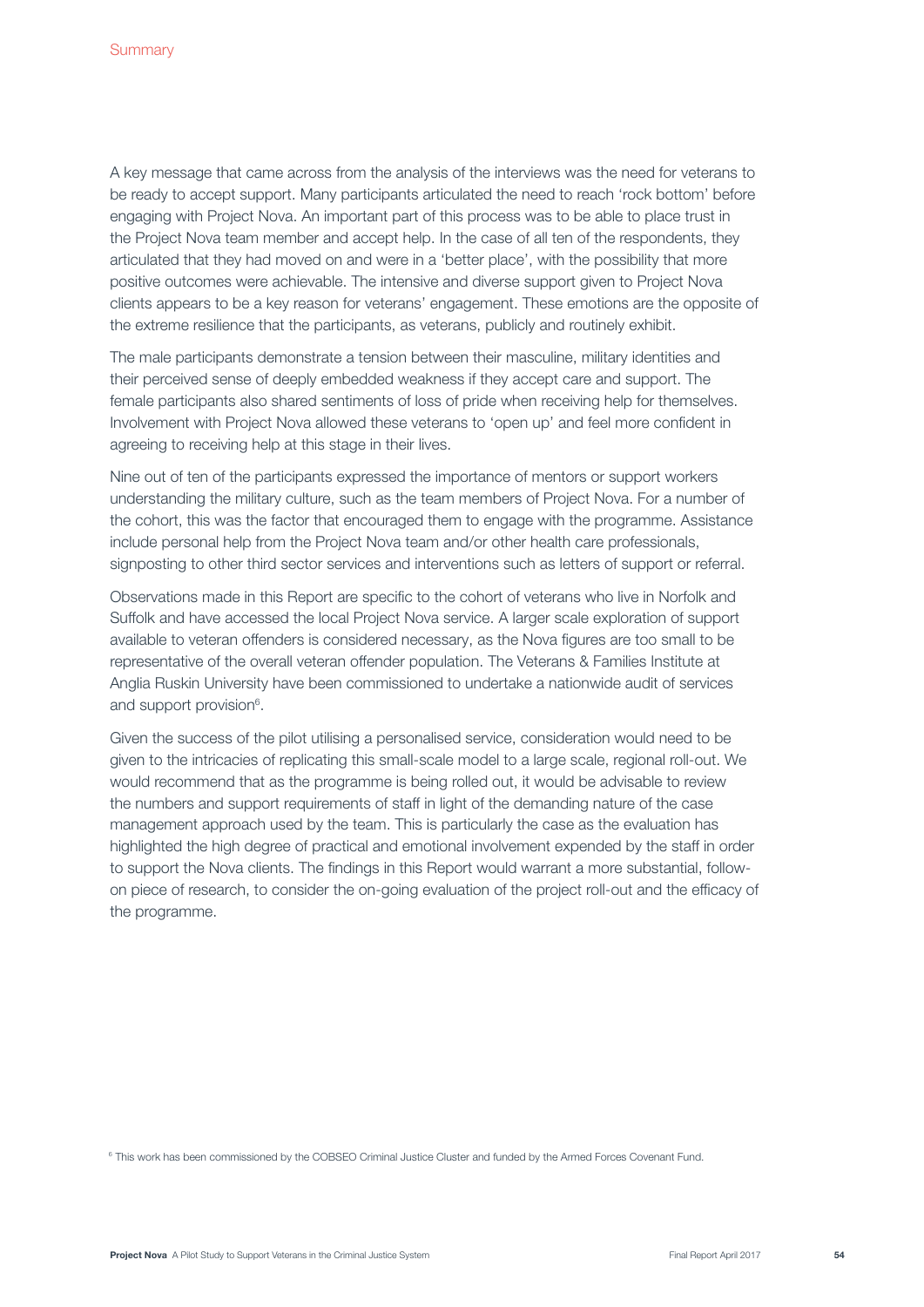A key message that came across from the analysis of the interviews was the need for veterans to be ready to accept support. Many participants articulated the need to reach 'rock bottom' before engaging with Project Nova. An important part of this process was to be able to place trust in the Project Nova team member and accept help. In the case of all ten of the respondents, they articulated that they had moved on and were in a 'better place', with the possibility that more positive outcomes were achievable. The intensive and diverse support given to Project Nova clients appears to be a key reason for veterans' engagement. These emotions are the opposite of the extreme resilience that the participants, as veterans, publicly and routinely exhibit.

The male participants demonstrate a tension between their masculine, military identities and their perceived sense of deeply embedded weakness if they accept care and support. The female participants also shared sentiments of loss of pride when receiving help for themselves. Involvement with Project Nova allowed these veterans to 'open up' and feel more confident in agreeing to receiving help at this stage in their lives.

Nine out of ten of the participants expressed the importance of mentors or support workers understanding the military culture, such as the team members of Project Nova. For a number of the cohort, this was the factor that encouraged them to engage with the programme. Assistance include personal help from the Project Nova team and/or other health care professionals, signposting to other third sector services and interventions such as letters of support or referral.

Observations made in this Report are specific to the cohort of veterans who live in Norfolk and Suffolk and have accessed the local Project Nova service. A larger scale exploration of support available to veteran offenders is considered necessary, as the Nova figures are too small to be representative of the overall veteran offender population. The Veterans & Families Institute at Anglia Ruskin University have been commissioned to undertake a nationwide audit of services and support provision[6].

Given the success of the pilot utilising a personalised service, consideration would need to be given to the intricacies of replicating this small-scale model to a large scale, regional roll-out. We would recommend that as the programme is being rolled out, it would be advisable to review the numbers and support requirements of staff in light of the demanding nature of the case management approach used by the team. This is particularly the case as the evaluation has highlighted the high degree of practical and emotional involvement expended by the staff in order to support the Nova clients. The findings in this Report would warrant a more substantial, follow-on piece of research, to consider the on-going evaluation of the project roll-out and the efficacy of the programme.

[6] This work has been commissioned by the COBSEO Criminal Justice Cluster and funded by the Armed Forces Covenant Fund.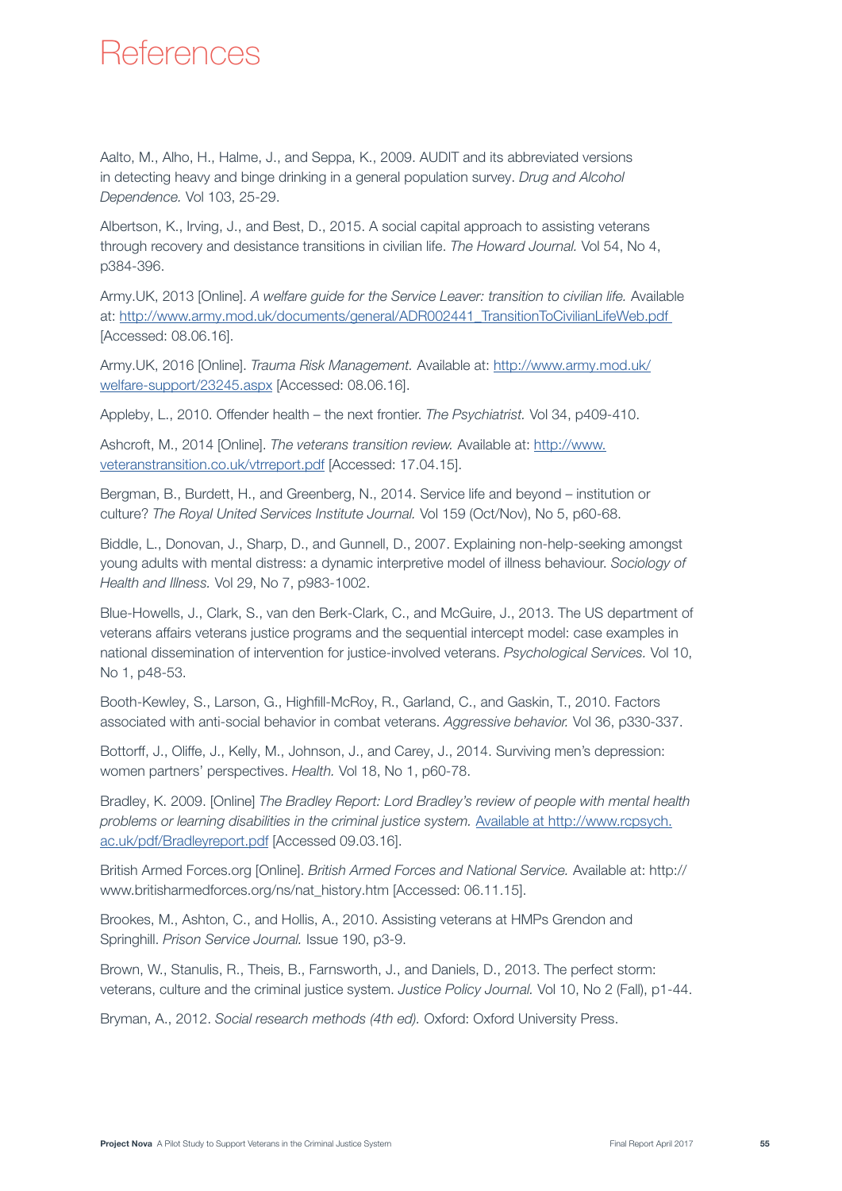# References

Aalto, M., Alho, H., Halme, J., and Seppa, K., 2009. AUDIT and its abbreviated versions in detecting heavy and binge drinking in a general population survey. *Drug and Alcohol Dependence.* Vol 103, 25-29.

Albertson, K., Irving, J., and Best, D., 2015. A social capital approach to assisting veterans through recovery and desistance transitions in civilian life. *The Howard Journal.* Vol 54, No 4, p384-396.

Army.UK, 2013 [Online]. *A welfare guide for the Service Leaver: transition to civilian life.* Available at: http://www.army.mod.uk/documents/general/ADR002441_TransitionToCivilianLifeWeb.pdf [Accessed: 08.06.16].

Army.UK, 2016 [Online]. *Trauma Risk Management.* Available at: http://www.army.mod.uk/welfare-support/23245.aspx [Accessed: 08.06.16].

Appleby, L., 2010. Offender health – the next frontier. *The Psychiatrist.* Vol 34, p409-410.

Ashcroft, M., 2014 [Online]. *The veterans transition review.* Available at: http://www.veteranstransition.co.uk/vtrreport.pdf [Accessed: 17.04.15].

Bergman, B., Burdett, H., and Greenberg, N., 2014. Service life and beyond – institution or culture? *The Royal United Services Institute Journal.* Vol 159 (Oct/Nov), No 5, p60-68.

Biddle, L., Donovan, J., Sharp, D., and Gunnell, D., 2007. Explaining non-help-seeking amongst young adults with mental distress: a dynamic interpretive model of illness behaviour. *Sociology of Health and Illness.* Vol 29, No 7, p983-1002.

Blue-Howells, J., Clark, S., van den Berk-Clark, C., and McGuire, J., 2013. The US department of veterans affairs veterans justice programs and the sequential intercept model: case examples in national dissemination of intervention for justice-involved veterans. *Psychological Services.* Vol 10, No 1, p48-53.

Booth-Kewley, S., Larson, G., Highfill-McRoy, R., Garland, C., and Gaskin, T., 2010. Factors associated with anti-social behavior in combat veterans. *Aggressive behavior.* Vol 36, p330-337.

Bottorff, J., Oliffe, J., Kelly, M., Johnson, J., and Carey, J., 2014. Surviving men's depression: women partners' perspectives. *Health.* Vol 18, No 1, p60-78.

Bradley, K. 2009. [Online] *The Bradley Report: Lord Bradley's review of people with mental health problems or learning disabilities in the criminal justice system.* Available at http://www.rcpsych.ac.uk/pdf/Bradleyreport.pdf [Accessed 09.03.16].

British Armed Forces.org [Online]. *British Armed Forces and National Service.* Available at: http://www.britisharmedforces.org/ns/nat_history.htm [Accessed: 06.11.15].

Brookes, M., Ashton, C., and Hollis, A., 2010. Assisting veterans at HMPs Grendon and Springhill. *Prison Service Journal.* Issue 190, p3-9.

Brown, W., Stanulis, R., Theis, B., Farnsworth, J., and Daniels, D., 2013. The perfect storm: veterans, culture and the criminal justice system. *Justice Policy Journal.* Vol 10, No 2 (Fall), p1-44.

Bryman, A., 2012. *Social research methods (4th ed).* Oxford: Oxford University Press.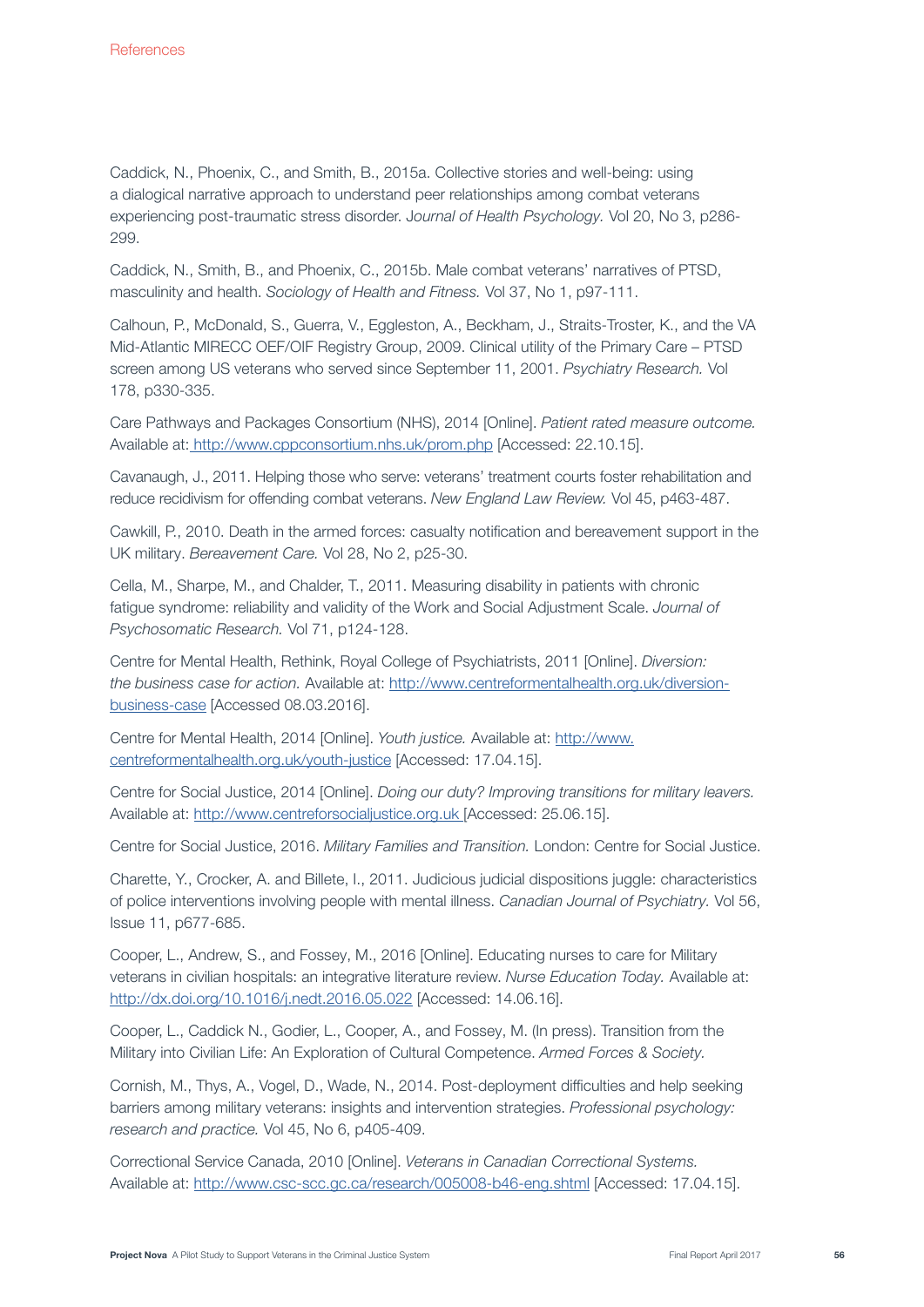Caddick, N., Phoenix, C., and Smith, B., 2015a. Collective stories and well-being: using a dialogical narrative approach to understand peer relationships among combat veterans experiencing post-traumatic stress disorder. *Journal of Health Psychology.* Vol 20, No 3, p286-299.

Caddick, N., Smith, B., and Phoenix, C., 2015b. Male combat veterans' narratives of PTSD, masculinity and health. *Sociology of Health and Fitness.* Vol 37, No 1, p97-111.

Calhoun, P., McDonald, S., Guerra, V., Eggleston, A., Beckham, J., Straits-Troster, K., and the VA Mid-Atlantic MIRECC OEF/OIF Registry Group, 2009. Clinical utility of the Primary Care – PTSD screen among US veterans who served since September 11, 2001. *Psychiatry Research.* Vol 178, p330-335.

Care Pathways and Packages Consortium (NHS), 2014 [Online]. *Patient rated measure outcome.* Available at: http://www.cppconsortium.nhs.uk/prom.php [Accessed: 22.10.15].

Cavanaugh, J., 2011. Helping those who serve: veterans' treatment courts foster rehabilitation and reduce recidivism for offending combat veterans. *New England Law Review.* Vol 45, p463-487.

Cawkill, P., 2010. Death in the armed forces: casualty notification and bereavement support in the UK military. *Bereavement Care.* Vol 28, No 2, p25-30.

Cella, M., Sharpe, M., and Chalder, T., 2011. Measuring disability in patients with chronic fatigue syndrome: reliability and validity of the Work and Social Adjustment Scale. *Journal of Psychosomatic Research.* Vol 71, p124-128.

Centre for Mental Health, Rethink, Royal College of Psychiatrists, 2011 [Online]. *Diversion: the business case for action.* Available at: http://www.centreformentalhealth.org.uk/diversion-business-case [Accessed 08.03.2016].

Centre for Mental Health, 2014 [Online]. *Youth justice.* Available at: http://www.centreformentalhealth.org.uk/youth-justice [Accessed: 17.04.15].

Centre for Social Justice, 2014 [Online]. *Doing our duty? Improving transitions for military leavers.* Available at: http://www.centreforsocialjustice.org.uk [Accessed: 25.06.15].

Centre for Social Justice, 2016. *Military Families and Transition.* London: Centre for Social Justice.

Charette, Y., Crocker, A. and Billete, I., 2011. Judicious judicial dispositions juggle: characteristics of police interventions involving people with mental illness. *Canadian Journal of Psychiatry.* Vol 56, Issue 11, p677-685.

Cooper, L., Andrew, S., and Fossey, M., 2016 [Online]. Educating nurses to care for Military veterans in civilian hospitals: an integrative literature review. *Nurse Education Today.* Available at: http://dx.doi.org/10.1016/j.nedt.2016.05.022 [Accessed: 14.06.16].

Cooper, L., Caddick N., Godier, L., Cooper, A., and Fossey, M. (In press). Transition from the Military into Civilian Life: An Exploration of Cultural Competence. *Armed Forces & Society.*

Cornish, M., Thys, A., Vogel, D., Wade, N., 2014. Post-deployment difficulties and help seeking barriers among military veterans: insights and intervention strategies. *Professional psychology: research and practice.* Vol 45, No 6, p405-409.

Correctional Service Canada, 2010 [Online]. *Veterans in Canadian Correctional Systems.* Available at: http://www.csc-scc.gc.ca/research/005008-b46-eng.shtml [Accessed: 17.04.15].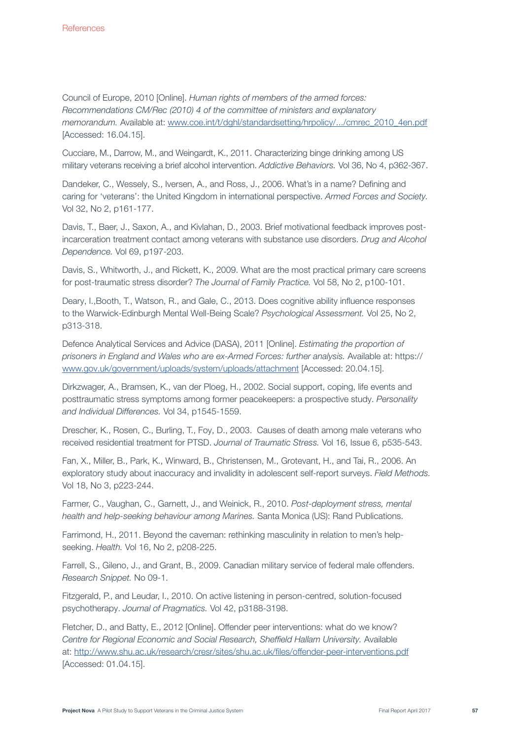Council of Europe, 2010 [Online]. *Human rights of members of the armed forces: Recommendations CM/Rec (2010) 4 of the committee of ministers and explanatory memorandum.* Available at: www.coe.int/t/dghl/standardsetting/hrpolicy/.../cmrec_2010_4en.pdf [Accessed: 16.04.15].

Cucciare, M., Darrow, M., and Weingardt, K., 2011. Characterizing binge drinking among US military veterans receiving a brief alcohol intervention. *Addictive Behaviors.* Vol 36, No 4, p362-367.

Dandeker, C., Wessely, S., Iversen, A., and Ross, J., 2006. What's in a name? Defining and caring for 'veterans': the United Kingdom in international perspective. *Armed Forces and Society.* Vol 32, No 2, p161-177.

Davis, T., Baer, J., Saxon, A., and Kivlahan, D., 2003. Brief motivational feedback improves post-incarceration treatment contact among veterans with substance use disorders. *Drug and Alcohol Dependence.* Vol 69, p197-203.

Davis, S., Whitworth, J., and Rickett, K., 2009. What are the most practical primary care screens for post-traumatic stress disorder? *The Journal of Family Practice.* Vol 58, No 2, p100-101.

Deary, I.,Booth, T., Watson, R., and Gale, C., 2013. Does cognitive ability influence responses to the Warwick-Edinburgh Mental Well-Being Scale? *Psychological Assessment.* Vol 25, No 2, p313-318.

Defence Analytical Services and Advice (DASA), 2011 [Online]. *Estimating the proportion of prisoners in England and Wales who are ex-Armed Forces: further analysis.* Available at: https://www.gov.uk/government/uploads/system/uploads/attachment [Accessed: 20.04.15].

Dirkzwager, A., Bramsen, K., van der Ploeg, H., 2002. Social support, coping, life events and posttraumatic stress symptoms among former peacekeepers: a prospective study. *Personality and Individual Differences.* Vol 34, p1545-1559.

Drescher, K., Rosen, C., Burling, T., Foy, D., 2003. Causes of death among male veterans who received residential treatment for PTSD. *Journal of Traumatic Stress.* Vol 16, Issue 6, p535-543.

Fan, X., Miller, B., Park, K., Winward, B., Christensen, M., Grotevant, H., and Tai, R., 2006. An exploratory study about inaccuracy and invalidity in adolescent self-report surveys. *Field Methods.* Vol 18, No 3, p223-244.

Farmer, C., Vaughan, C., Garnett, J., and Weinick, R., 2010. *Post-deployment stress, mental health and help-seeking behaviour among Marines.* Santa Monica (US): Rand Publications.

Farrimond, H., 2011. Beyond the caveman: rethinking masculinity in relation to men's help-seeking. *Health.* Vol 16, No 2, p208-225.

Farrell, S., Gileno, J., and Grant, B., 2009. Canadian military service of federal male offenders. *Research Snippet.* No 09-1.

Fitzgerald, P., and Leudar, I., 2010. On active listening in person-centred, solution-focused psychotherapy. *Journal of Pragmatics.* Vol 42, p3188-3198.

Fletcher, D., and Batty, E., 2012 [Online]. Offender peer interventions: what do we know? *Centre for Regional Economic and Social Research, Sheffield Hallam University.* Available at: http://www.shu.ac.uk/research/cresr/sites/shu.ac.uk/files/offender-peer-interventions.pdf [Accessed: 01.04.15].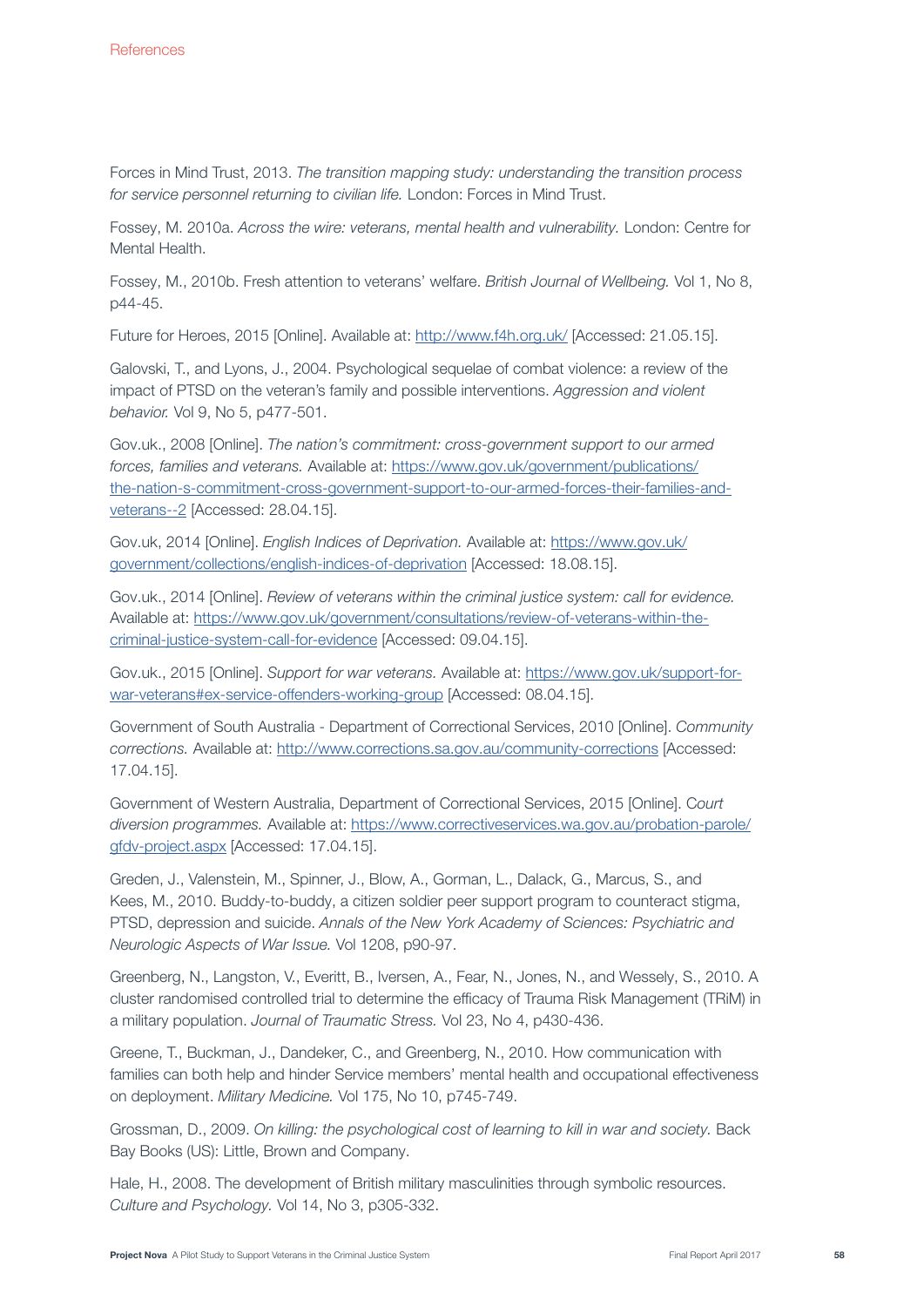Forces in Mind Trust, 2013. *The transition mapping study: understanding the transition process for service personnel returning to civilian life.* London: Forces in Mind Trust.

Fossey, M. 2010a. *Across the wire: veterans, mental health and vulnerability.* London: Centre for Mental Health.

Fossey, M., 2010b. Fresh attention to veterans' welfare. *British Journal of Wellbeing.* Vol 1, No 8, p44-45.

Future for Heroes, 2015 [Online]. Available at: http://www.f4h.org.uk/ [Accessed: 21.05.15].

Galovski, T., and Lyons, J., 2004. Psychological sequelae of combat violence: a review of the impact of PTSD on the veteran's family and possible interventions. *Aggression and violent behavior.* Vol 9, No 5, p477-501.

Gov.uk., 2008 [Online]. *The nation's commitment: cross-government support to our armed forces, families and veterans.* Available at: https://www.gov.uk/government/publications/the-nation-s-commitment-cross-government-support-to-our-armed-forces-their-families-and-veterans--2 [Accessed: 28.04.15].

Gov.uk, 2014 [Online]. *English Indices of Deprivation.* Available at: https://www.gov.uk/government/collections/english-indices-of-deprivation [Accessed: 18.08.15].

Gov.uk., 2014 [Online]. *Review of veterans within the criminal justice system: call for evidence.* Available at: https://www.gov.uk/government/consultations/review-of-veterans-within-the-criminal-justice-system-call-for-evidence [Accessed: 09.04.15].

Gov.uk., 2015 [Online]. *Support for war veterans.* Available at: https://www.gov.uk/support-for-war-veterans#ex-service-offenders-working-group [Accessed: 08.04.15].

Government of South Australia - Department of Correctional Services, 2010 [Online]. *Community corrections.* Available at: http://www.corrections.sa.gov.au/community-corrections [Accessed: 17.04.15].

Government of Western Australia, Department of Correctional Services, 2015 [Online]. *Court diversion programmes.* Available at: https://www.correctiveservices.wa.gov.au/probation-parole/gfdv-project.aspx [Accessed: 17.04.15].

Greden, J., Valenstein, M., Spinner, J., Blow, A., Gorman, L., Dalack, G., Marcus, S., and Kees, M., 2010. Buddy-to-buddy, a citizen soldier peer support program to counteract stigma, PTSD, depression and suicide. *Annals of the New York Academy of Sciences: Psychiatric and Neurologic Aspects of War Issue.* Vol 1208, p90-97.

Greenberg, N., Langston, V., Everitt, B., Iversen, A., Fear, N., Jones, N., and Wessely, S., 2010. A cluster randomised controlled trial to determine the efficacy of Trauma Risk Management (TRiM) in a military population. *Journal of Traumatic Stress.* Vol 23, No 4, p430-436.

Greene, T., Buckman, J., Dandeker, C., and Greenberg, N., 2010. How communication with families can both help and hinder Service members' mental health and occupational effectiveness on deployment. *Military Medicine.* Vol 175, No 10, p745-749.

Grossman, D., 2009. *On killing: the psychological cost of learning to kill in war and society.* Back Bay Books (US): Little, Brown and Company.

Hale, H., 2008. The development of British military masculinities through symbolic resources. *Culture and Psychology.* Vol 14, No 3, p305-332.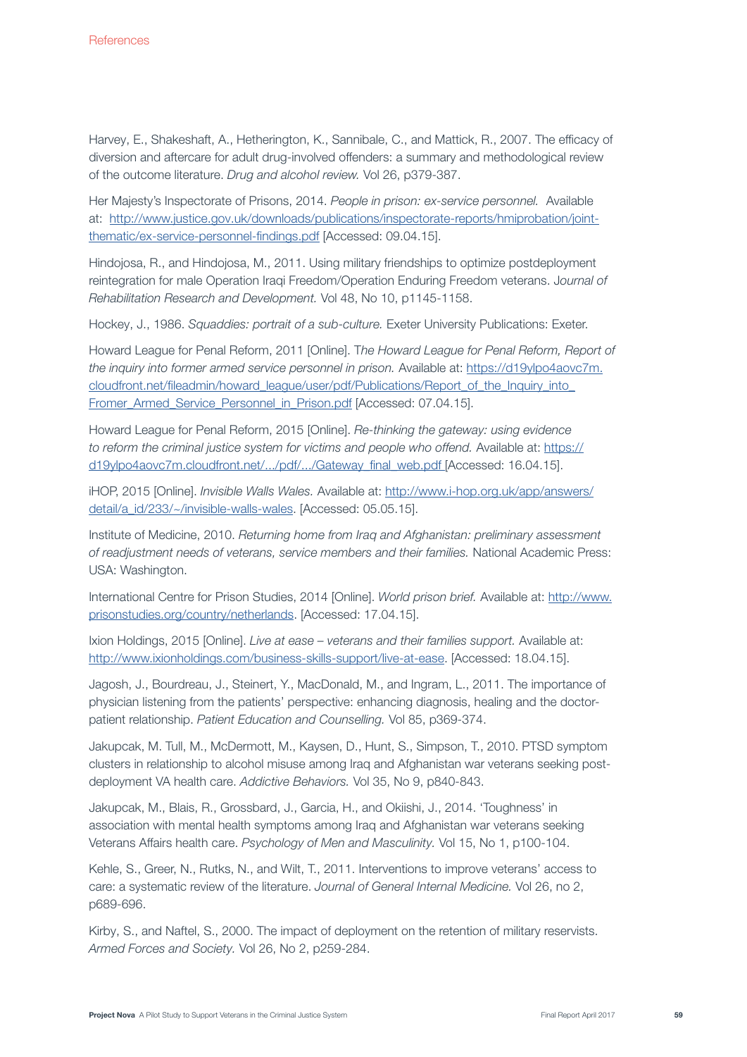References

Harvey, E., Shakeshaft, A., Hetherington, K., Sannibale, C., and Mattick, R., 2007. The efficacy of diversion and aftercare for adult drug-involved offenders: a summary and methodological review of the outcome literature. *Drug and alcohol review.* Vol 26, p379-387.

Her Majesty's Inspectorate of Prisons, 2014. *People in prison: ex-service personnel.* Available at: http://www.justice.gov.uk/downloads/publications/inspectorate-reports/hmiprobation/joint-thematic/ex-service-personnel-findings.pdf [Accessed: 09.04.15].

Hindojosa, R., and Hindojosa, M., 2011. Using military friendships to optimize postdeployment reintegration for male Operation Iraqi Freedom/Operation Enduring Freedom veterans. *Journal of Rehabilitation Research and Development.* Vol 48, No 10, p1145-1158.

Hockey, J., 1986. *Squaddies: portrait of a sub-culture.* Exeter University Publications: Exeter.

Howard League for Penal Reform, 2011 [Online]. *The Howard League for Penal Reform, Report of the inquiry into former armed service personnel in prison.* Available at: https://d19ylpo4aovc7m.cloudfront.net/fileadmin/howard_league/user/pdf/Publications/Report_of_the_Inquiry_into_Fromer_Armed_Service_Personnel_in_Prison.pdf [Accessed: 07.04.15].

Howard League for Penal Reform, 2015 [Online]. *Re-thinking the gateway: using evidence to reform the criminal justice system for victims and people who offend.* Available at: https://d19ylpo4aovc7m.cloudfront.net/.../pdf/.../Gateway_final_web.pdf [Accessed: 16.04.15].

iHOP, 2015 [Online]. *Invisible Walls Wales.* Available at: http://www.i-hop.org.uk/app/answers/detail/a_id/233/~/invisible-walls-wales. [Accessed: 05.05.15].

Institute of Medicine, 2010. *Returning home from Iraq and Afghanistan: preliminary assessment of readjustment needs of veterans, service members and their families.* National Academic Press: USA: Washington.

International Centre for Prison Studies, 2014 [Online]. *World prison brief.* Available at: http://www.prisonstudies.org/country/netherlands. [Accessed: 17.04.15].

Ixion Holdings, 2015 [Online]. *Live at ease – veterans and their families support.* Available at: http://www.ixionholdings.com/business-skills-support/live-at-ease. [Accessed: 18.04.15].

Jagosh, J., Bourdreau, J., Steinert, Y., MacDonald, M., and Ingram, L., 2011. The importance of physician listening from the patients' perspective: enhancing diagnosis, healing and the doctor-patient relationship. *Patient Education and Counselling.* Vol 85, p369-374.

Jakupcak, M. Tull, M., McDermott, M., Kaysen, D., Hunt, S., Simpson, T., 2010. PTSD symptom clusters in relationship to alcohol misuse among Iraq and Afghanistan war veterans seeking post-deployment VA health care. *Addictive Behaviors.* Vol 35, No 9, p840-843.

Jakupcak, M., Blais, R., Grossbard, J., Garcia, H., and Okiishi, J., 2014. 'Toughness' in association with mental health symptoms among Iraq and Afghanistan war veterans seeking Veterans Affairs health care. *Psychology of Men and Masculinity.* Vol 15, No 1, p100-104.

Kehle, S., Greer, N., Rutks, N., and Wilt, T., 2011. Interventions to improve veterans' access to care: a systematic review of the literature. *Journal of General Internal Medicine.* Vol 26, no 2, p689-696.

Kirby, S., and Naftel, S., 2000. The impact of deployment on the retention of military reservists. *Armed Forces and Society.* Vol 26, No 2, p259-284.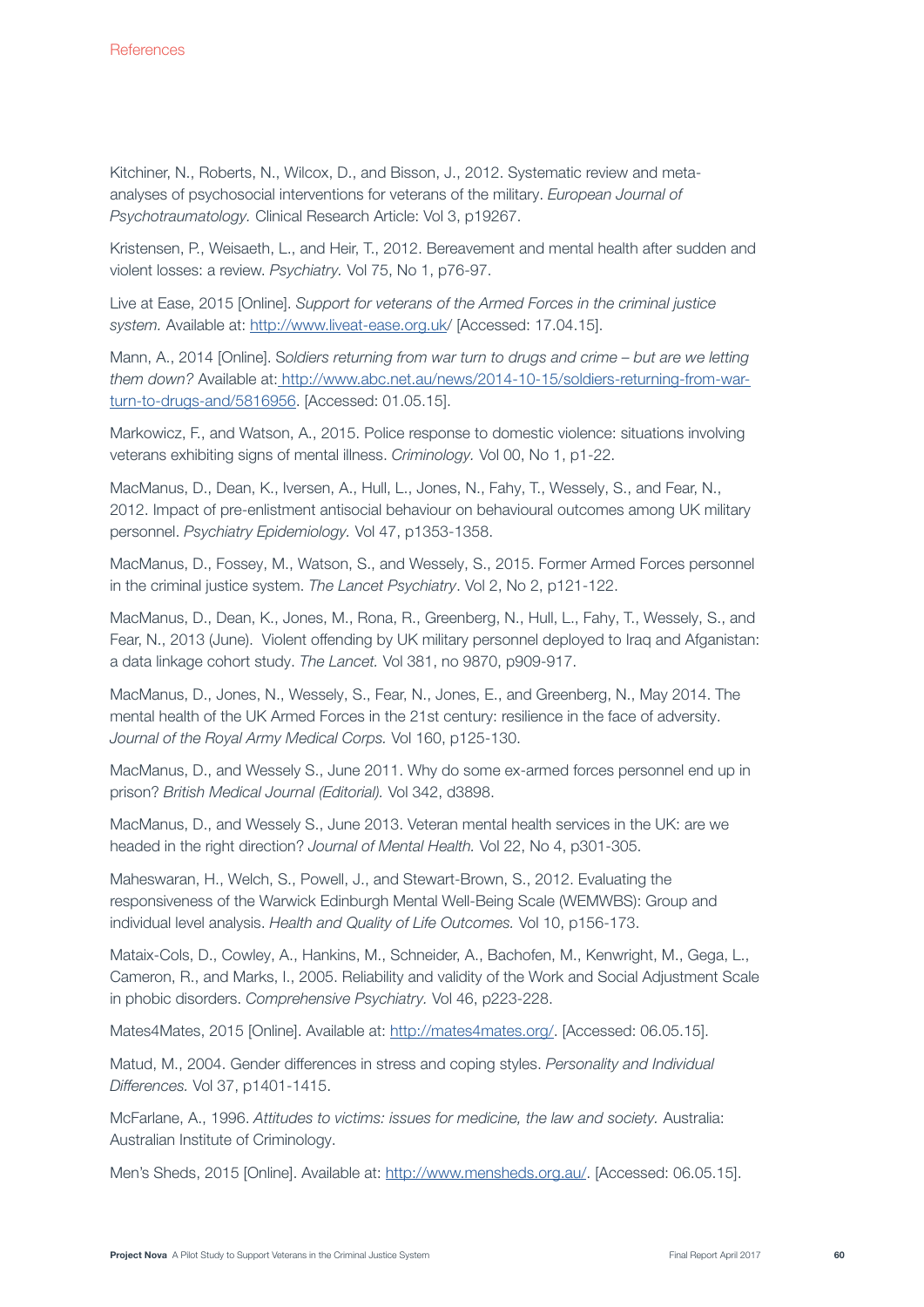Kitchiner, N., Roberts, N., Wilcox, D., and Bisson, J., 2012. Systematic review and meta-analyses of psychosocial interventions for veterans of the military. *European Journal of Psychotraumatology.* Clinical Research Article: Vol 3, p19267.

Kristensen, P., Weisaeth, L., and Heir, T., 2012. Bereavement and mental health after sudden and violent losses: a review. *Psychiatry.* Vol 75, No 1, p76-97.

Live at Ease, 2015 [Online]. *Support for veterans of the Armed Forces in the criminal justice system.* Available at: http://www.liveat-ease.org.uk/ [Accessed: 17.04.15].

Mann, A., 2014 [Online]. *Soldiers returning from war turn to drugs and crime – but are we letting them down?* Available at: http://www.abc.net.au/news/2014-10-15/soldiers-returning-from-war-turn-to-drugs-and/5816956. [Accessed: 01.05.15].

Markowicz, F., and Watson, A., 2015. Police response to domestic violence: situations involving veterans exhibiting signs of mental illness. *Criminology.* Vol 00, No 1, p1-22.

MacManus, D., Dean, K., Iversen, A., Hull, L., Jones, N., Fahy, T., Wessely, S., and Fear, N., 2012. Impact of pre-enlistment antisocial behaviour on behavioural outcomes among UK military personnel. *Psychiatry Epidemiology.* Vol 47, p1353-1358.

MacManus, D., Fossey, M., Watson, S., and Wessely, S., 2015. Former Armed Forces personnel in the criminal justice system. *The Lancet Psychiatry*. Vol 2, No 2, p121-122.

MacManus, D., Dean, K., Jones, M., Rona, R., Greenberg, N., Hull, L., Fahy, T., Wessely, S., and Fear, N., 2013 (June). Violent offending by UK military personnel deployed to Iraq and Afganistan: a data linkage cohort study. *The Lancet.* Vol 381, no 9870, p909-917.

MacManus, D., Jones, N., Wessely, S., Fear, N., Jones, E., and Greenberg, N., May 2014. The mental health of the UK Armed Forces in the 21st century: resilience in the face of adversity. *Journal of the Royal Army Medical Corps.* Vol 160, p125-130.

MacManus, D., and Wessely S., June 2011. Why do some ex-armed forces personnel end up in prison? *British Medical Journal (Editorial).* Vol 342, d3898.

MacManus, D., and Wessely S., June 2013. Veteran mental health services in the UK: are we headed in the right direction? *Journal of Mental Health.* Vol 22, No 4, p301-305.

Maheswaran, H., Welch, S., Powell, J., and Stewart-Brown, S., 2012. Evaluating the responsiveness of the Warwick Edinburgh Mental Well-Being Scale (WEMWBS): Group and individual level analysis. *Health and Quality of Life Outcomes.* Vol 10, p156-173.

Mataix-Cols, D., Cowley, A., Hankins, M., Schneider, A., Bachofen, M., Kenwright, M., Gega, L., Cameron, R., and Marks, I., 2005. Reliability and validity of the Work and Social Adjustment Scale in phobic disorders. *Comprehensive Psychiatry.* Vol 46, p223-228.

Mates4Mates, 2015 [Online]. Available at: http://mates4mates.org/. [Accessed: 06.05.15].

Matud, M., 2004. Gender differences in stress and coping styles. *Personality and Individual Differences.* Vol 37, p1401-1415.

McFarlane, A., 1996. *Attitudes to victims: issues for medicine, the law and society.* Australia: Australian Institute of Criminology.

Men's Sheds, 2015 [Online]. Available at: http://www.mensheds.org.au/. [Accessed: 06.05.15].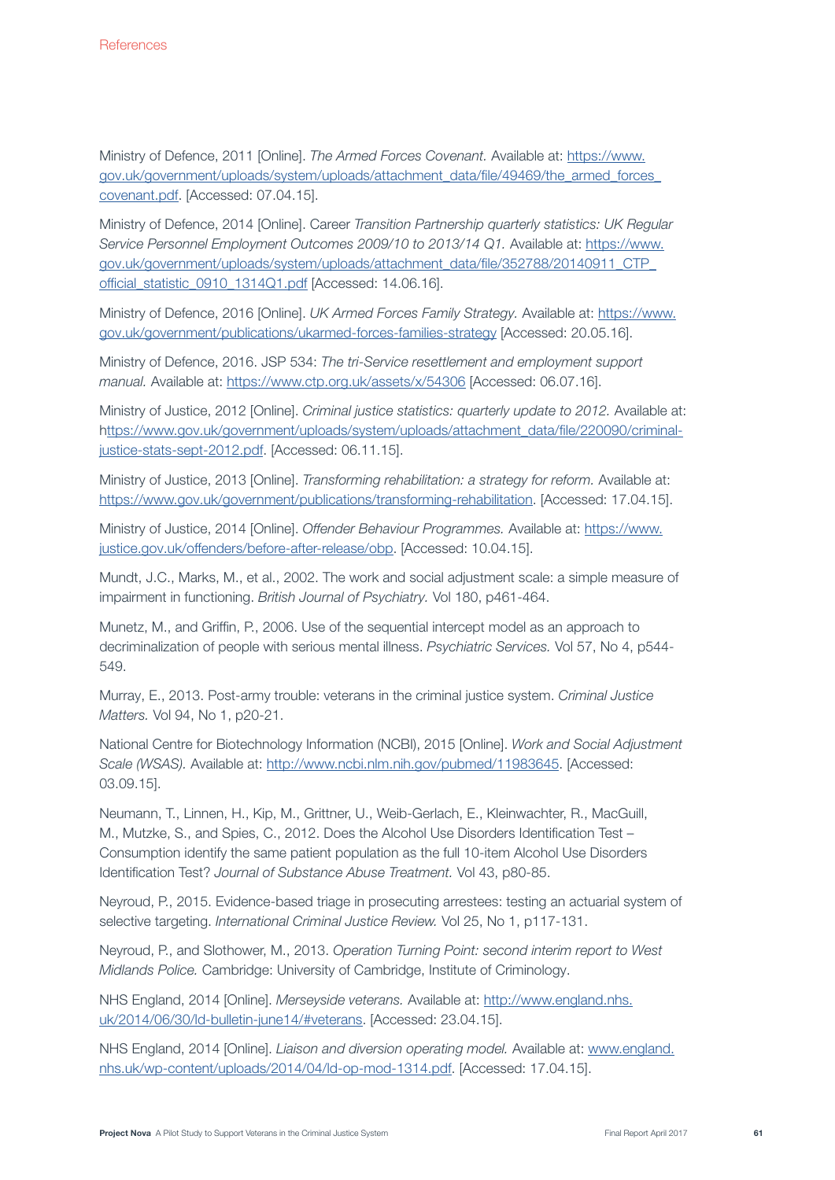Ministry of Defence, 2011 [Online]. *The Armed Forces Covenant.* Available at: https://www.gov.uk/government/uploads/system/uploads/attachment_data/file/49469/the_armed_forces_covenant.pdf. [Accessed: 07.04.15].

Ministry of Defence, 2014 [Online]. Career *Transition Partnership quarterly statistics: UK Regular Service Personnel Employment Outcomes 2009/10 to 2013/14 Q1.* Available at: https://www.gov.uk/government/uploads/system/uploads/attachment_data/file/352788/20140911_CTP_official_statistic_0910_1314Q1.pdf [Accessed: 14.06.16].

Ministry of Defence, 2016 [Online]. *UK Armed Forces Family Strategy.* Available at: https://www.gov.uk/government/publications/ukarmed-forces-families-strategy [Accessed: 20.05.16].

Ministry of Defence, 2016. JSP 534: *The tri-Service resettlement and employment support manual.* Available at: https://www.ctp.org.uk/assets/x/54306 [Accessed: 06.07.16].

Ministry of Justice, 2012 [Online]. *Criminal justice statistics: quarterly update to 2012.* Available at: https://www.gov.uk/government/uploads/system/uploads/attachment_data/file/220090/criminal-justice-stats-sept-2012.pdf. [Accessed: 06.11.15].

Ministry of Justice, 2013 [Online]. *Transforming rehabilitation: a strategy for reform.* Available at: https://www.gov.uk/government/publications/transforming-rehabilitation. [Accessed: 17.04.15].

Ministry of Justice, 2014 [Online]. *Offender Behaviour Programmes.* Available at: https://www.justice.gov.uk/offenders/before-after-release/obp. [Accessed: 10.04.15].

Mundt, J.C., Marks, M., et al., 2002. The work and social adjustment scale: a simple measure of impairment in functioning. *British Journal of Psychiatry.* Vol 180, p461-464.

Munetz, M., and Griffin, P., 2006. Use of the sequential intercept model as an approach to decriminalization of people with serious mental illness. *Psychiatric Services.* Vol 57, No 4, p544-549.

Murray, E., 2013. Post-army trouble: veterans in the criminal justice system. *Criminal Justice Matters.* Vol 94, No 1, p20-21.

National Centre for Biotechnology Information (NCBI), 2015 [Online]. *Work and Social Adjustment Scale (WSAS).* Available at: http://www.ncbi.nlm.nih.gov/pubmed/11983645. [Accessed: 03.09.15].

Neumann, T., Linnen, H., Kip, M., Grittner, U., Weib-Gerlach, E., Kleinwachter, R., MacGuill, M., Mutzke, S., and Spies, C., 2012. Does the Alcohol Use Disorders Identification Test – Consumption identify the same patient population as the full 10-item Alcohol Use Disorders Identification Test? *Journal of Substance Abuse Treatment.* Vol 43, p80-85.

Neyroud, P., 2015. Evidence-based triage in prosecuting arrestees: testing an actuarial system of selective targeting. *International Criminal Justice Review.* Vol 25, No 1, p117-131.

Neyroud, P., and Slothower, M., 2013. *Operation Turning Point: second interim report to West Midlands Police.* Cambridge: University of Cambridge, Institute of Criminology.

NHS England, 2014 [Online]. *Merseyside veterans.* Available at: http://www.england.nhs.uk/2014/06/30/ld-bulletin-june14/#veterans. [Accessed: 23.04.15].

NHS England, 2014 [Online]. *Liaison and diversion operating model.* Available at: www.england.nhs.uk/wp-content/uploads/2014/04/ld-op-mod-1314.pdf. [Accessed: 17.04.15].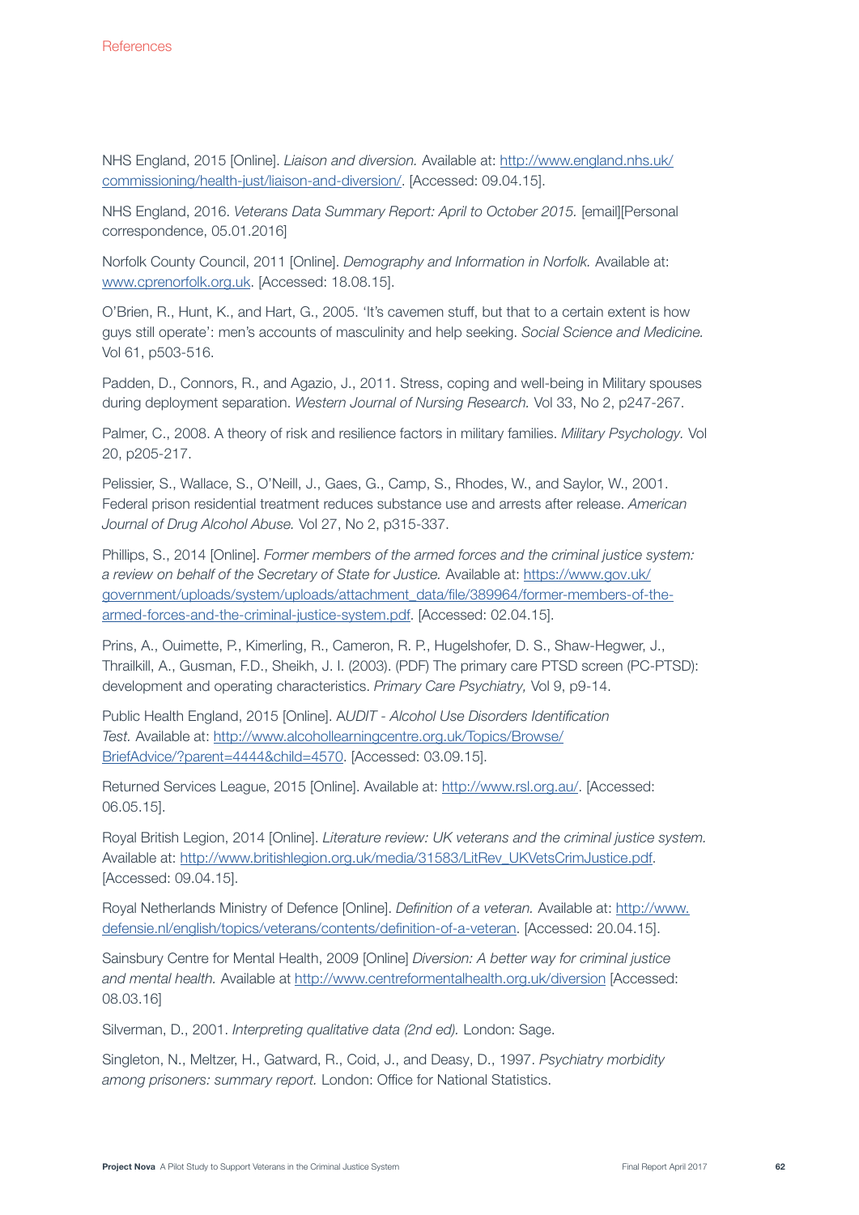NHS England, 2015 [Online]. *Liaison and diversion.* Available at: http://www.england.nhs.uk/commissioning/health-just/liaison-and-diversion/. [Accessed: 09.04.15].

NHS England, 2016. *Veterans Data Summary Report: April to October 2015.* [email][Personal correspondence, 05.01.2016]

Norfolk County Council, 2011 [Online]. *Demography and Information in Norfolk.* Available at: www.cprenorfolk.org.uk. [Accessed: 18.08.15].

O'Brien, R., Hunt, K., and Hart, G., 2005. 'It's cavemen stuff, but that to a certain extent is how guys still operate': men's accounts of masculinity and help seeking. *Social Science and Medicine.* Vol 61, p503-516.

Padden, D., Connors, R., and Agazio, J., 2011. Stress, coping and well-being in Military spouses during deployment separation. *Western Journal of Nursing Research.* Vol 33, No 2, p247-267.

Palmer, C., 2008. A theory of risk and resilience factors in military families. *Military Psychology.* Vol 20, p205-217.

Pelissier, S., Wallace, S., O'Neill, J., Gaes, G., Camp, S., Rhodes, W., and Saylor, W., 2001. Federal prison residential treatment reduces substance use and arrests after release. *American Journal of Drug Alcohol Abuse.* Vol 27, No 2, p315-337.

Phillips, S., 2014 [Online]. *Former members of the armed forces and the criminal justice system: a review on behalf of the Secretary of State for Justice.* Available at: https://www.gov.uk/government/uploads/system/uploads/attachment_data/file/389964/former-members-of-the-armed-forces-and-the-criminal-justice-system.pdf. [Accessed: 02.04.15].

Prins, A., Ouimette, P., Kimerling, R., Cameron, R. P., Hugelshofer, D. S., Shaw-Hegwer, J., Thrailkill, A., Gusman, F.D., Sheikh, J. I. (2003). (PDF) The primary care PTSD screen (PC-PTSD): development and operating characteristics. *Primary Care Psychiatry,* Vol 9, p9-14.

Public Health England, 2015 [Online]. A*UDIT - Alcohol Use Disorders Identification Test.* Available at: http://www.alcohollearningcentre.org.uk/Topics/Browse/BriefAdvice/?parent=4444&child=4570. [Accessed: 03.09.15].

Returned Services League, 2015 [Online]. Available at: http://www.rsl.org.au/. [Accessed: 06.05.15].

Royal British Legion, 2014 [Online]. *Literature review: UK veterans and the criminal justice system.* Available at: http://www.britishlegion.org.uk/media/31583/LitRev_UKVetsCrimJustice.pdf. [Accessed: 09.04.15].

Royal Netherlands Ministry of Defence [Online]. *Definition of a veteran.* Available at: http://www.defensie.nl/english/topics/veterans/contents/definition-of-a-veteran. [Accessed: 20.04.15].

Sainsbury Centre for Mental Health, 2009 [Online] *Diversion: A better way for criminal justice and mental health.* Available at http://www.centreformentalhealth.org.uk/diversion [Accessed: 08.03.16]

Silverman, D., 2001. *Interpreting qualitative data (2nd ed).* London: Sage.

Singleton, N., Meltzer, H., Gatward, R., Coid, J., and Deasy, D., 1997. *Psychiatry morbidity among prisoners: summary report.* London: Office for National Statistics.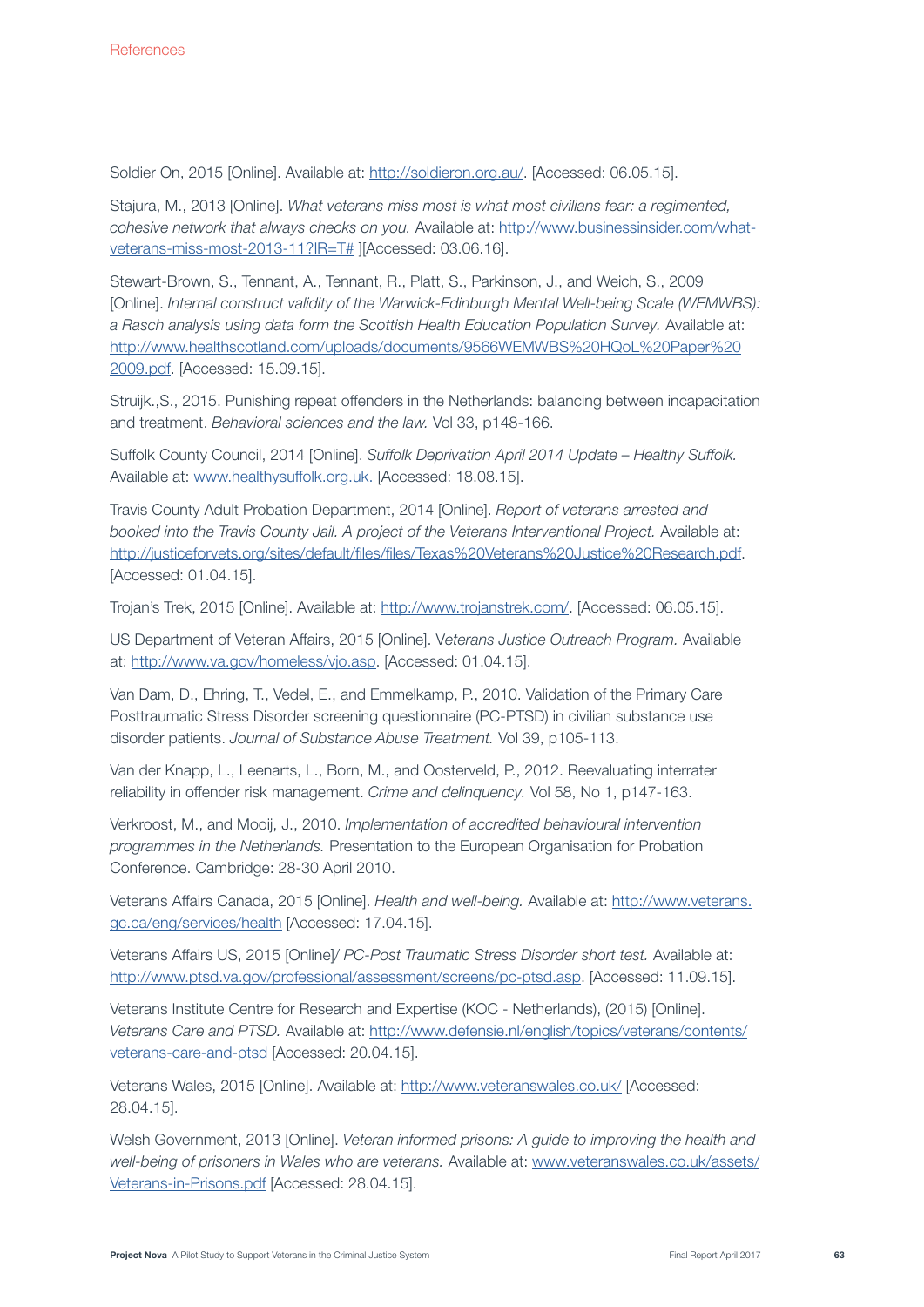Soldier On, 2015 [Online]. Available at: http://soldieron.org.au/. [Accessed: 06.05.15].

Stajura, M., 2013 [Online]. *What veterans miss most is what most civilians fear: a regimented, cohesive network that always checks on you.* Available at: http://www.businessinsider.com/what-veterans-miss-most-2013-11?IR=T# ][Accessed: 03.06.16].

Stewart-Brown, S., Tennant, A., Tennant, R., Platt, S., Parkinson, J., and Weich, S., 2009 [Online]. *Internal construct validity of the Warwick-Edinburgh Mental Well-being Scale (WEMWBS): a Rasch analysis using data form the Scottish Health Education Population Survey.* Available at: http://www.healthscotland.com/uploads/documents/9566WEMWBS%20HQoL%20Paper%202009.pdf. [Accessed: 15.09.15].

Struijk.,S., 2015. Punishing repeat offenders in the Netherlands: balancing between incapacitation and treatment. *Behavioral sciences and the law.* Vol 33, p148-166.

Suffolk County Council, 2014 [Online]. *Suffolk Deprivation April 2014 Update – Healthy Suffolk.* Available at: www.healthysuffolk.org.uk. [Accessed: 18.08.15].

Travis County Adult Probation Department, 2014 [Online]. *Report of veterans arrested and booked into the Travis County Jail. A project of the Veterans Interventional Project.* Available at: http://justiceforvets.org/sites/default/files/files/Texas%20Veterans%20Justice%20Research.pdf. [Accessed: 01.04.15].

Trojan's Trek, 2015 [Online]. Available at: http://www.trojanstrek.com/. [Accessed: 06.05.15].

US Department of Veteran Affairs, 2015 [Online]. V*eterans Justice Outreach Program.* Available at: http://www.va.gov/homeless/vjo.asp. [Accessed: 01.04.15].

Van Dam, D., Ehring, T., Vedel, E., and Emmelkamp, P., 2010. Validation of the Primary Care Posttraumatic Stress Disorder screening questionnaire (PC-PTSD) in civilian substance use disorder patients. *Journal of Substance Abuse Treatment.* Vol 39, p105-113.

Van der Knapp, L., Leenarts, L., Born, M., and Oosterveld, P., 2012. Reevaluating interrater reliability in offender risk management. *Crime and delinquency.* Vol 58, No 1, p147-163.

Verkroost, M., and Mooij, J., 2010. *Implementation of accredited behavioural intervention programmes in the Netherlands.* Presentation to the European Organisation for Probation Conference. Cambridge: 28-30 April 2010.

Veterans Affairs Canada, 2015 [Online]. *Health and well-being.* Available at: http://www.veterans.gc.ca/eng/services/health [Accessed: 17.04.15].

Veterans Affairs US, 2015 [Online]/ *PC-Post Traumatic Stress Disorder short test.* Available at: http://www.ptsd.va.gov/professional/assessment/screens/pc-ptsd.asp. [Accessed: 11.09.15].

Veterans Institute Centre for Research and Expertise (KOC - Netherlands), (2015) [Online]. *Veterans Care and PTSD.* Available at: http://www.defensie.nl/english/topics/veterans/contents/veterans-care-and-ptsd [Accessed: 20.04.15].

Veterans Wales, 2015 [Online]. Available at: http://www.veteranswales.co.uk/ [Accessed: 28.04.15].

Welsh Government, 2013 [Online]. *Veteran informed prisons: A guide to improving the health and well-being of prisoners in Wales who are veterans.* Available at: www.veteranswales.co.uk/assets/Veterans-in-Prisons.pdf [Accessed: 28.04.15].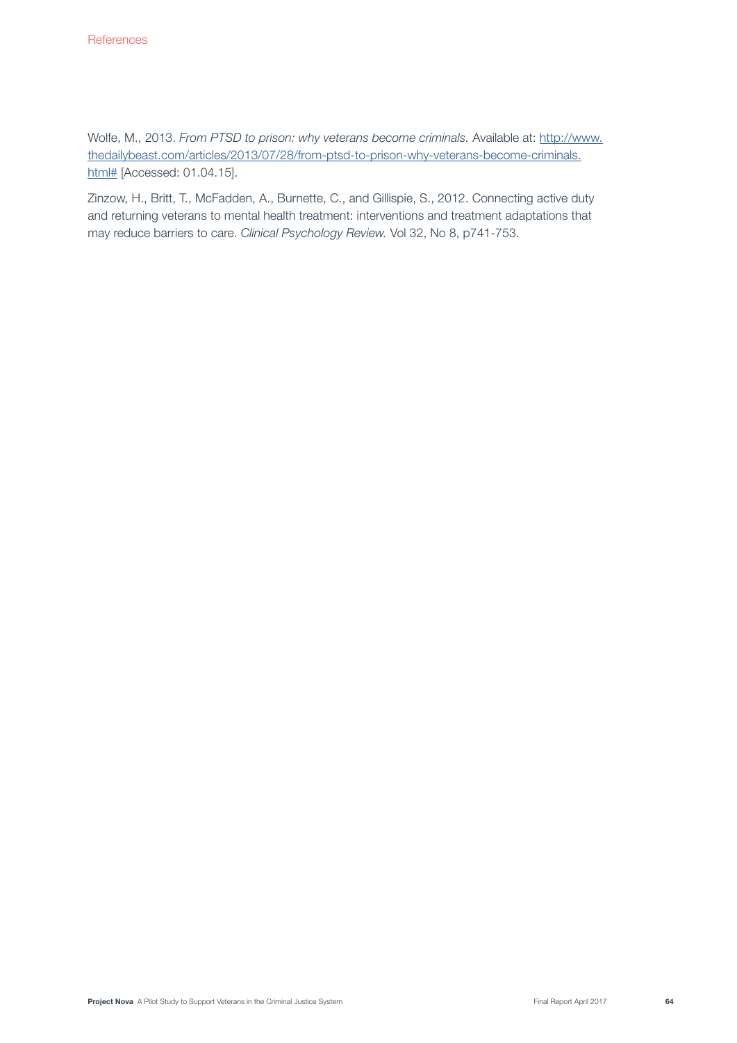Wolfe, M., 2013. *From PTSD to prison: why veterans become criminals.* Available at: [http://www.thedailybeast.com/articles/2013/07/28/from-ptsd-to-prison-why-veterans-become-criminals.html#](http://www.thedailybeast.com/articles/2013/07/28/from-ptsd-to-prison-why-veterans-become-criminals.html#) [Accessed: 01.04.15].

Zinzow, H., Britt, T., McFadden, A., Burnette, C., and Gillispie, S., 2012. Connecting active duty and returning veterans to mental health treatment: interventions and treatment adaptations that may reduce barriers to care. *Clinical Psychology Review.* Vol 32, No 8, p741-753.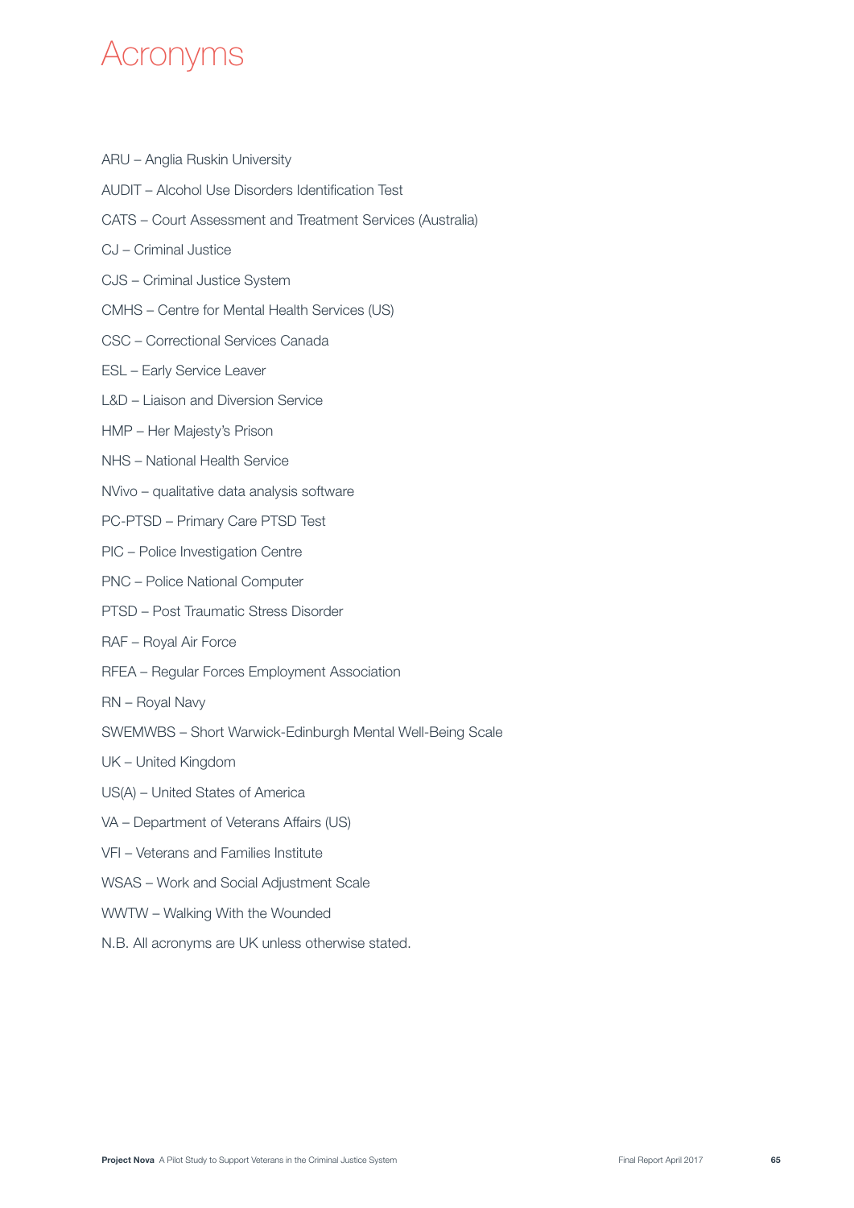# Acronyms

ARU – Anglia Ruskin University

AUDIT – Alcohol Use Disorders Identification Test

CATS – Court Assessment and Treatment Services (Australia)

CJ – Criminal Justice

CJS – Criminal Justice System

CMHS – Centre for Mental Health Services (US)

CSC – Correctional Services Canada

ESL – Early Service Leaver

L&D – Liaison and Diversion Service

HMP – Her Majesty's Prison

NHS – National Health Service

NVivo – qualitative data analysis software

PC-PTSD – Primary Care PTSD Test

PIC – Police Investigation Centre

PNC – Police National Computer

PTSD – Post Traumatic Stress Disorder

RAF – Royal Air Force

RFEA – Regular Forces Employment Association

RN – Royal Navy

SWEMWBS – Short Warwick-Edinburgh Mental Well-Being Scale

UK – United Kingdom

US(A) – United States of America

VA – Department of Veterans Affairs (US)

VFI – Veterans and Families Institute

WSAS – Work and Social Adjustment Scale

WWTW – Walking With the Wounded

N.B. All acronyms are UK unless otherwise stated.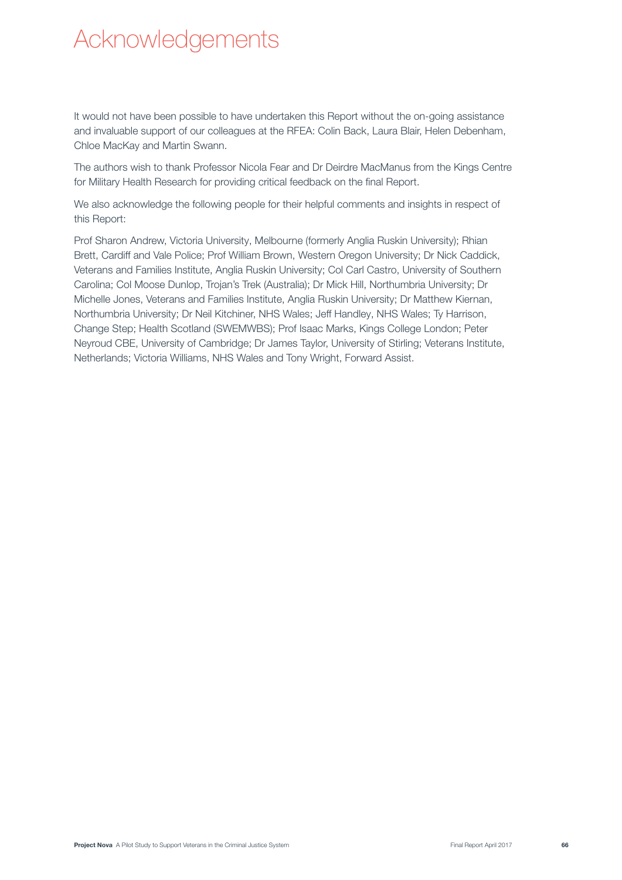# Acknowledgements

It would not have been possible to have undertaken this Report without the on-going assistance and invaluable support of our colleagues at the RFEA: Colin Back, Laura Blair, Helen Debenham, Chloe MacKay and Martin Swann.

The authors wish to thank Professor Nicola Fear and Dr Deirdre MacManus from the Kings Centre for Military Health Research for providing critical feedback on the final Report.

We also acknowledge the following people for their helpful comments and insights in respect of this Report:

Prof Sharon Andrew, Victoria University, Melbourne (formerly Anglia Ruskin University); Rhian Brett, Cardiff and Vale Police; Prof William Brown, Western Oregon University; Dr Nick Caddick, Veterans and Families Institute, Anglia Ruskin University; Col Carl Castro, University of Southern Carolina; Col Moose Dunlop, Trojan's Trek (Australia); Dr Mick Hill, Northumbria University; Dr Michelle Jones, Veterans and Families Institute, Anglia Ruskin University; Dr Matthew Kiernan, Northumbria University; Dr Neil Kitchiner, NHS Wales; Jeff Handley, NHS Wales; Ty Harrison, Change Step; Health Scotland (SWEMWBS); Prof Isaac Marks, Kings College London; Peter Neyroud CBE, University of Cambridge; Dr James Taylor, University of Stirling; Veterans Institute, Netherlands; Victoria Williams, NHS Wales and Tony Wright, Forward Assist.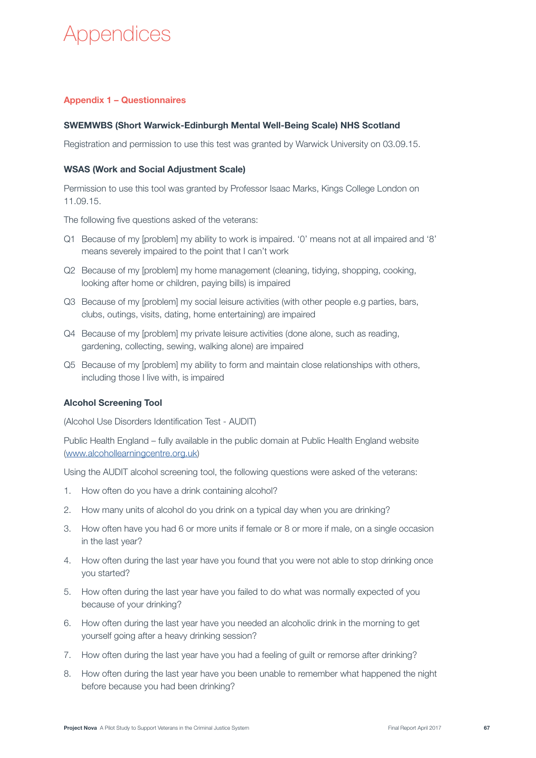# Appendices

## Appendix 1 – Questionnaires

### SWEMWBS (Short Warwick-Edinburgh Mental Well-Being Scale) NHS Scotland

Registration and permission to use this test was granted by Warwick University on 03.09.15.

### WSAS (Work and Social Adjustment Scale)

Permission to use this tool was granted by Professor Isaac Marks, Kings College London on 11.09.15.

The following five questions asked of the veterans:

Q1 Because of my [problem] my ability to work is impaired. '0' means not at all impaired and '8' means severely impaired to the point that I can't work

Q2 Because of my [problem] my home management (cleaning, tidying, shopping, cooking, looking after home or children, paying bills) is impaired

Q3 Because of my [problem] my social leisure activities (with other people e.g parties, bars, clubs, outings, visits, dating, home entertaining) are impaired

Q4 Because of my [problem] my private leisure activities (done alone, such as reading, gardening, collecting, sewing, walking alone) are impaired

Q5 Because of my [problem] my ability to form and maintain close relationships with others, including those I live with, is impaired

### Alcohol Screening Tool

(Alcohol Use Disorders Identification Test - AUDIT)

Public Health England – fully available in the public domain at Public Health England website (www.alcohollearningcentre.org.uk)

Using the AUDIT alcohol screening tool, the following questions were asked of the veterans:

1. How often do you have a drink containing alcohol?
2. How many units of alcohol do you drink on a typical day when you are drinking?
3. How often have you had 6 or more units if female or 8 or more if male, on a single occasion in the last year?
4. How often during the last year have you found that you were not able to stop drinking once you started?
5. How often during the last year have you failed to do what was normally expected of you because of your drinking?
6. How often during the last year have you needed an alcoholic drink in the morning to get yourself going after a heavy drinking session?
7. How often during the last year have you had a feeling of guilt or remorse after drinking?
8. How often during the last year have you been unable to remember what happened the night before because you had been drinking?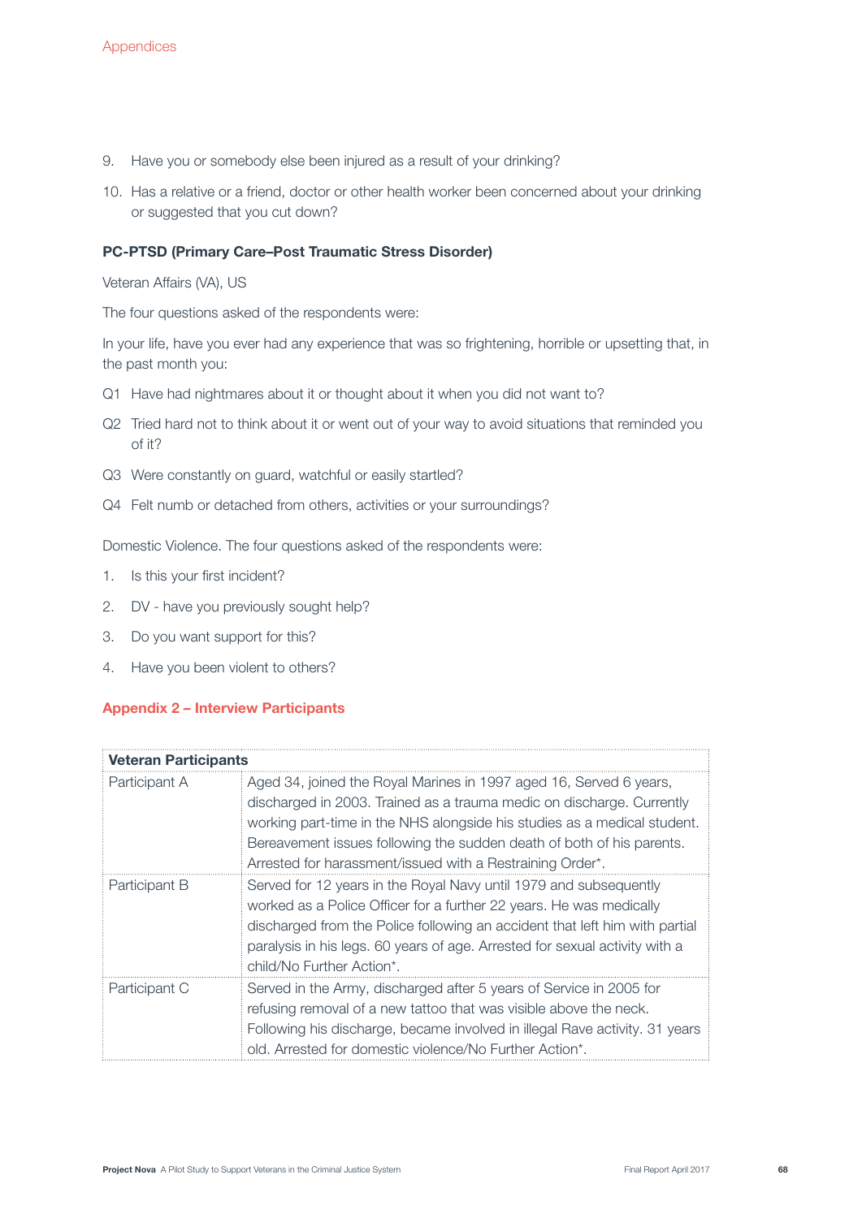9. Have you or somebody else been injured as a result of your drinking?
10. Has a relative or a friend, doctor or other health worker been concerned about your drinking or suggested that you cut down?

**PC-PTSD (Primary Care–Post Traumatic Stress Disorder)**

Veteran Affairs (VA), US

The four questions asked of the respondents were:

In your life, have you ever had any experience that was so frightening, horrible or upsetting that, in the past month you:

Q1 Have had nightmares about it or thought about it when you did not want to?

Q2 Tried hard not to think about it or went out of your way to avoid situations that reminded you of it?

Q3 Were constantly on guard, watchful or easily startled?

Q4 Felt numb or detached from others, activities or your surroundings?

Domestic Violence. The four questions asked of the respondents were:

1. Is this your first incident?
2. DV - have you previously sought help?
3. Do you want support for this?
4. Have you been violent to others?

## Appendix 2 – Interview Participants

| **Veteran Participants** | |
|---|---|
| Participant A | Aged 34, joined the Royal Marines in 1997 aged 16, Served 6 years, discharged in 2003. Trained as a trauma medic on discharge. Currently working part-time in the NHS alongside his studies as a medical student. Bereavement issues following the sudden death of both of his parents. Arrested for harassment/issued with a Restraining Order*. |
| Participant B | Served for 12 years in the Royal Navy until 1979 and subsequently worked as a Police Officer for a further 22 years. He was medically discharged from the Police following an accident that left him with partial paralysis in his legs. 60 years of age. Arrested for sexual activity with a child/No Further Action*. |
| Participant C | Served in the Army, discharged after 5 years of Service in 2005 for refusing removal of a new tattoo that was visible above the neck. Following his discharge, became involved in illegal Rave activity. 31 years old. Arrested for domestic violence/No Further Action*. |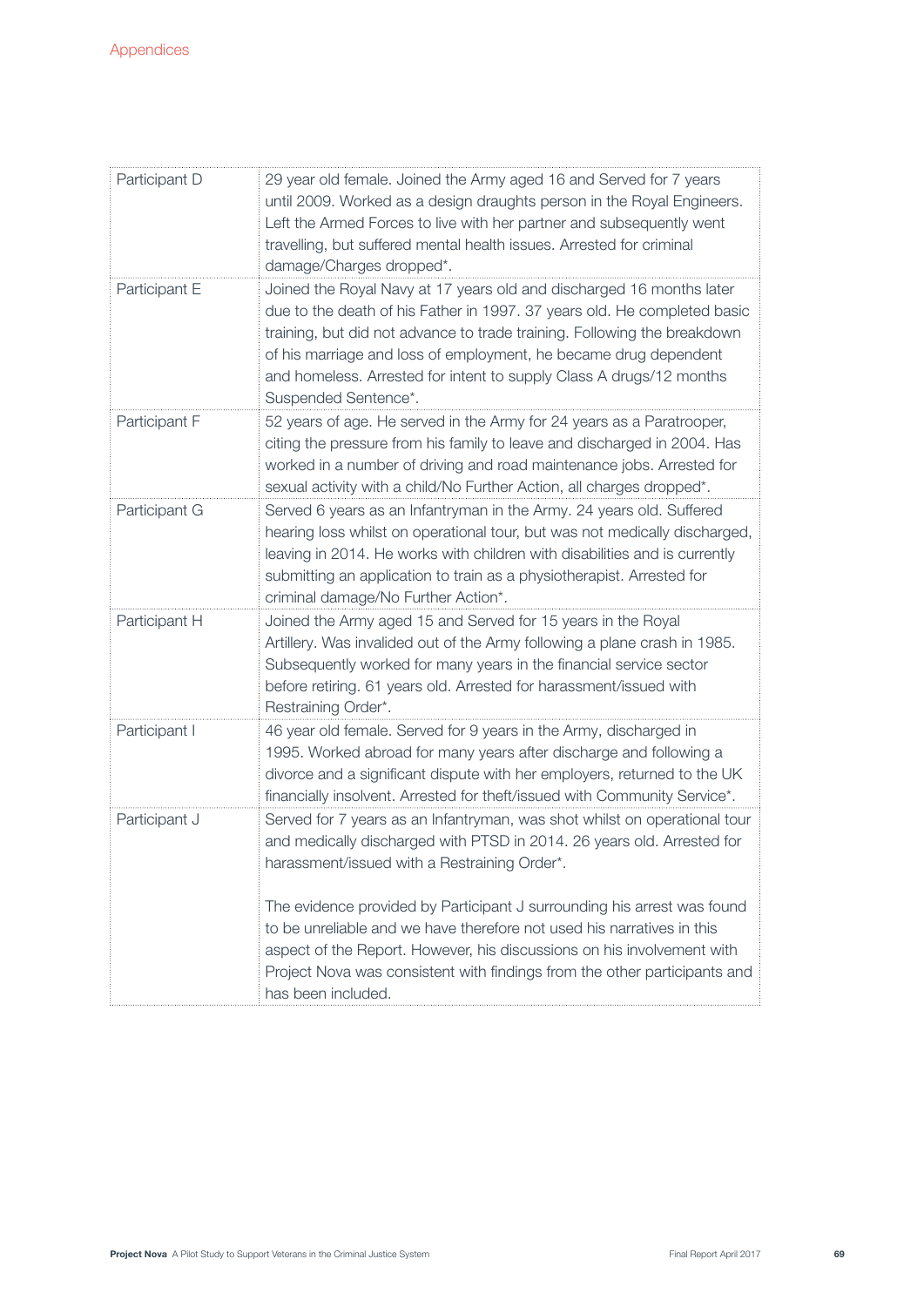| | |
|---|---|
| Participant D | 29 year old female. Joined the Army aged 16 and Served for 7 years until 2009. Worked as a design draughts person in the Royal Engineers. Left the Armed Forces to live with her partner and subsequently went travelling, but suffered mental health issues. Arrested for criminal damage/Charges dropped*. |
| Participant E | Joined the Royal Navy at 17 years old and discharged 16 months later due to the death of his Father in 1997. 37 years old. He completed basic training, but did not advance to trade training. Following the breakdown of his marriage and loss of employment, he became drug dependent and homeless. Arrested for intent to supply Class A drugs/12 months Suspended Sentence*. |
| Participant F | 52 years of age. He served in the Army for 24 years as a Paratrooper, citing the pressure from his family to leave and discharged in 2004. Has worked in a number of driving and road maintenance jobs. Arrested for sexual activity with a child/No Further Action, all charges dropped*. |
| Participant G | Served 6 years as an Infantryman in the Army. 24 years old. Suffered hearing loss whilst on operational tour, but was not medically discharged, leaving in 2014. He works with children with disabilities and is currently submitting an application to train as a physiotherapist. Arrested for criminal damage/No Further Action*. |
| Participant H | Joined the Army aged 15 and Served for 15 years in the Royal Artillery. Was invalided out of the Army following a plane crash in 1985. Subsequently worked for many years in the financial service sector before retiring. 61 years old. Arrested for harassment/issued with Restraining Order*. |
| Participant I | 46 year old female. Served for 9 years in the Army, discharged in 1995. Worked abroad for many years after discharge and following a divorce and a significant dispute with her employers, returned to the UK financially insolvent. Arrested for theft/issued with Community Service*. |
| Participant J | Served for 7 years as an Infantryman, was shot whilst on operational tour and medically discharged with PTSD in 2014. 26 years old. Arrested for harassment/issued with a Restraining Order*.<br><br>The evidence provided by Participant J surrounding his arrest was found to be unreliable and we have therefore not used his narratives in this aspect of the Report. However, his discussions on his involvement with Project Nova was consistent with findings from the other participants and has been included. |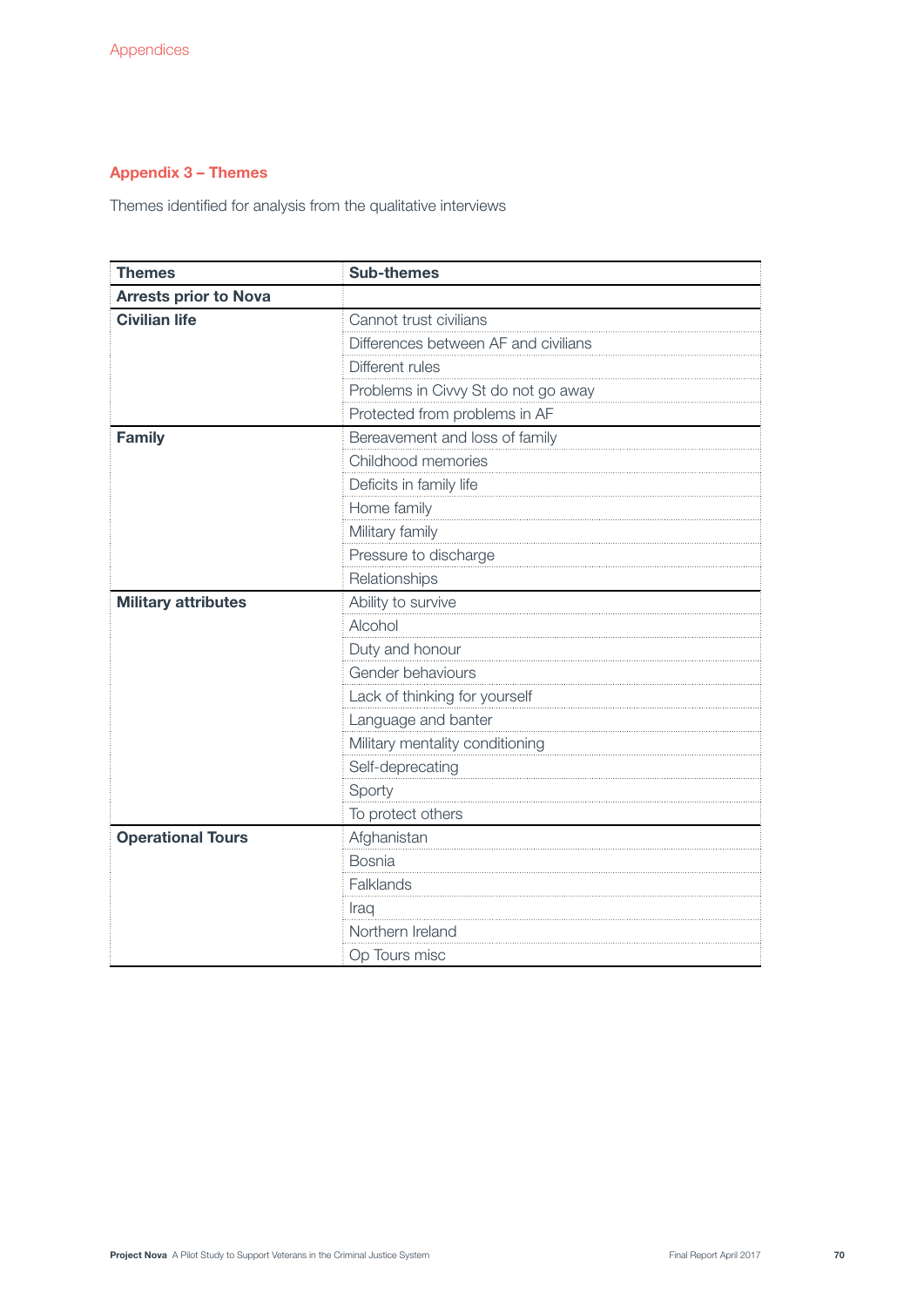## Appendix 3 – Themes

Themes identified for analysis from the qualitative interviews

| Themes | Sub-themes |
|---|---|
| **Arrests prior to Nova** | |
| **Civilian life** | Cannot trust civilians |
| | Differences between AF and civilians |
| | Different rules |
| | Problems in Civvy St do not go away |
| | Protected from problems in AF |
| **Family** | Bereavement and loss of family |
| | Childhood memories |
| | Deficits in family life |
| | Home family |
| | Military family |
| | Pressure to discharge |
| | Relationships |
| **Military attributes** | Ability to survive |
| | Alcohol |
| | Duty and honour |
| | Gender behaviours |
| | Lack of thinking for yourself |
| | Language and banter |
| | Military mentality conditioning |
| | Self-deprecating |
| | Sporty |
| | To protect others |
| **Operational Tours** | Afghanistan |
| | Bosnia |
| | Falklands |
| | Iraq |
| | Northern Ireland |
| | Op Tours misc |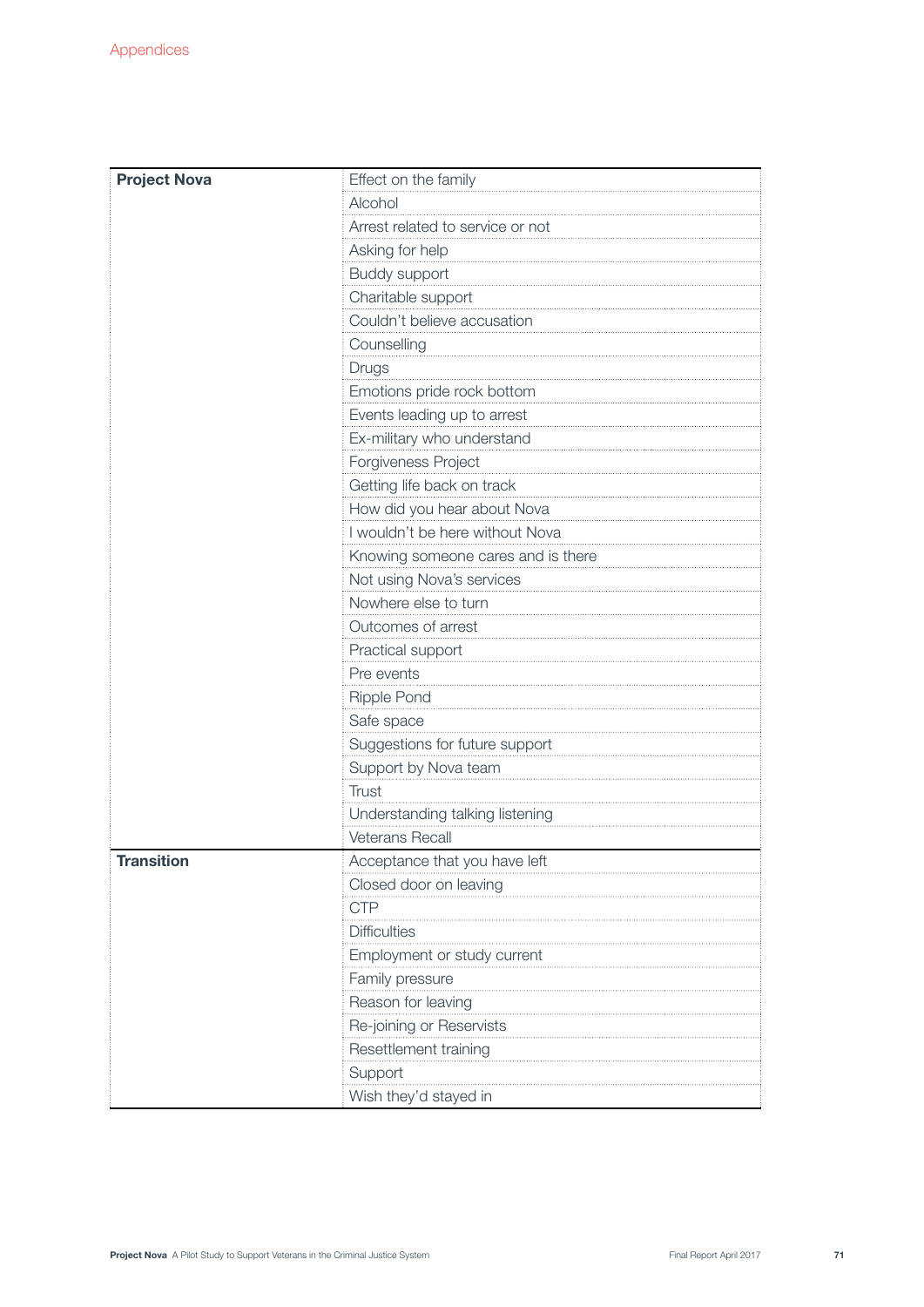| Project Nova | Effect on the family |
|---|---|
| | Alcohol |
| | Arrest related to service or not |
| | Asking for help |
| | Buddy support |
| | Charitable support |
| | Couldn't believe accusation |
| | Counselling |
| | Drugs |
| | Emotions pride rock bottom |
| | Events leading up to arrest |
| | Ex-military who understand |
| | Forgiveness Project |
| | Getting life back on track |
| | How did you hear about Nova |
| | I wouldn't be here without Nova |
| | Knowing someone cares and is there |
| | Not using Nova's services |
| | Nowhere else to turn |
| | Outcomes of arrest |
| | Practical support |
| | Pre events |
| | Ripple Pond |
| | Safe space |
| | Suggestions for future support |
| | Support by Nova team |
| | Trust |
| | Understanding talking listening |
| | Veterans Recall |
| **Transition** | Acceptance that you have left |
| | Closed door on leaving |
| | CTP |
| | Difficulties |
| | Employment or study current |
| | Family pressure |
| | Reason for leaving |
| | Re-joining or Reservists |
| | Resettlement training |
| | Support |
| | Wish they'd stayed in |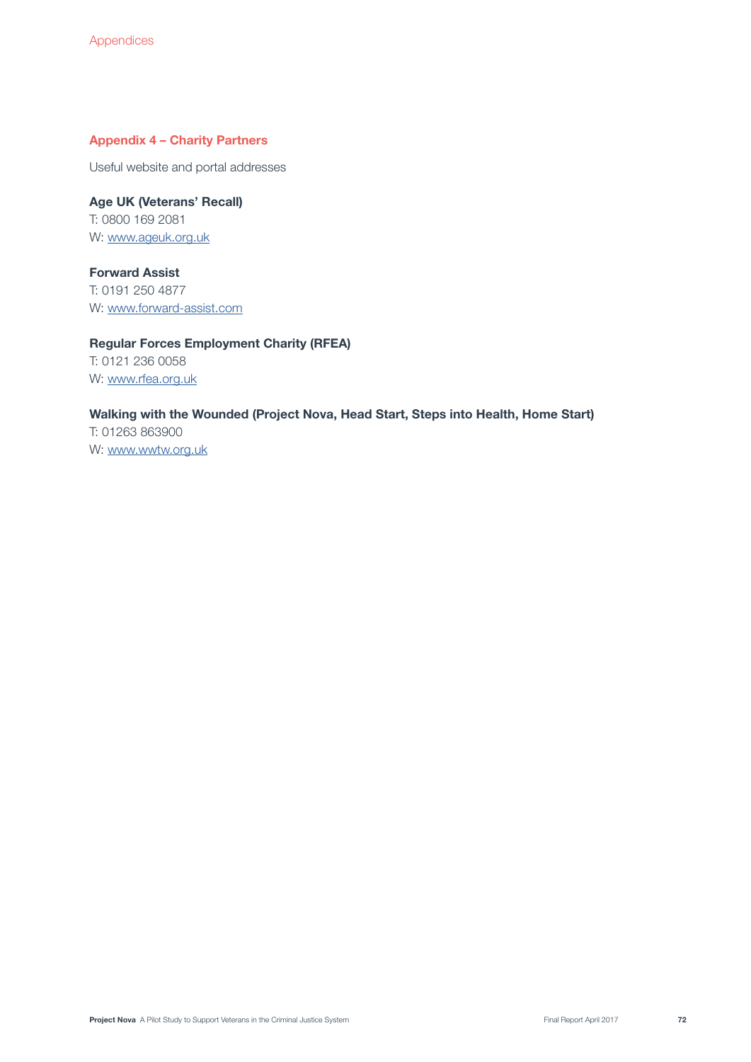## Appendix 4 – Charity Partners

Useful website and portal addresses

**Age UK (Veterans' Recall)**
T: 0800 169 2081
W: www.ageuk.org.uk

**Forward Assist**
T: 0191 250 4877
W: www.forward-assist.com

**Regular Forces Employment Charity (RFEA)**
T: 0121 236 0058
W: www.rfea.org.uk

**Walking with the Wounded (Project Nova, Head Start, Steps into Health, Home Start)**
T: 01263 863900
W: www.wwtw.org.uk